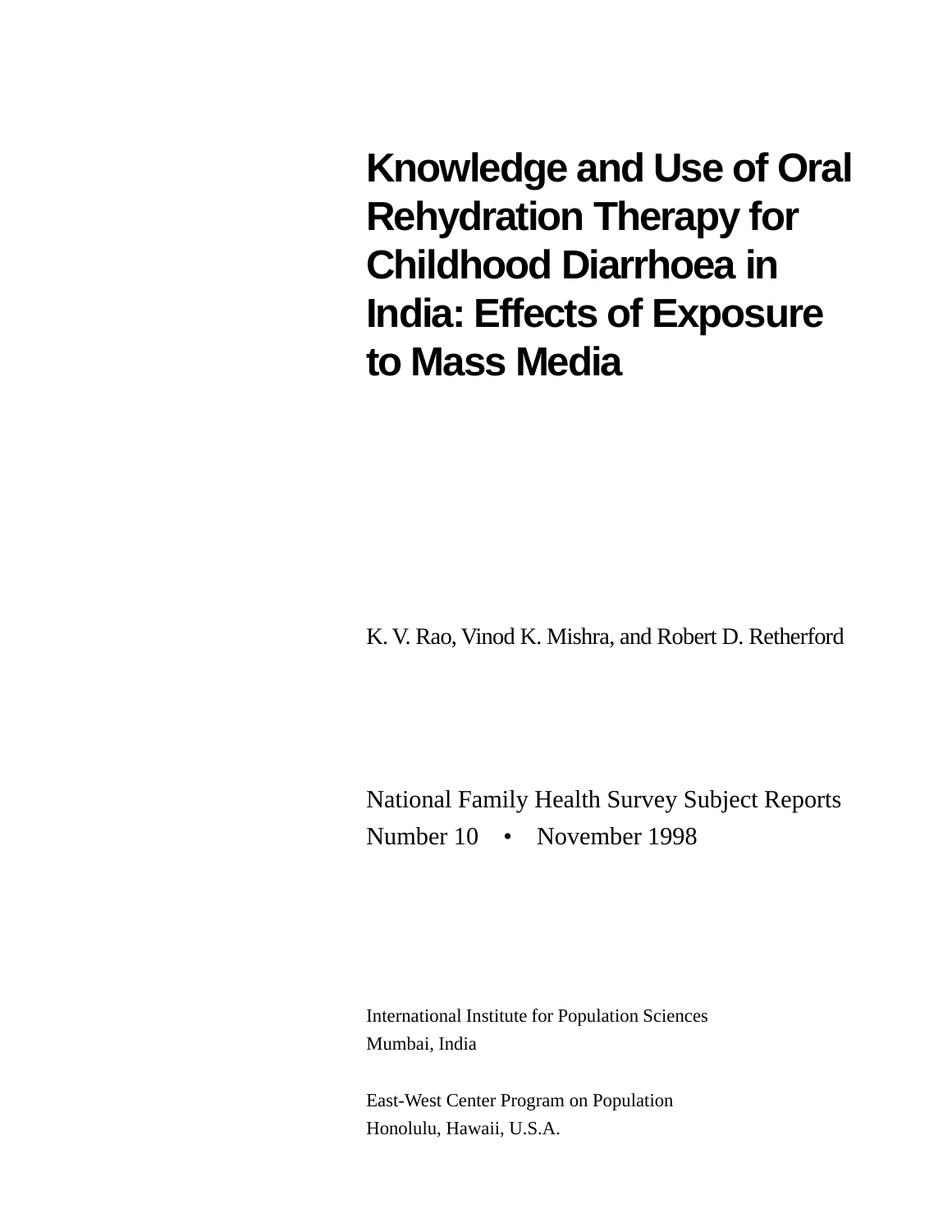# Knowledge and Use of Oral Rehydration Therapy for Childhood Diarrhoea in India: Effects of Exposure to Mass Media

K. V. Rao, Vinod K. Mishra, and Robert D. Retherford

National Family Health Survey Subject Reports
Number 10 • November 1998

International Institute for Population Sciences
Mumbai, India

East-West Center Program on Population
Honolulu, Hawaii, U.S.A.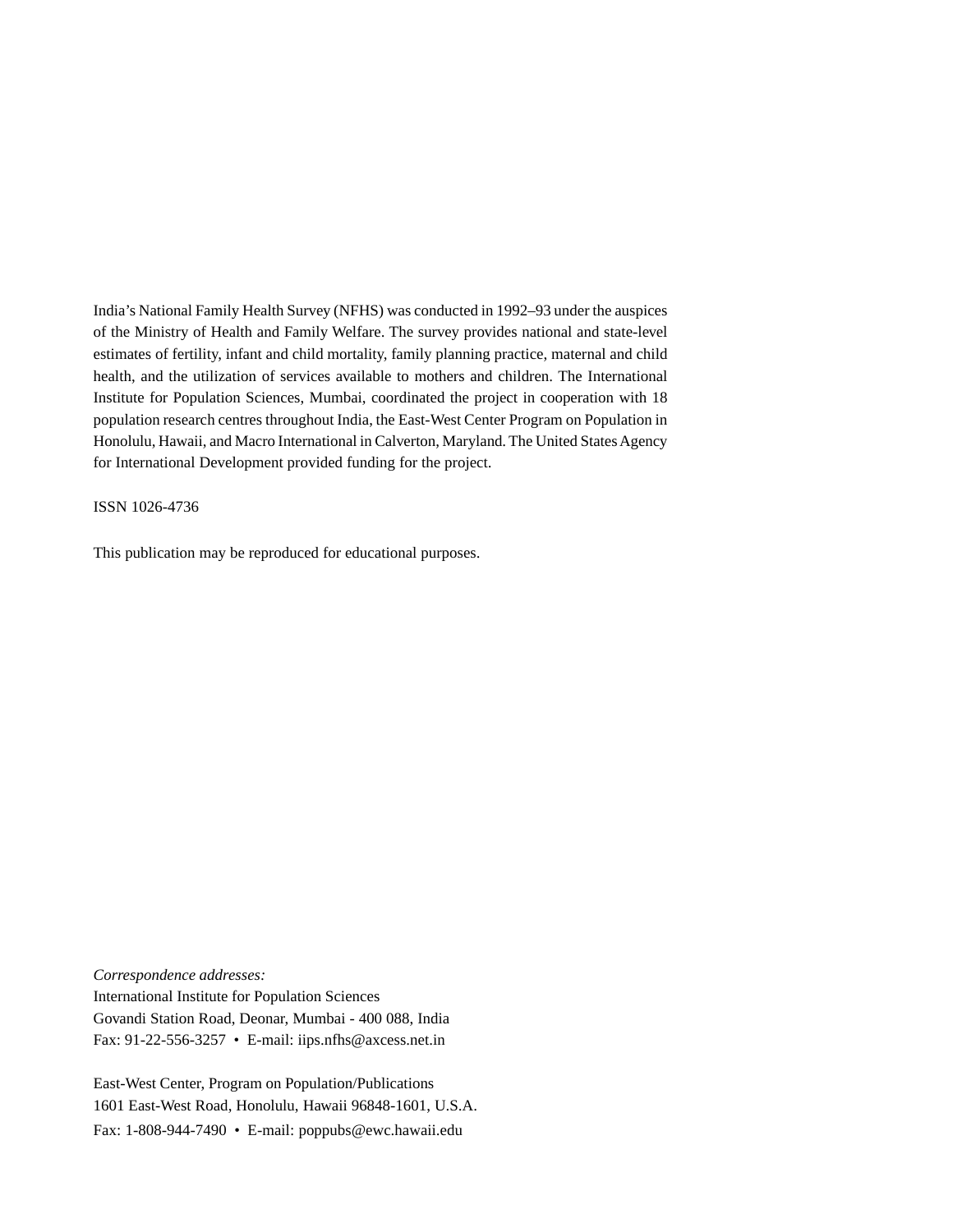India's National Family Health Survey (NFHS) was conducted in 1992–93 under the auspices of the Ministry of Health and Family Welfare. The survey provides national and state-level estimates of fertility, infant and child mortality, family planning practice, maternal and child health, and the utilization of services available to mothers and children. The International Institute for Population Sciences, Mumbai, coordinated the project in cooperation with 18 population research centres throughout India, the East-West Center Program on Population in Honolulu, Hawaii, and Macro International in Calverton, Maryland. The United States Agency for International Development provided funding for the project.

ISSN 1026-4736

This publication may be reproduced for educational purposes.

*Correspondence addresses:*
International Institute for Population Sciences
Govandi Station Road, Deonar, Mumbai - 400 088, India
Fax: 91-22-556-3257 • E-mail: iips.nfhs@axcess.net.in

East-West Center, Program on Population/Publications
1601 East-West Road, Honolulu, Hawaii 96848-1601, U.S.A.
Fax: 1-808-944-7490 • E-mail: poppubs@ewc.hawaii.edu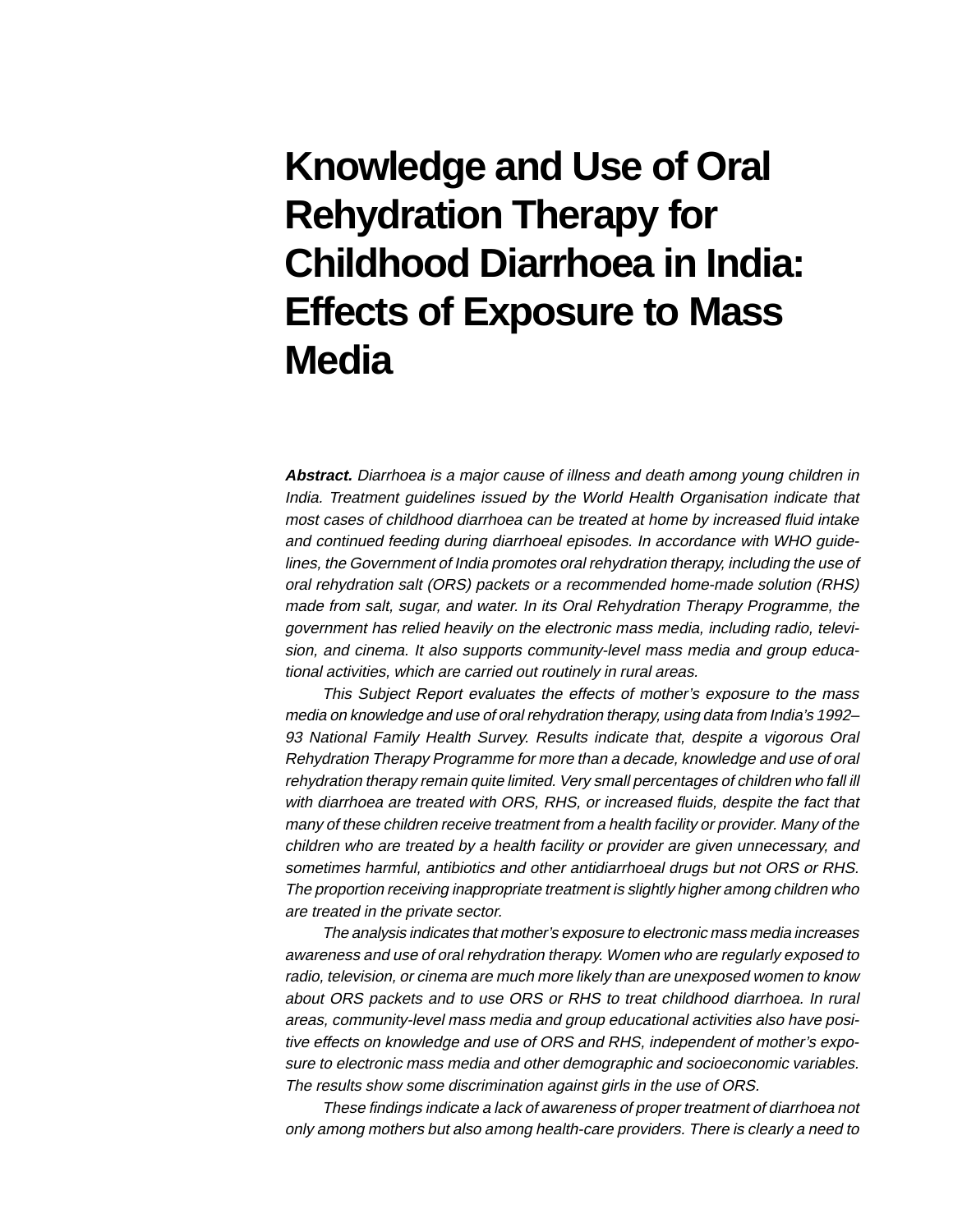# Knowledge and Use of Oral Rehydration Therapy for Childhood Diarrhoea in India: Effects of Exposure to Mass Media

***Abstract.*** *Diarrhoea is a major cause of illness and death among young children in India. Treatment guidelines issued by the World Health Organisation indicate that most cases of childhood diarrhoea can be treated at home by increased fluid intake and continued feeding during diarrhoeal episodes. In accordance with WHO guidelines, the Government of India promotes oral rehydration therapy, including the use of oral rehydration salt (ORS) packets or a recommended home-made solution (RHS) made from salt, sugar, and water. In its Oral Rehydration Therapy Programme, the government has relied heavily on the electronic mass media, including radio, television, and cinema. It also supports community-level mass media and group educational activities, which are carried out routinely in rural areas.*

*This Subject Report evaluates the effects of mother's exposure to the mass media on knowledge and use of oral rehydration therapy, using data from India's 1992–93 National Family Health Survey. Results indicate that, despite a vigorous Oral Rehydration Therapy Programme for more than a decade, knowledge and use of oral rehydration therapy remain quite limited. Very small percentages of children who fall ill with diarrhoea are treated with ORS, RHS, or increased fluids, despite the fact that many of these children receive treatment from a health facility or provider. Many of the children who are treated by a health facility or provider are given unnecessary, and sometimes harmful, antibiotics and other antidiarrhoeal drugs but not ORS or RHS. The proportion receiving inappropriate treatment is slightly higher among children who are treated in the private sector.*

*The analysis indicates that mother's exposure to electronic mass media increases awareness and use of oral rehydration therapy. Women who are regularly exposed to radio, television, or cinema are much more likely than are unexposed women to know about ORS packets and to use ORS or RHS to treat childhood diarrhoea. In rural areas, community-level mass media and group educational activities also have positive effects on knowledge and use of ORS and RHS, independent of mother's exposure to electronic mass media and other demographic and socioeconomic variables. The results show some discrimination against girls in the use of ORS.*

*These findings indicate a lack of awareness of proper treatment of diarrhoea not only among mothers but also among health-care providers. There is clearly a need to*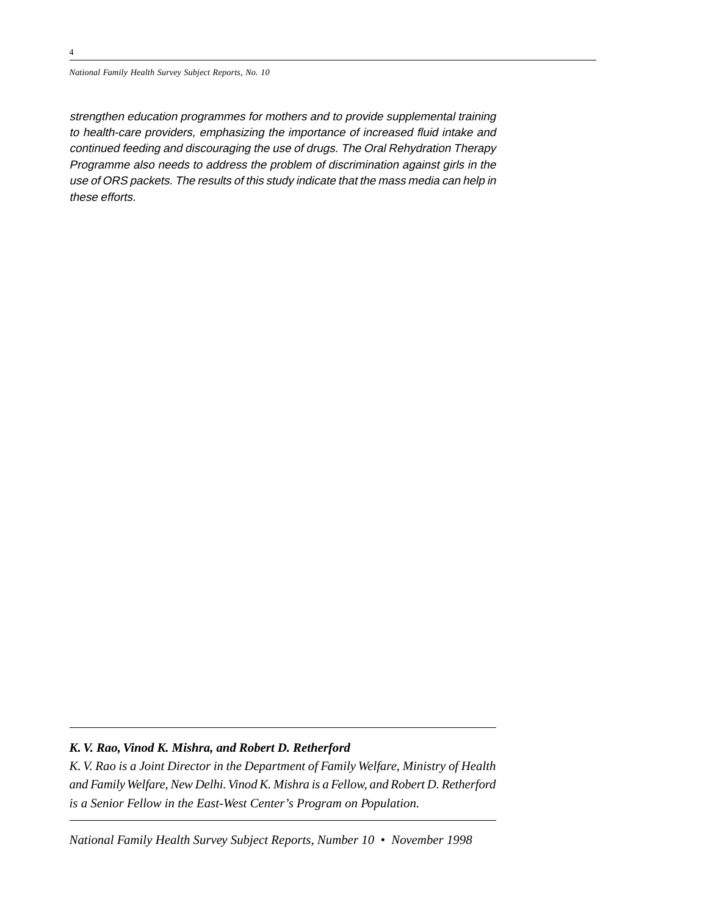*strengthen education programmes for mothers and to provide supplemental training to health-care providers, emphasizing the importance of increased fluid intake and continued feeding and discouraging the use of drugs. The Oral Rehydration Therapy Programme also needs to address the problem of discrimination against girls in the use of ORS packets. The results of this study indicate that the mass media can help in these efforts.*

---

***K. V. Rao, Vinod K. Mishra, and Robert D. Retherford***

*K. V. Rao is a Joint Director in the Department of Family Welfare, Ministry of Health and Family Welfare, New Delhi. Vinod K. Mishra is a Fellow, and Robert D. Retherford is a Senior Fellow in the East-West Center's Program on Population.*

---

*National Family Health Survey Subject Reports, Number 10 • November 1998*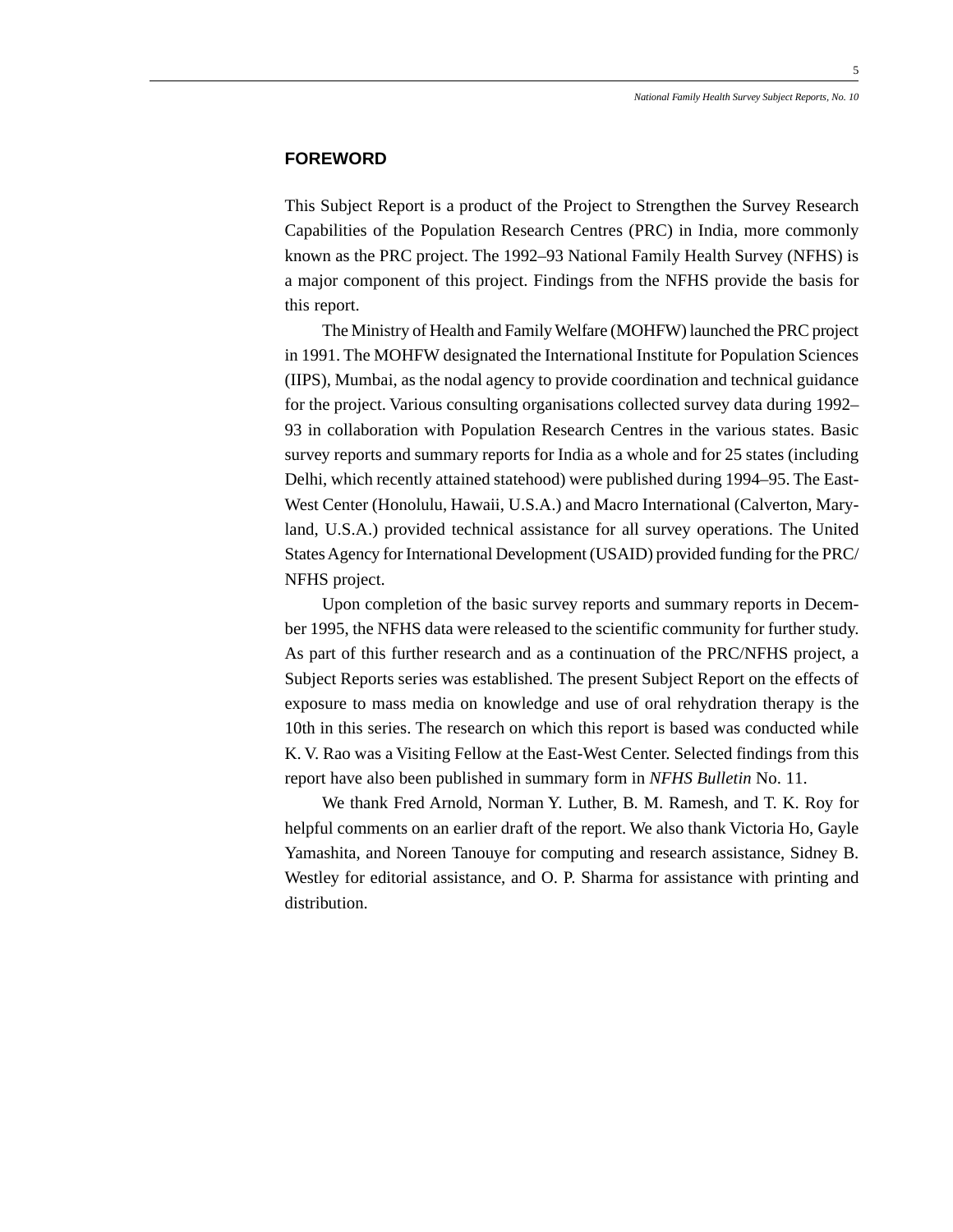## FOREWORD

This Subject Report is a product of the Project to Strengthen the Survey Research Capabilities of the Population Research Centres (PRC) in India, more commonly known as the PRC project. The 1992–93 National Family Health Survey (NFHS) is a major component of this project. Findings from the NFHS provide the basis for this report.

The Ministry of Health and Family Welfare (MOHFW) launched the PRC project in 1991. The MOHFW designated the International Institute for Population Sciences (IIPS), Mumbai, as the nodal agency to provide coordination and technical guidance for the project. Various consulting organisations collected survey data during 1992–93 in collaboration with Population Research Centres in the various states. Basic survey reports and summary reports for India as a whole and for 25 states (including Delhi, which recently attained statehood) were published during 1994–95. The East-West Center (Honolulu, Hawaii, U.S.A.) and Macro International (Calverton, Maryland, U.S.A.) provided technical assistance for all survey operations. The United States Agency for International Development (USAID) provided funding for the PRC/NFHS project.

Upon completion of the basic survey reports and summary reports in December 1995, the NFHS data were released to the scientific community for further study. As part of this further research and as a continuation of the PRC/NFHS project, a Subject Reports series was established. The present Subject Report on the effects of exposure to mass media on knowledge and use of oral rehydration therapy is the 10th in this series. The research on which this report is based was conducted while K. V. Rao was a Visiting Fellow at the East-West Center. Selected findings from this report have also been published in summary form in *NFHS Bulletin* No. 11.

We thank Fred Arnold, Norman Y. Luther, B. M. Ramesh, and T. K. Roy for helpful comments on an earlier draft of the report. We also thank Victoria Ho, Gayle Yamashita, and Noreen Tanouye for computing and research assistance, Sidney B. Westley for editorial assistance, and O. P. Sharma for assistance with printing and distribution.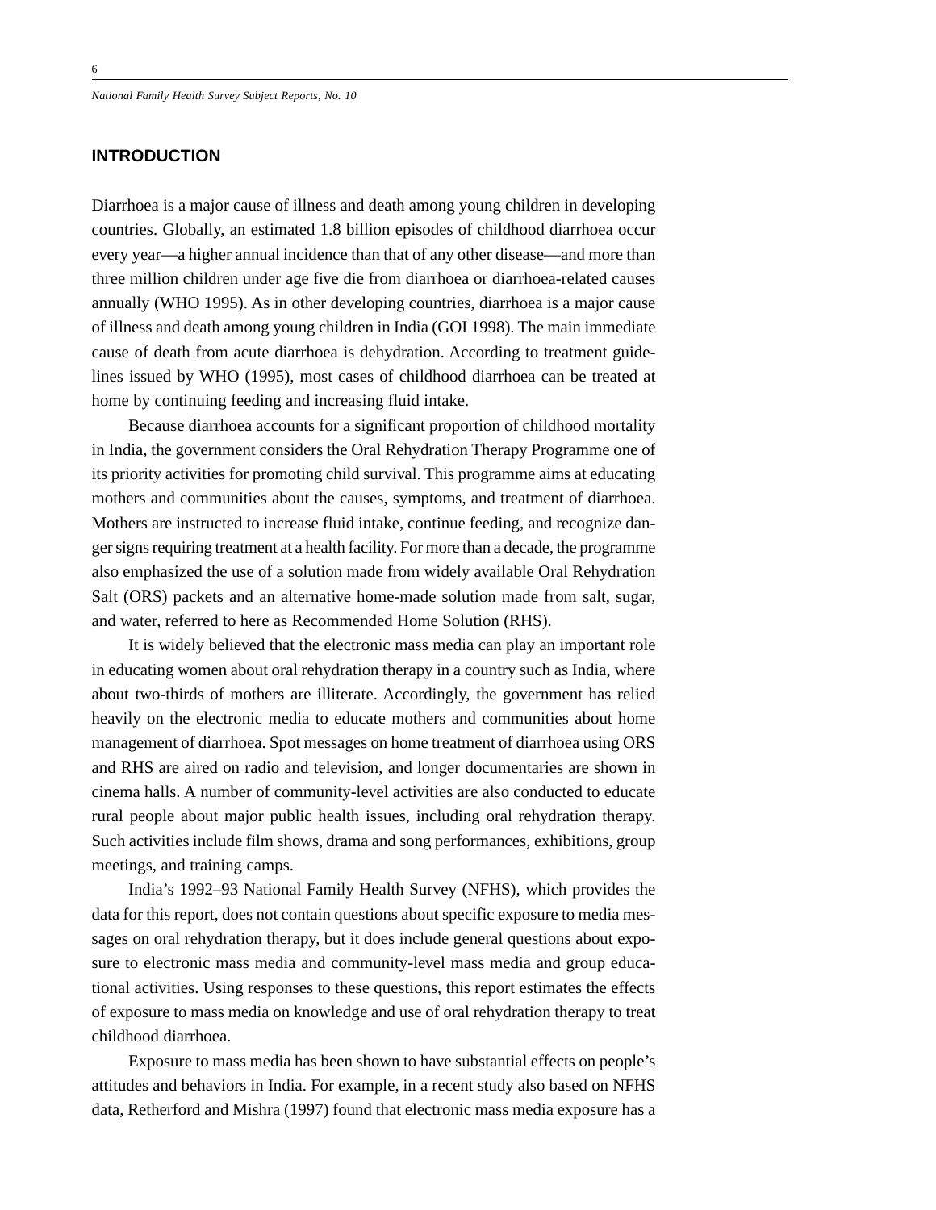## INTRODUCTION

Diarrhoea is a major cause of illness and death among young children in developing countries. Globally, an estimated 1.8 billion episodes of childhood diarrhoea occur every year—a higher annual incidence than that of any other disease—and more than three million children under age five die from diarrhoea or diarrhoea-related causes annually (WHO 1995). As in other developing countries, diarrhoea is a major cause of illness and death among young children in India (GOI 1998). The main immediate cause of death from acute diarrhoea is dehydration. According to treatment guidelines issued by WHO (1995), most cases of childhood diarrhoea can be treated at home by continuing feeding and increasing fluid intake.

Because diarrhoea accounts for a significant proportion of childhood mortality in India, the government considers the Oral Rehydration Therapy Programme one of its priority activities for promoting child survival. This programme aims at educating mothers and communities about the causes, symptoms, and treatment of diarrhoea. Mothers are instructed to increase fluid intake, continue feeding, and recognize danger signs requiring treatment at a health facility. For more than a decade, the programme also emphasized the use of a solution made from widely available Oral Rehydration Salt (ORS) packets and an alternative home-made solution made from salt, sugar, and water, referred to here as Recommended Home Solution (RHS).

It is widely believed that the electronic mass media can play an important role in educating women about oral rehydration therapy in a country such as India, where about two-thirds of mothers are illiterate. Accordingly, the government has relied heavily on the electronic media to educate mothers and communities about home management of diarrhoea. Spot messages on home treatment of diarrhoea using ORS and RHS are aired on radio and television, and longer documentaries are shown in cinema halls. A number of community-level activities are also conducted to educate rural people about major public health issues, including oral rehydration therapy. Such activities include film shows, drama and song performances, exhibitions, group meetings, and training camps.

India's 1992–93 National Family Health Survey (NFHS), which provides the data for this report, does not contain questions about specific exposure to media messages on oral rehydration therapy, but it does include general questions about exposure to electronic mass media and community-level mass media and group educational activities. Using responses to these questions, this report estimates the effects of exposure to mass media on knowledge and use of oral rehydration therapy to treat childhood diarrhoea.

Exposure to mass media has been shown to have substantial effects on people's attitudes and behaviors in India. For example, in a recent study also based on NFHS data, Retherford and Mishra (1997) found that electronic mass media exposure has a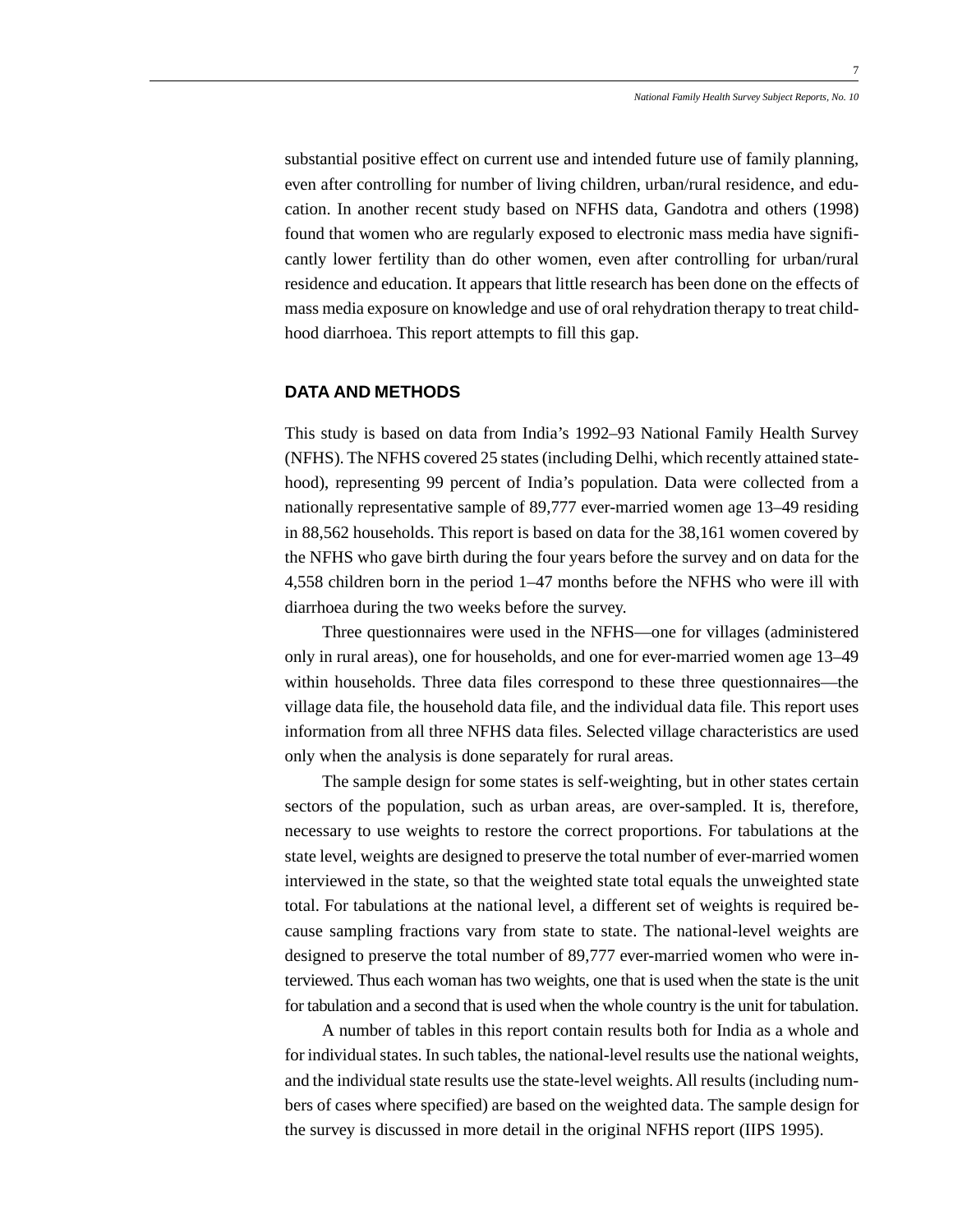substantial positive effect on current use and intended future use of family planning, even after controlling for number of living children, urban/rural residence, and education. In another recent study based on NFHS data, Gandotra and others (1998) found that women who are regularly exposed to electronic mass media have significantly lower fertility than do other women, even after controlling for urban/rural residence and education. It appears that little research has been done on the effects of mass media exposure on knowledge and use of oral rehydration therapy to treat childhood diarrhoea. This report attempts to fill this gap.

## DATA AND METHODS

This study is based on data from India's 1992–93 National Family Health Survey (NFHS). The NFHS covered 25 states (including Delhi, which recently attained statehood), representing 99 percent of India's population. Data were collected from a nationally representative sample of 89,777 ever-married women age 13–49 residing in 88,562 households. This report is based on data for the 38,161 women covered by the NFHS who gave birth during the four years before the survey and on data for the 4,558 children born in the period 1–47 months before the NFHS who were ill with diarrhoea during the two weeks before the survey.

Three questionnaires were used in the NFHS—one for villages (administered only in rural areas), one for households, and one for ever-married women age 13–49 within households. Three data files correspond to these three questionnaires—the village data file, the household data file, and the individual data file. This report uses information from all three NFHS data files. Selected village characteristics are used only when the analysis is done separately for rural areas.

The sample design for some states is self-weighting, but in other states certain sectors of the population, such as urban areas, are over-sampled. It is, therefore, necessary to use weights to restore the correct proportions. For tabulations at the state level, weights are designed to preserve the total number of ever-married women interviewed in the state, so that the weighted state total equals the unweighted state total. For tabulations at the national level, a different set of weights is required because sampling fractions vary from state to state. The national-level weights are designed to preserve the total number of 89,777 ever-married women who were interviewed. Thus each woman has two weights, one that is used when the state is the unit for tabulation and a second that is used when the whole country is the unit for tabulation.

A number of tables in this report contain results both for India as a whole and for individual states. In such tables, the national-level results use the national weights, and the individual state results use the state-level weights. All results (including numbers of cases where specified) are based on the weighted data. The sample design for the survey is discussed in more detail in the original NFHS report (IIPS 1995).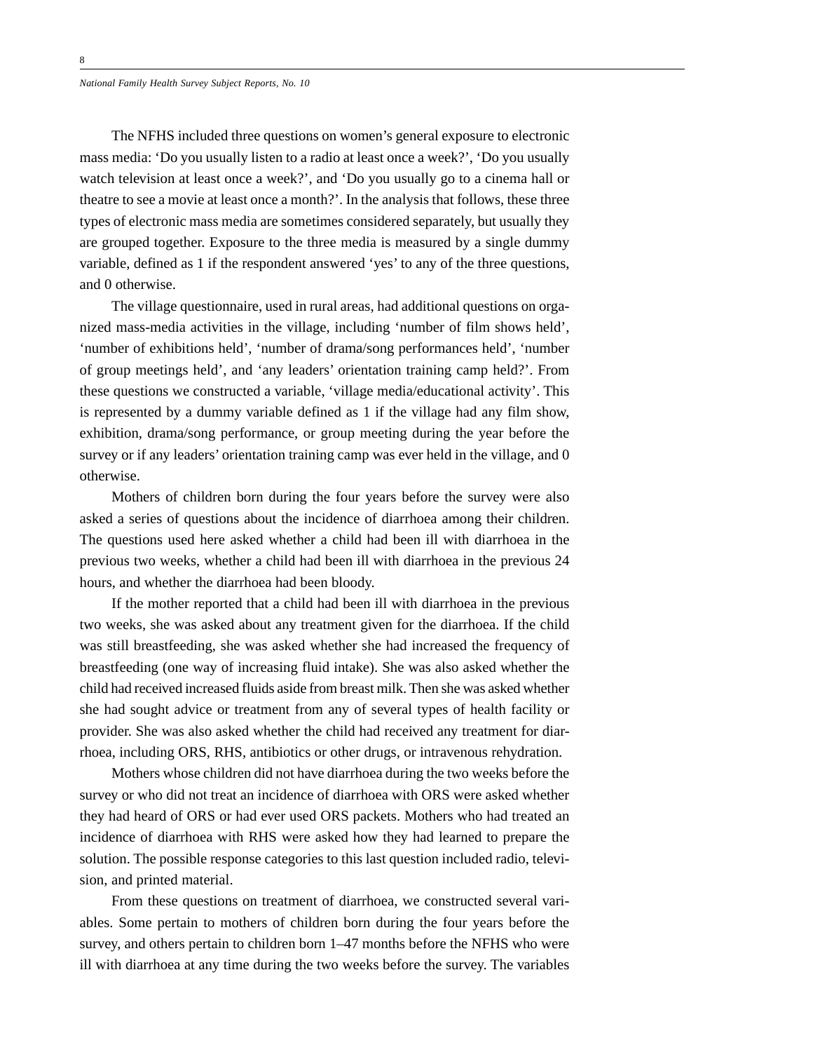The NFHS included three questions on women's general exposure to electronic mass media: 'Do you usually listen to a radio at least once a week?', 'Do you usually watch television at least once a week?', and 'Do you usually go to a cinema hall or theatre to see a movie at least once a month?'. In the analysis that follows, these three types of electronic mass media are sometimes considered separately, but usually they are grouped together. Exposure to the three media is measured by a single dummy variable, defined as 1 if the respondent answered 'yes' to any of the three questions, and 0 otherwise.

The village questionnaire, used in rural areas, had additional questions on organized mass-media activities in the village, including 'number of film shows held', 'number of exhibitions held', 'number of drama/song performances held', 'number of group meetings held', and 'any leaders' orientation training camp held?'. From these questions we constructed a variable, 'village media/educational activity'. This is represented by a dummy variable defined as 1 if the village had any film show, exhibition, drama/song performance, or group meeting during the year before the survey or if any leaders' orientation training camp was ever held in the village, and 0 otherwise.

Mothers of children born during the four years before the survey were also asked a series of questions about the incidence of diarrhoea among their children. The questions used here asked whether a child had been ill with diarrhoea in the previous two weeks, whether a child had been ill with diarrhoea in the previous 24 hours, and whether the diarrhoea had been bloody.

If the mother reported that a child had been ill with diarrhoea in the previous two weeks, she was asked about any treatment given for the diarrhoea. If the child was still breastfeeding, she was asked whether she had increased the frequency of breastfeeding (one way of increasing fluid intake). She was also asked whether the child had received increased fluids aside from breast milk. Then she was asked whether she had sought advice or treatment from any of several types of health facility or provider. She was also asked whether the child had received any treatment for diarrhoea, including ORS, RHS, antibiotics or other drugs, or intravenous rehydration.

Mothers whose children did not have diarrhoea during the two weeks before the survey or who did not treat an incidence of diarrhoea with ORS were asked whether they had heard of ORS or had ever used ORS packets. Mothers who had treated an incidence of diarrhoea with RHS were asked how they had learned to prepare the solution. The possible response categories to this last question included radio, television, and printed material.

From these questions on treatment of diarrhoea, we constructed several variables. Some pertain to mothers of children born during the four years before the survey, and others pertain to children born 1–47 months before the NFHS who were ill with diarrhoea at any time during the two weeks before the survey. The variables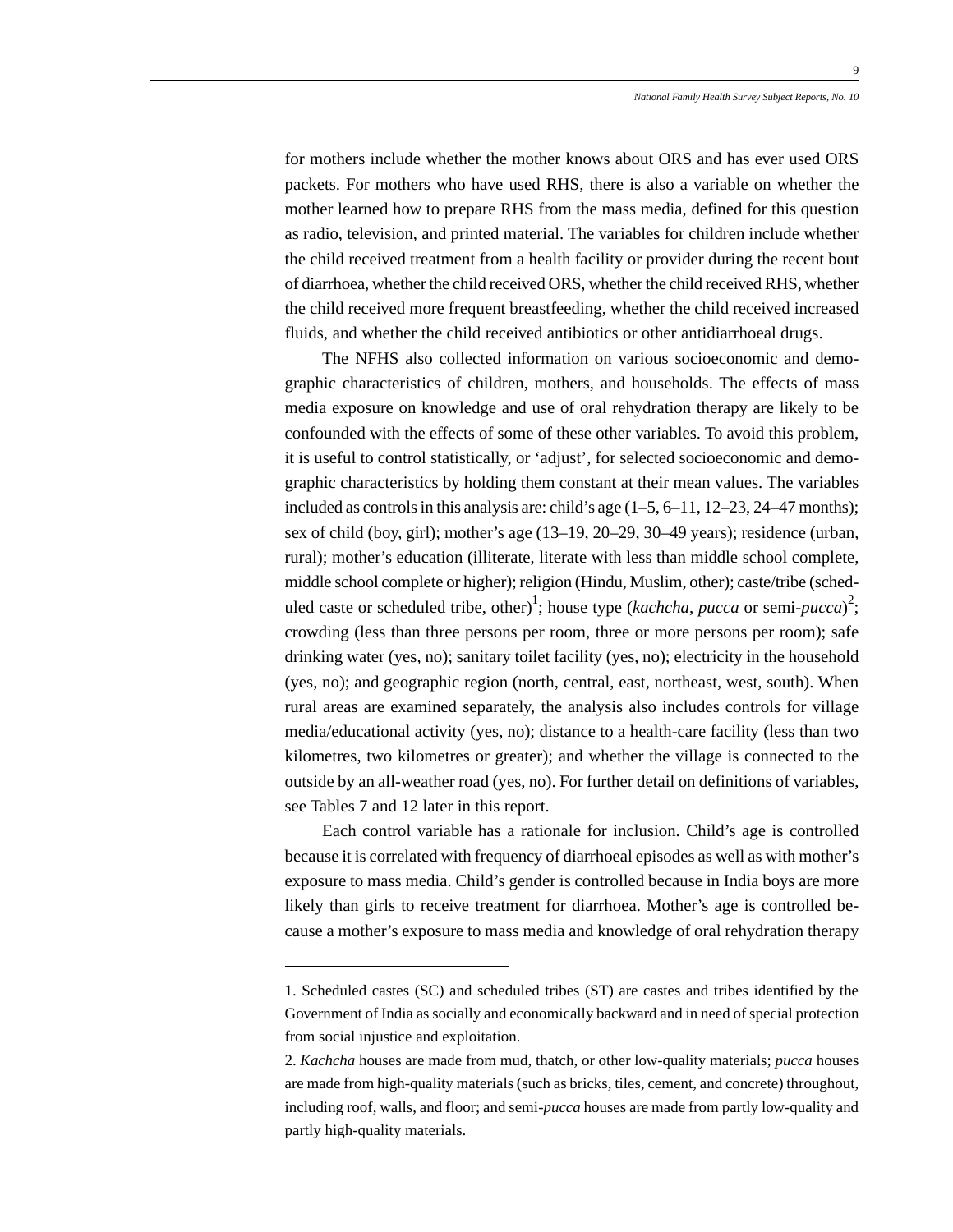for mothers include whether the mother knows about ORS and has ever used ORS packets. For mothers who have used RHS, there is also a variable on whether the mother learned how to prepare RHS from the mass media, defined for this question as radio, television, and printed material. The variables for children include whether the child received treatment from a health facility or provider during the recent bout of diarrhoea, whether the child received ORS, whether the child received RHS, whether the child received more frequent breastfeeding, whether the child received increased fluids, and whether the child received antibiotics or other antidiarrhoeal drugs.

The NFHS also collected information on various socioeconomic and demographic characteristics of children, mothers, and households. The effects of mass media exposure on knowledge and use of oral rehydration therapy are likely to be confounded with the effects of some of these other variables. To avoid this problem, it is useful to control statistically, or 'adjust', for selected socioeconomic and demographic characteristics by holding them constant at their mean values. The variables included as controls in this analysis are: child's age (1–5, 6–11, 12–23, 24–47 months); sex of child (boy, girl); mother's age (13–19, 20–29, 30–49 years); residence (urban, rural); mother's education (illiterate, literate with less than middle school complete, middle school complete or higher); religion (Hindu, Muslim, other); caste/tribe (scheduled caste or scheduled tribe, other)[1]; house type (*kachcha*, *pucca* or semi-*pucca*)[2]; crowding (less than three persons per room, three or more persons per room); safe drinking water (yes, no); sanitary toilet facility (yes, no); electricity in the household (yes, no); and geographic region (north, central, east, northeast, west, south). When rural areas are examined separately, the analysis also includes controls for village media/educational activity (yes, no); distance to a health-care facility (less than two kilometres, two kilometres or greater); and whether the village is connected to the outside by an all-weather road (yes, no). For further detail on definitions of variables, see Tables 7 and 12 later in this report.

Each control variable has a rationale for inclusion. Child's age is controlled because it is correlated with frequency of diarrhoeal episodes as well as with mother's exposure to mass media. Child's gender is controlled because in India boys are more likely than girls to receive treatment for diarrhoea. Mother's age is controlled because a mother's exposure to mass media and knowledge of oral rehydration therapy

---

1. Scheduled castes (SC) and scheduled tribes (ST) are castes and tribes identified by the Government of India as socially and economically backward and in need of special protection from social injustice and exploitation.

2. *Kachcha* houses are made from mud, thatch, or other low-quality materials; *pucca* houses are made from high-quality materials (such as bricks, tiles, cement, and concrete) throughout, including roof, walls, and floor; and semi-*pucca* houses are made from partly low-quality and partly high-quality materials.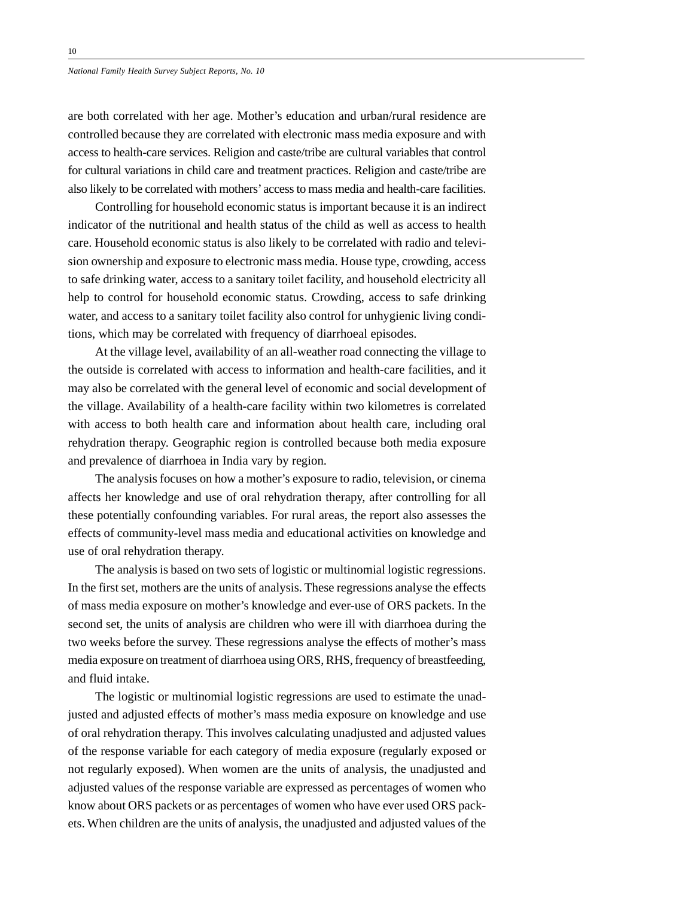are both correlated with her age. Mother's education and urban/rural residence are controlled because they are correlated with electronic mass media exposure and with access to health-care services. Religion and caste/tribe are cultural variables that control for cultural variations in child care and treatment practices. Religion and caste/tribe are also likely to be correlated with mothers' access to mass media and health-care facilities.

Controlling for household economic status is important because it is an indirect indicator of the nutritional and health status of the child as well as access to health care. Household economic status is also likely to be correlated with radio and television ownership and exposure to electronic mass media. House type, crowding, access to safe drinking water, access to a sanitary toilet facility, and household electricity all help to control for household economic status. Crowding, access to safe drinking water, and access to a sanitary toilet facility also control for unhygienic living conditions, which may be correlated with frequency of diarrhoeal episodes.

At the village level, availability of an all-weather road connecting the village to the outside is correlated with access to information and health-care facilities, and it may also be correlated with the general level of economic and social development of the village. Availability of a health-care facility within two kilometres is correlated with access to both health care and information about health care, including oral rehydration therapy. Geographic region is controlled because both media exposure and prevalence of diarrhoea in India vary by region.

The analysis focuses on how a mother's exposure to radio, television, or cinema affects her knowledge and use of oral rehydration therapy, after controlling for all these potentially confounding variables. For rural areas, the report also assesses the effects of community-level mass media and educational activities on knowledge and use of oral rehydration therapy.

The analysis is based on two sets of logistic or multinomial logistic regressions. In the first set, mothers are the units of analysis. These regressions analyse the effects of mass media exposure on mother's knowledge and ever-use of ORS packets. In the second set, the units of analysis are children who were ill with diarrhoea during the two weeks before the survey. These regressions analyse the effects of mother's mass media exposure on treatment of diarrhoea using ORS, RHS, frequency of breastfeeding, and fluid intake.

The logistic or multinomial logistic regressions are used to estimate the unadjusted and adjusted effects of mother's mass media exposure on knowledge and use of oral rehydration therapy. This involves calculating unadjusted and adjusted values of the response variable for each category of media exposure (regularly exposed or not regularly exposed). When women are the units of analysis, the unadjusted and adjusted values of the response variable are expressed as percentages of women who know about ORS packets or as percentages of women who have ever used ORS packets. When children are the units of analysis, the unadjusted and adjusted values of the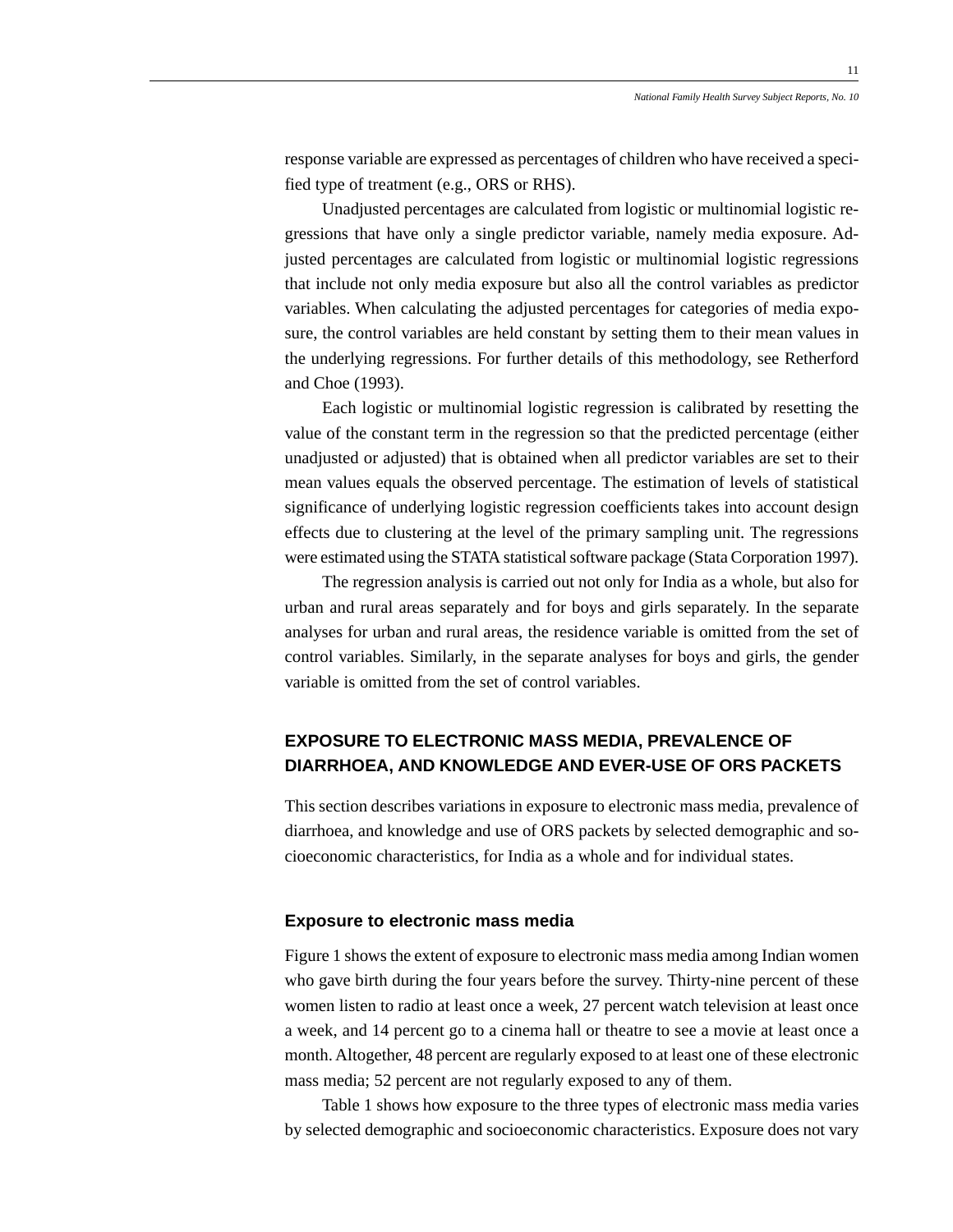response variable are expressed as percentages of children who have received a specified type of treatment (e.g., ORS or RHS).

Unadjusted percentages are calculated from logistic or multinomial logistic regressions that have only a single predictor variable, namely media exposure. Adjusted percentages are calculated from logistic or multinomial logistic regressions that include not only media exposure but also all the control variables as predictor variables. When calculating the adjusted percentages for categories of media exposure, the control variables are held constant by setting them to their mean values in the underlying regressions. For further details of this methodology, see Retherford and Choe (1993).

Each logistic or multinomial logistic regression is calibrated by resetting the value of the constant term in the regression so that the predicted percentage (either unadjusted or adjusted) that is obtained when all predictor variables are set to their mean values equals the observed percentage. The estimation of levels of statistical significance of underlying logistic regression coefficients takes into account design effects due to clustering at the level of the primary sampling unit. The regressions were estimated using the STATA statistical software package (Stata Corporation 1997).

The regression analysis is carried out not only for India as a whole, but also for urban and rural areas separately and for boys and girls separately. In the separate analyses for urban and rural areas, the residence variable is omitted from the set of control variables. Similarly, in the separate analyses for boys and girls, the gender variable is omitted from the set of control variables.

## EXPOSURE TO ELECTRONIC MASS MEDIA, PREVALENCE OF DIARRHOEA, AND KNOWLEDGE AND EVER-USE OF ORS PACKETS

This section describes variations in exposure to electronic mass media, prevalence of diarrhoea, and knowledge and use of ORS packets by selected demographic and socioeconomic characteristics, for India as a whole and for individual states.

### Exposure to electronic mass media

Figure 1 shows the extent of exposure to electronic mass media among Indian women who gave birth during the four years before the survey. Thirty-nine percent of these women listen to radio at least once a week, 27 percent watch television at least once a week, and 14 percent go to a cinema hall or theatre to see a movie at least once a month. Altogether, 48 percent are regularly exposed to at least one of these electronic mass media; 52 percent are not regularly exposed to any of them.

Table 1 shows how exposure to the three types of electronic mass media varies by selected demographic and socioeconomic characteristics. Exposure does not vary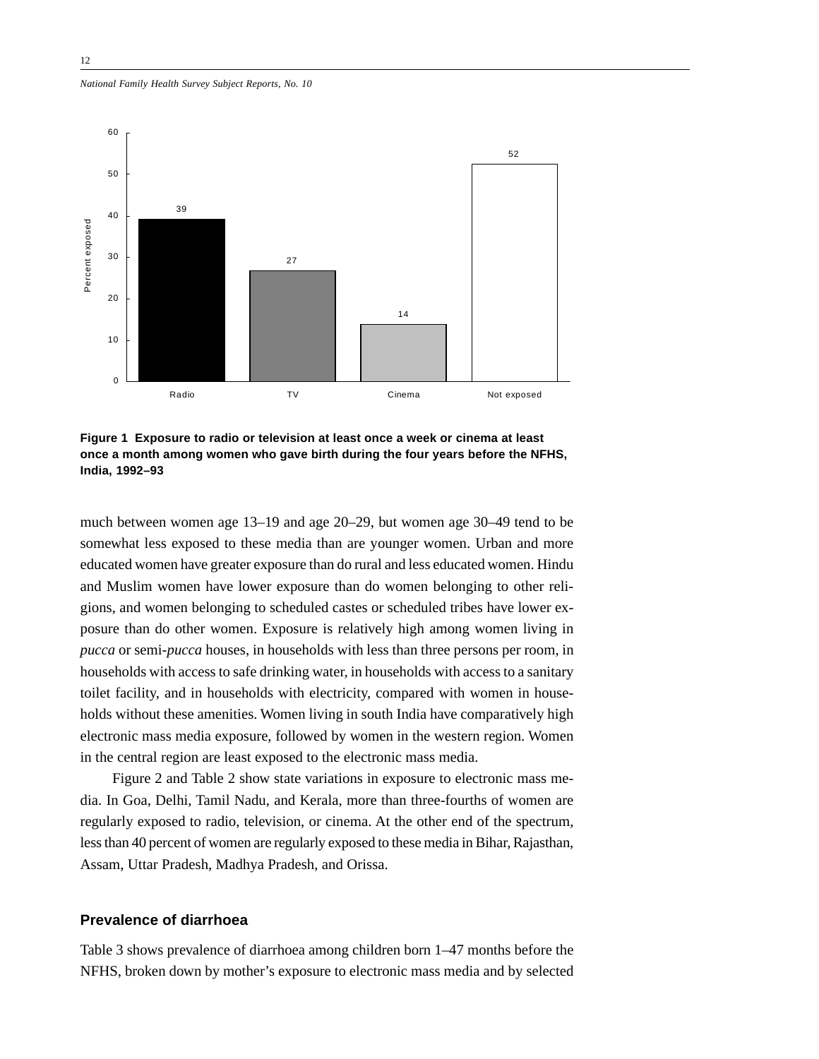**Figure 1 Exposure to radio or television at least once a week or cinema at least once a month among women who gave birth during the four years before the NFHS, India, 1992–93**

much between women age 13–19 and age 20–29, but women age 30–49 tend to be somewhat less exposed to these media than are younger women. Urban and more educated women have greater exposure than do rural and less educated women. Hindu and Muslim women have lower exposure than do women belonging to other religions, and women belonging to scheduled castes or scheduled tribes have lower exposure than do other women. Exposure is relatively high among women living in *pucca* or semi-*pucca* houses, in households with less than three persons per room, in households with access to safe drinking water, in households with access to a sanitary toilet facility, and in households with electricity, compared with women in households without these amenities. Women living in south India have comparatively high electronic mass media exposure, followed by women in the western region. Women in the central region are least exposed to the electronic mass media.

Figure 2 and Table 2 show state variations in exposure to electronic mass media. In Goa, Delhi, Tamil Nadu, and Kerala, more than three-fourths of women are regularly exposed to radio, television, or cinema. At the other end of the spectrum, less than 40 percent of women are regularly exposed to these media in Bihar, Rajasthan, Assam, Uttar Pradesh, Madhya Pradesh, and Orissa.

## Prevalence of diarrhoea

Table 3 shows prevalence of diarrhoea among children born 1–47 months before the NFHS, broken down by mother's exposure to electronic mass media and by selected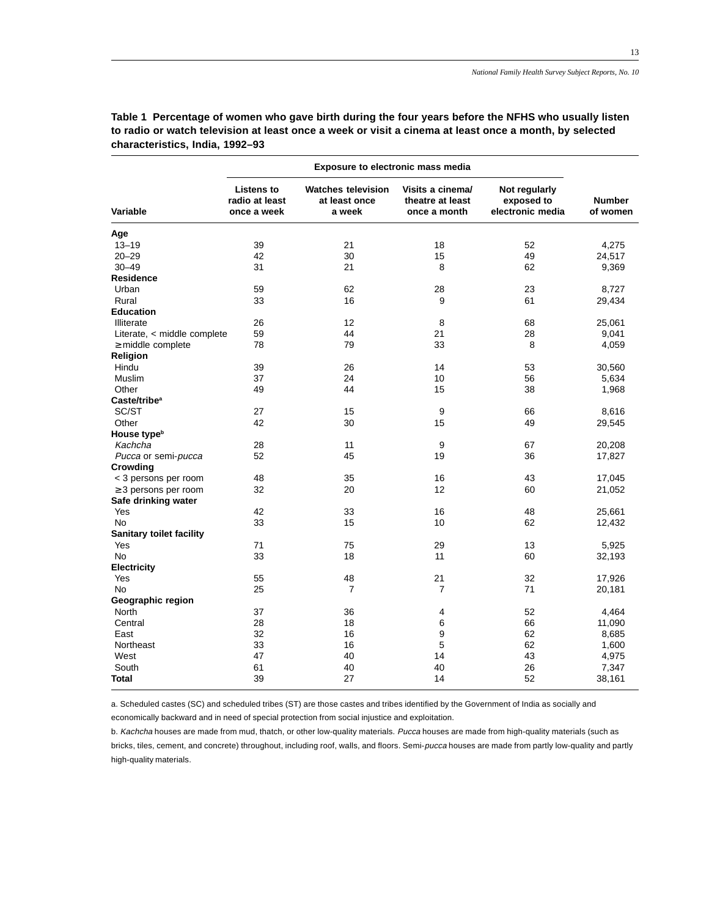**Table 1 Percentage of women who gave birth during the four years before the NFHS who usually listen to radio or watch television at least once a week or visit a cinema at least once a month, by selected characteristics, India, 1992–93**

| Variable | Exposure to electronic mass media | | | | Number of women |
|---|---|---|---|---|---|
| | Listens to radio at least once a week | Watches television at least once a week | Visits a cinema/ theatre at least once a month | Not regularly exposed to electronic media | |
| **Age** | | | | | |
| 13–19 | 39 | 21 | 18 | 52 | 4,275 |
| 20–29 | 42 | 30 | 15 | 49 | 24,517 |
| 30–49 | 31 | 21 | 8 | 62 | 9,369 |
| **Residence** | | | | | |
| Urban | 59 | 62 | 28 | 23 | 8,727 |
| Rural | 33 | 16 | 9 | 61 | 29,434 |
| **Education** | | | | | |
| Illiterate | 26 | 12 | 8 | 68 | 25,061 |
| Literate, < middle complete | 59 | 44 | 21 | 28 | 9,041 |
| ≥ middle complete | 78 | 79 | 33 | 8 | 4,059 |
| **Religion** | | | | | |
| Hindu | 39 | 26 | 14 | 53 | 30,560 |
| Muslim | 37 | 24 | 10 | 56 | 5,634 |
| Other | 49 | 44 | 15 | 38 | 1,968 |
| **Caste/tribe**[a] | | | | | |
| SC/ST | 27 | 15 | 9 | 66 | 8,616 |
| Other | 42 | 30 | 15 | 49 | 29,545 |
| **House type**[b] | | | | | |
| *Kachcha* | 28 | 11 | 9 | 67 | 20,208 |
| *Pucca* or semi-*pucca* | 52 | 45 | 19 | 36 | 17,827 |
| **Crowding** | | | | | |
| < 3 persons per room | 48 | 35 | 16 | 43 | 17,045 |
| ≥ 3 persons per room | 32 | 20 | 12 | 60 | 21,052 |
| **Safe drinking water** | | | | | |
| Yes | 42 | 33 | 16 | 48 | 25,661 |
| No | 33 | 15 | 10 | 62 | 12,432 |
| **Sanitary toilet facility** | | | | | |
| Yes | 71 | 75 | 29 | 13 | 5,925 |
| No | 33 | 18 | 11 | 60 | 32,193 |
| **Electricity** | | | | | |
| Yes | 55 | 48 | 21 | 32 | 17,926 |
| No | 25 | 7 | 7 | 71 | 20,181 |
| **Geographic region** | | | | | |
| North | 37 | 36 | 4 | 52 | 4,464 |
| Central | 28 | 18 | 6 | 66 | 11,090 |
| East | 32 | 16 | 9 | 62 | 8,685 |
| Northeast | 33 | 16 | 5 | 62 | 1,600 |
| West | 47 | 40 | 14 | 43 | 4,975 |
| South | 61 | 40 | 40 | 26 | 7,347 |
| **Total** | 39 | 27 | 14 | 52 | 38,161 |

a. Scheduled castes (SC) and scheduled tribes (ST) are those castes and tribes identified by the Government of India as socially and economically backward and in need of special protection from social injustice and exploitation.

b. *Kachcha* houses are made from mud, thatch, or other low-quality materials. *Pucca* houses are made from high-quality materials (such as bricks, tiles, cement, and concrete) throughout, including roof, walls, and floors. Semi-*pucca* houses are made from partly low-quality and partly high-quality materials.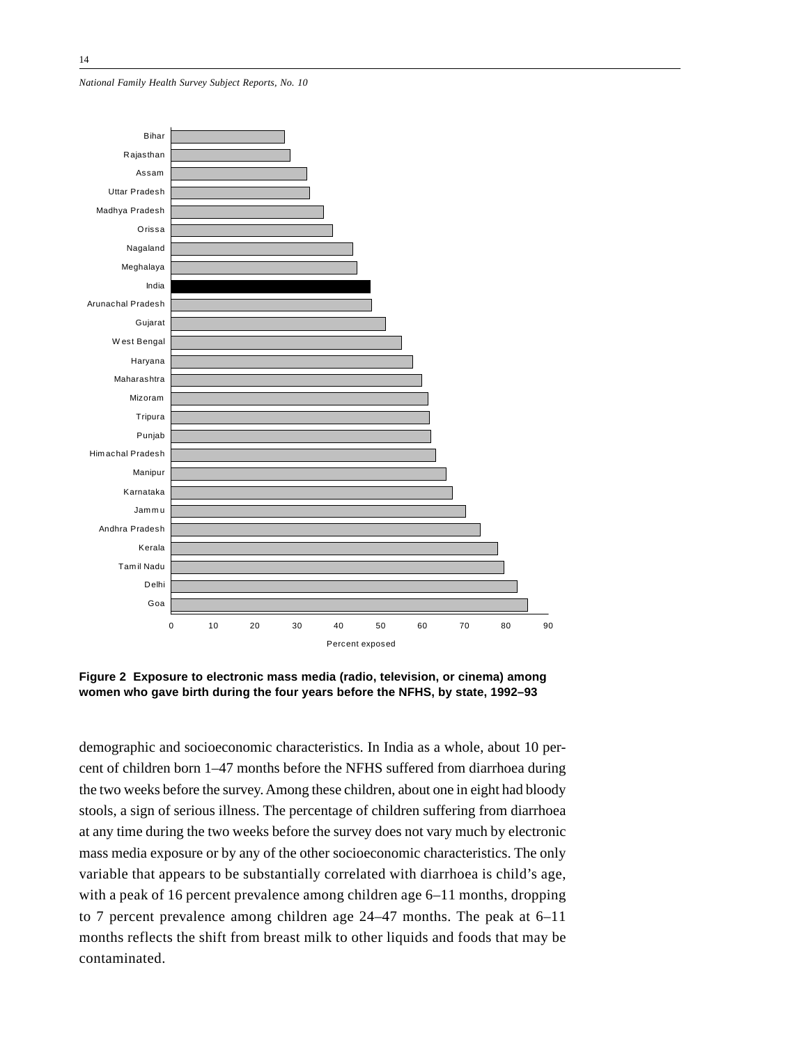**Figure 2 Exposure to electronic mass media (radio, television, or cinema) among women who gave birth during the four years before the NFHS, by state, 1992–93**

demographic and socioeconomic characteristics. In India as a whole, about 10 percent of children born 1–47 months before the NFHS suffered from diarrhoea during the two weeks before the survey. Among these children, about one in eight had bloody stools, a sign of serious illness. The percentage of children suffering from diarrhoea at any time during the two weeks before the survey does not vary much by electronic mass media exposure or by any of the other socioeconomic characteristics. The only variable that appears to be substantially correlated with diarrhoea is child's age, with a peak of 16 percent prevalence among children age 6–11 months, dropping to 7 percent prevalence among children age 24–47 months. The peak at 6–11 months reflects the shift from breast milk to other liquids and foods that may be contaminated.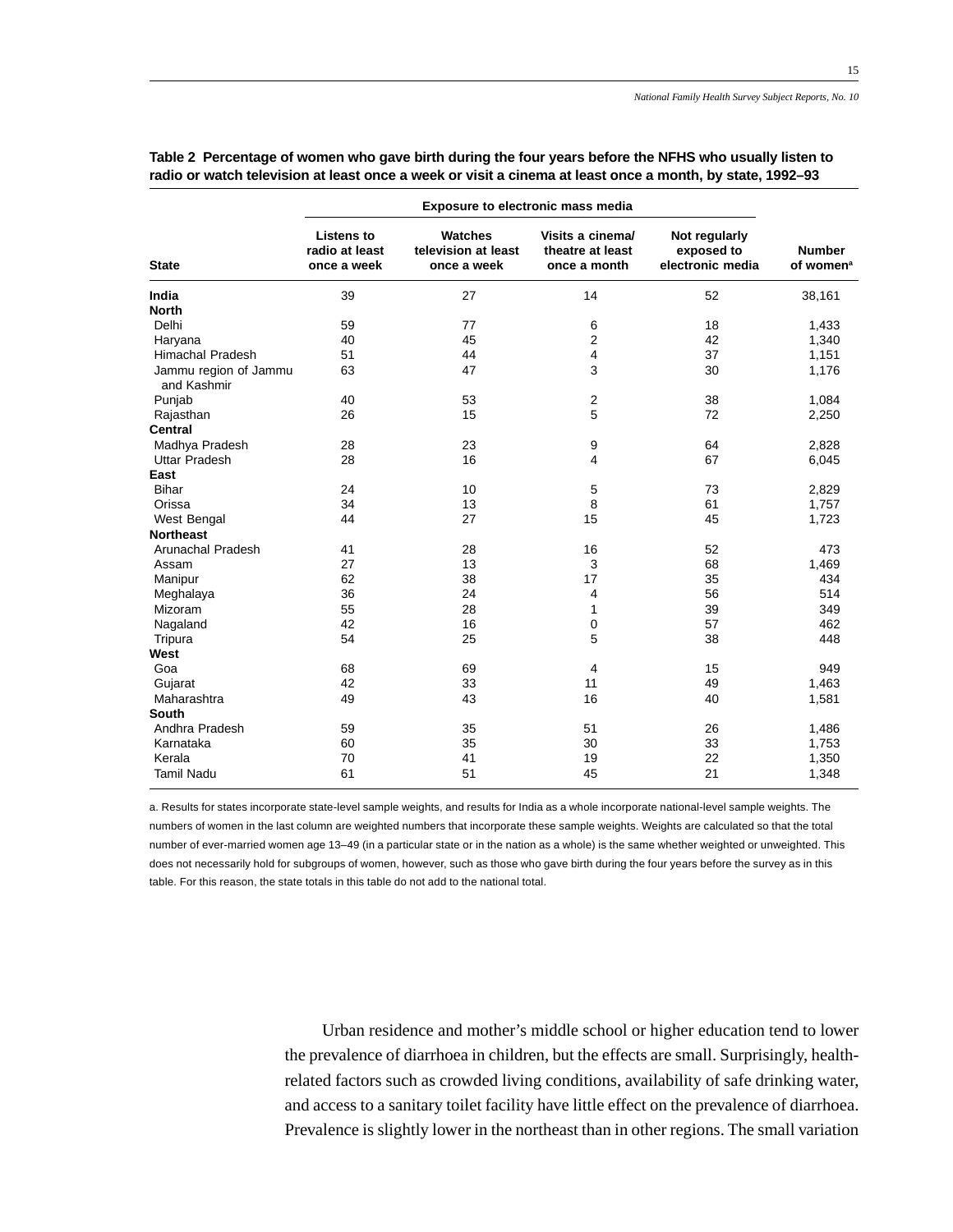**Table 2 Percentage of women who gave birth during the four years before the NFHS who usually listen to radio or watch television at least once a week or visit a cinema at least once a month, by state, 1992–93**

| State | Exposure to electronic mass media | | | | Number of women[a] |
|---|---|---|---|---|---|
| | Listens to radio at least once a week | Watches television at least once a week | Visits a cinema/ theatre at least once a month | Not regularly exposed to electronic media | |
| **India** | 39 | 27 | 14 | 52 | 38,161 |
| **North** | | | | | |
| Delhi | 59 | 77 | 6 | 18 | 1,433 |
| Haryana | 40 | 45 | 2 | 42 | 1,340 |
| Himachal Pradesh | 51 | 44 | 4 | 37 | 1,151 |
| Jammu region of Jammu and Kashmir | 63 | 47 | 3 | 30 | 1,176 |
| Punjab | 40 | 53 | 2 | 38 | 1,084 |
| Rajasthan | 26 | 15 | 5 | 72 | 2,250 |
| **Central** | | | | | |
| Madhya Pradesh | 28 | 23 | 9 | 64 | 2,828 |
| Uttar Pradesh | 28 | 16 | 4 | 67 | 6,045 |
| **East** | | | | | |
| Bihar | 24 | 10 | 5 | 73 | 2,829 |
| Orissa | 34 | 13 | 8 | 61 | 1,757 |
| West Bengal | 44 | 27 | 15 | 45 | 1,723 |
| **Northeast** | | | | | |
| Arunachal Pradesh | 41 | 28 | 16 | 52 | 473 |
| Assam | 27 | 13 | 3 | 68 | 1,469 |
| Manipur | 62 | 38 | 17 | 35 | 434 |
| Meghalaya | 36 | 24 | 4 | 56 | 514 |
| Mizoram | 55 | 28 | 1 | 39 | 349 |
| Nagaland | 42 | 16 | 0 | 57 | 462 |
| Tripura | 54 | 25 | 5 | 38 | 448 |
| **West** | | | | | |
| Goa | 68 | 69 | 4 | 15 | 949 |
| Gujarat | 42 | 33 | 11 | 49 | 1,463 |
| Maharashtra | 49 | 43 | 16 | 40 | 1,581 |
| **South** | | | | | |
| Andhra Pradesh | 59 | 35 | 51 | 26 | 1,486 |
| Karnataka | 60 | 35 | 30 | 33 | 1,753 |
| Kerala | 70 | 41 | 19 | 22 | 1,350 |
| Tamil Nadu | 61 | 51 | 45 | 21 | 1,348 |

a. Results for states incorporate state-level sample weights, and results for India as a whole incorporate national-level sample weights. The numbers of women in the last column are weighted numbers that incorporate these sample weights. Weights are calculated so that the total number of ever-married women age 13–49 (in a particular state or in the nation as a whole) is the same whether weighted or unweighted. This does not necessarily hold for subgroups of women, however, such as those who gave birth during the four years before the survey as in this table. For this reason, the state totals in this table do not add to the national total.

Urban residence and mother's middle school or higher education tend to lower the prevalence of diarrhoea in children, but the effects are small. Surprisingly, health-related factors such as crowded living conditions, availability of safe drinking water, and access to a sanitary toilet facility have little effect on the prevalence of diarrhoea. Prevalence is slightly lower in the northeast than in other regions. The small variation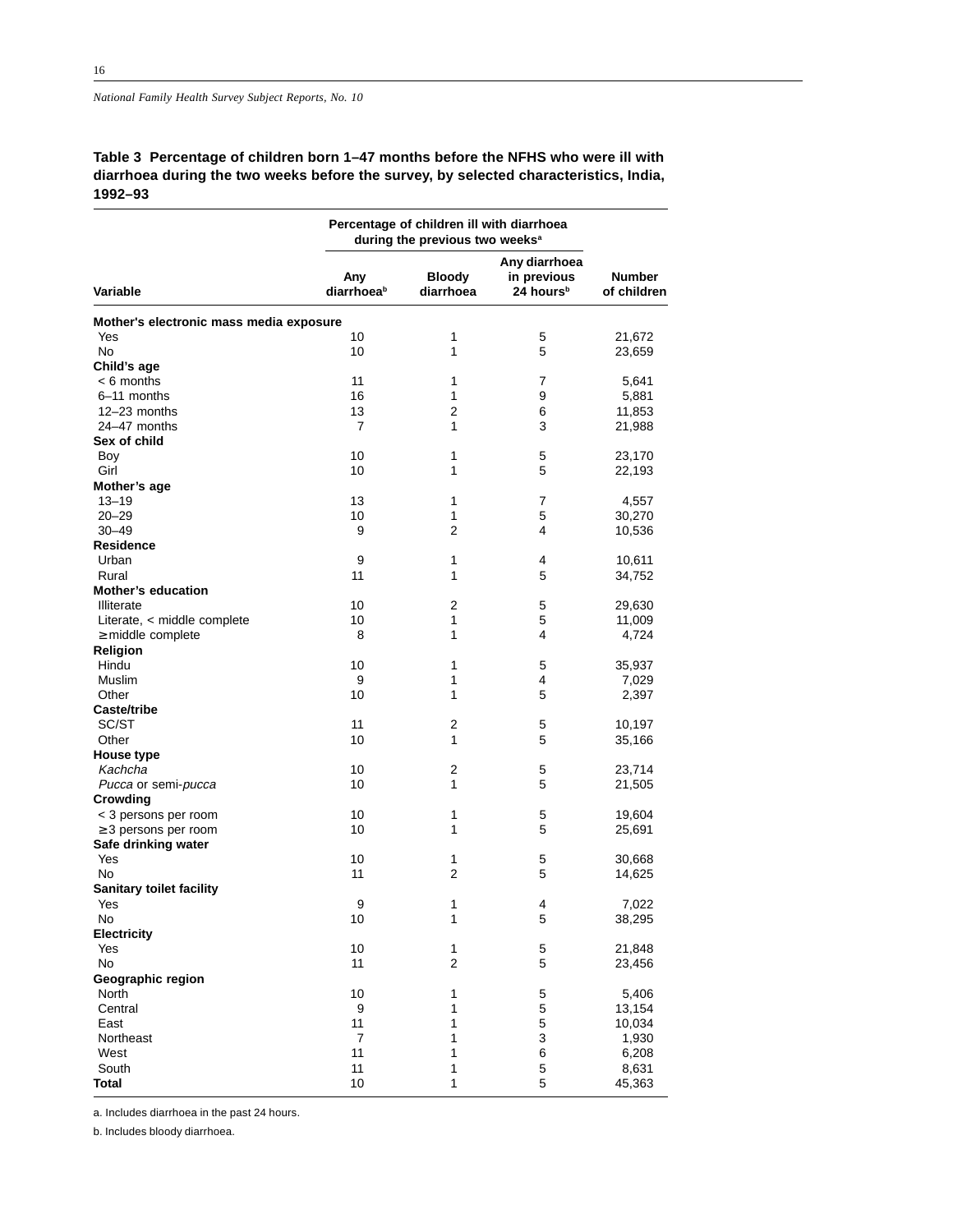**Table 3 Percentage of children born 1–47 months before the NFHS who were ill with diarrhoea during the two weeks before the survey, by selected characteristics, India, 1992–93**

| Variable | Percentage of children ill with diarrhoea during the previous two weeks[a] | | | |
|---|---|---|---|---|
| | Any diarrhoea[b] | Bloody diarrhoea | Any diarrhoea in previous 24 hours[b] | Number of children |
| **Mother's electronic mass media exposure** | | | | |
| Yes | 10 | 1 | 5 | 21,672 |
| No | 10 | 1 | 5 | 23,659 |
| **Child's age** | | | | |
| < 6 months | 11 | 1 | 7 | 5,641 |
| 6–11 months | 16 | 1 | 9 | 5,881 |
| 12–23 months | 13 | 2 | 6 | 11,853 |
| 24–47 months | 7 | 1 | 3 | 21,988 |
| **Sex of child** | | | | |
| Boy | 10 | 1 | 5 | 23,170 |
| Girl | 10 | 1 | 5 | 22,193 |
| **Mother's age** | | | | |
| 13–19 | 13 | 1 | 7 | 4,557 |
| 20–29 | 10 | 1 | 5 | 30,270 |
| 30–49 | 9 | 2 | 4 | 10,536 |
| **Residence** | | | | |
| Urban | 9 | 1 | 4 | 10,611 |
| Rural | 11 | 1 | 5 | 34,752 |
| **Mother's education** | | | | |
| Illiterate | 10 | 2 | 5 | 29,630 |
| Literate, < middle complete | 10 | 1 | 5 | 11,009 |
| ≥ middle complete | 8 | 1 | 4 | 4,724 |
| **Religion** | | | | |
| Hindu | 10 | 1 | 5 | 35,937 |
| Muslim | 9 | 1 | 4 | 7,029 |
| Other | 10 | 1 | 5 | 2,397 |
| **Caste/tribe** | | | | |
| SC/ST | 11 | 2 | 5 | 10,197 |
| Other | 10 | 1 | 5 | 35,166 |
| **House type** | | | | |
| *Kachcha* | 10 | 2 | 5 | 23,714 |
| *Pucca* or semi-*pucca* | 10 | 1 | 5 | 21,505 |
| **Crowding** | | | | |
| < 3 persons per room | 10 | 1 | 5 | 19,604 |
| ≥ 3 persons per room | 10 | 1 | 5 | 25,691 |
| **Safe drinking water** | | | | |
| Yes | 10 | 1 | 5 | 30,668 |
| No | 11 | 2 | 5 | 14,625 |
| **Sanitary toilet facility** | | | | |
| Yes | 9 | 1 | 4 | 7,022 |
| No | 10 | 1 | 5 | 38,295 |
| **Electricity** | | | | |
| Yes | 10 | 1 | 5 | 21,848 |
| No | 11 | 2 | 5 | 23,456 |
| **Geographic region** | | | | |
| North | 10 | 1 | 5 | 5,406 |
| Central | 9 | 1 | 5 | 13,154 |
| East | 11 | 1 | 5 | 10,034 |
| Northeast | 7 | 1 | 3 | 1,930 |
| West | 11 | 1 | 6 | 6,208 |
| South | 11 | 1 | 5 | 8,631 |
| **Total** | 10 | 1 | 5 | 45,363 |

a. Includes diarrhoea in the past 24 hours.

b. Includes bloody diarrhoea.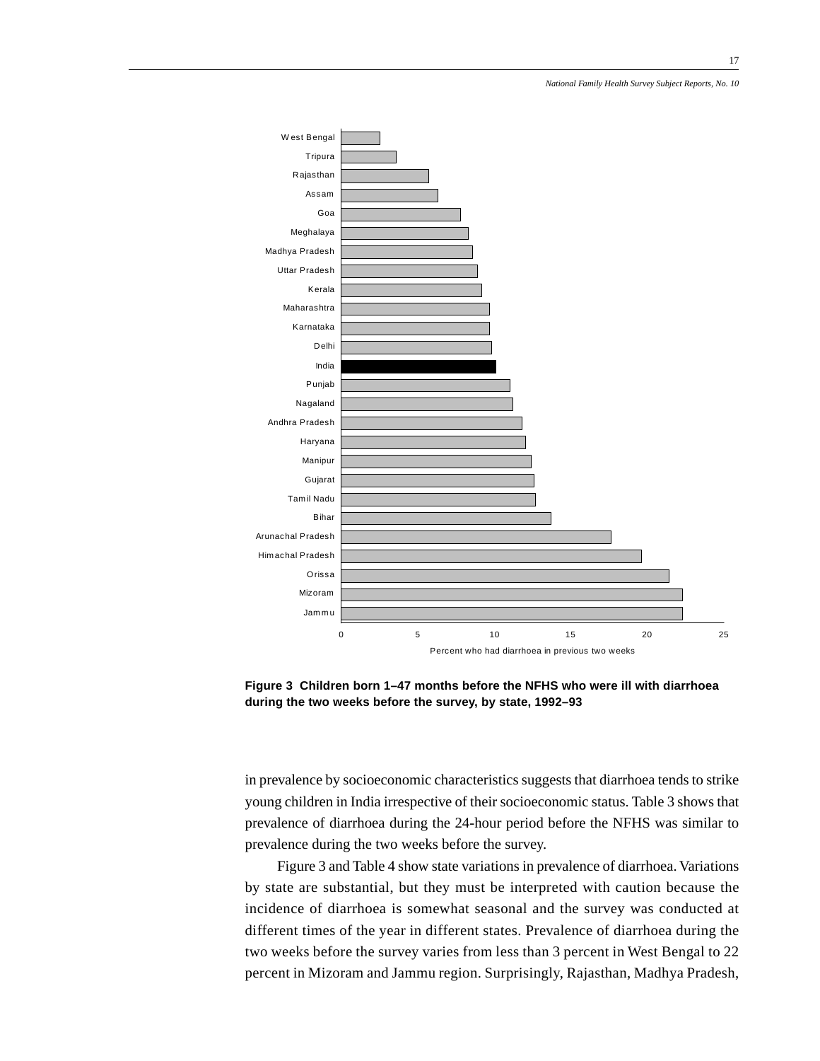**Figure 3 Children born 1–47 months before the NFHS who were ill with diarrhoea during the two weeks before the survey, by state, 1992–93**

in prevalence by socioeconomic characteristics suggests that diarrhoea tends to strike young children in India irrespective of their socioeconomic status. Table 3 shows that prevalence of diarrhoea during the 24-hour period before the NFHS was similar to prevalence during the two weeks before the survey.

Figure 3 and Table 4 show state variations in prevalence of diarrhoea. Variations by state are substantial, but they must be interpreted with caution because the incidence of diarrhoea is somewhat seasonal and the survey was conducted at different times of the year in different states. Prevalence of diarrhoea during the two weeks before the survey varies from less than 3 percent in West Bengal to 22 percent in Mizoram and Jammu region. Surprisingly, Rajasthan, Madhya Pradesh,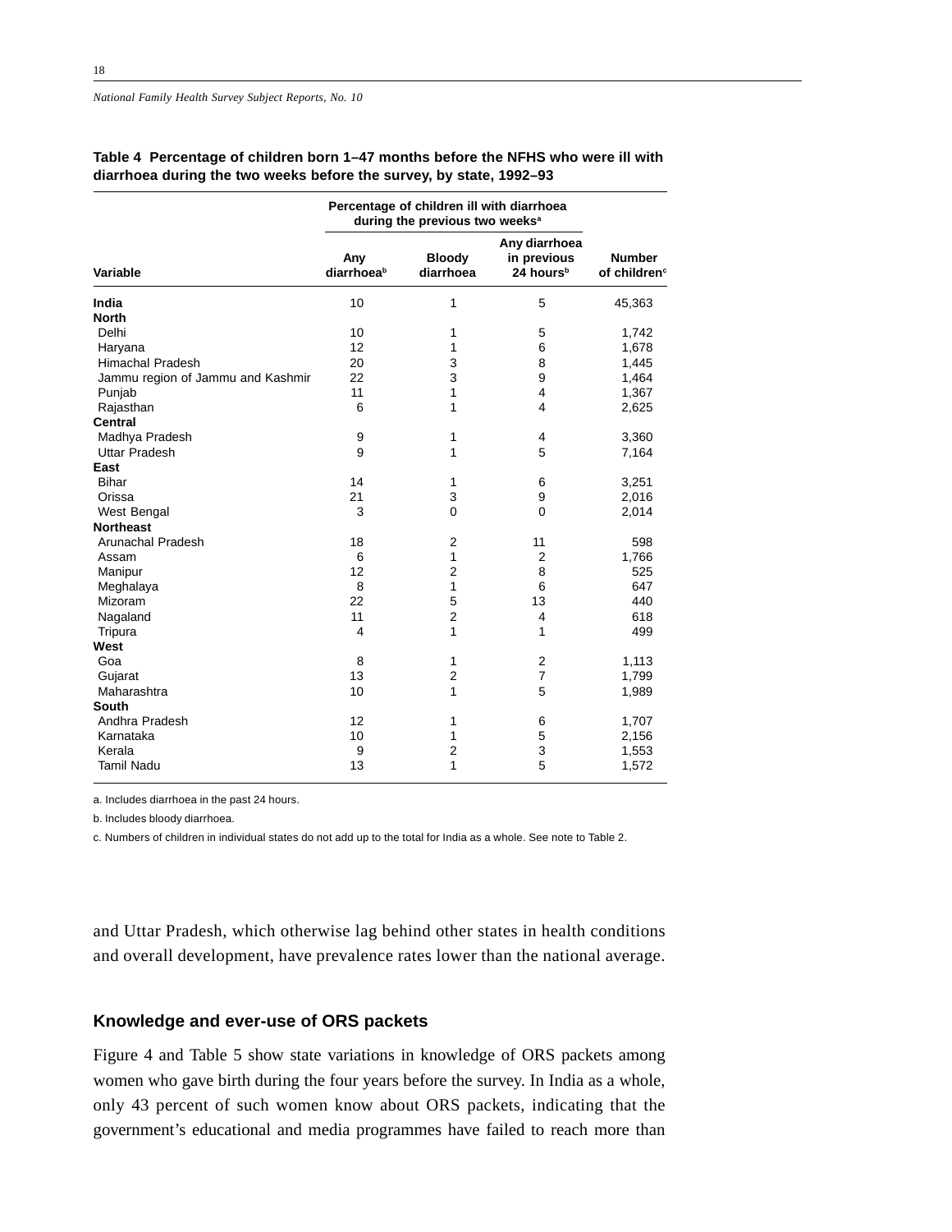**Table 4 Percentage of children born 1–47 months before the NFHS who were ill with diarrhoea during the two weeks before the survey, by state, 1992–93**

| Variable | Percentage of children ill with diarrhoea during the previous two weeks[a] | | | |
|---|---|---|---|---|
| | Any diarrhoea[b] | Bloody diarrhoea | Any diarrhoea in previous 24 hours[b] | Number of children[c] |
| **India** | 10 | 1 | 5 | 45,363 |
| **North** | | | | |
| Delhi | 10 | 1 | 5 | 1,742 |
| Haryana | 12 | 1 | 6 | 1,678 |
| Himachal Pradesh | 20 | 3 | 8 | 1,445 |
| Jammu region of Jammu and Kashmir | 22 | 3 | 9 | 1,464 |
| Punjab | 11 | 1 | 4 | 1,367 |
| Rajasthan | 6 | 1 | 4 | 2,625 |
| **Central** | | | | |
| Madhya Pradesh | 9 | 1 | 4 | 3,360 |
| Uttar Pradesh | 9 | 1 | 5 | 7,164 |
| **East** | | | | |
| Bihar | 14 | 1 | 6 | 3,251 |
| Orissa | 21 | 3 | 9 | 2,016 |
| West Bengal | 3 | 0 | 0 | 2,014 |
| **Northeast** | | | | |
| Arunachal Pradesh | 18 | 2 | 11 | 598 |
| Assam | 6 | 1 | 2 | 1,766 |
| Manipur | 12 | 2 | 8 | 525 |
| Meghalaya | 8 | 1 | 6 | 647 |
| Mizoram | 22 | 5 | 13 | 440 |
| Nagaland | 11 | 2 | 4 | 618 |
| Tripura | 4 | 1 | 1 | 499 |
| **West** | | | | |
| Goa | 8 | 1 | 2 | 1,113 |
| Gujarat | 13 | 2 | 7 | 1,799 |
| Maharashtra | 10 | 1 | 5 | 1,989 |
| **South** | | | | |
| Andhra Pradesh | 12 | 1 | 6 | 1,707 |
| Karnataka | 10 | 1 | 5 | 2,156 |
| Kerala | 9 | 2 | 3 | 1,553 |
| Tamil Nadu | 13 | 1 | 5 | 1,572 |

a. Includes diarrhoea in the past 24 hours.

b. Includes bloody diarrhoea.

c. Numbers of children in individual states do not add up to the total for India as a whole. See note to Table 2.

and Uttar Pradesh, which otherwise lag behind other states in health conditions and overall development, have prevalence rates lower than the national average.

### Knowledge and ever-use of ORS packets

Figure 4 and Table 5 show state variations in knowledge of ORS packets among women who gave birth during the four years before the survey. In India as a whole, only 43 percent of such women know about ORS packets, indicating that the government's educational and media programmes have failed to reach more than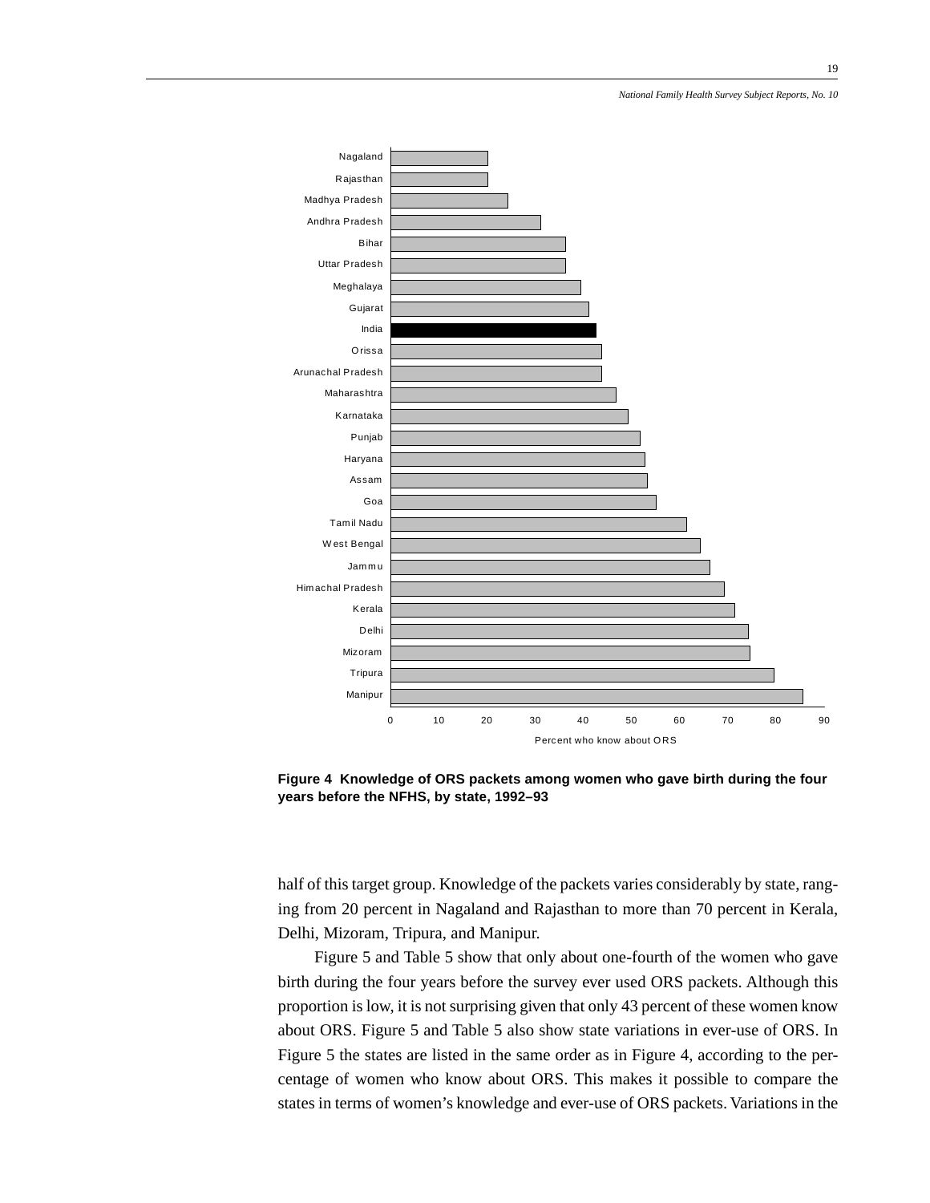**Figure 4 Knowledge of ORS packets among women who gave birth during the four years before the NFHS, by state, 1992–93**

half of this target group. Knowledge of the packets varies considerably by state, ranging from 20 percent in Nagaland and Rajasthan to more than 70 percent in Kerala, Delhi, Mizoram, Tripura, and Manipur.

Figure 5 and Table 5 show that only about one-fourth of the women who gave birth during the four years before the survey ever used ORS packets. Although this proportion is low, it is not surprising given that only 43 percent of these women know about ORS. Figure 5 and Table 5 also show state variations in ever-use of ORS. In Figure 5 the states are listed in the same order as in Figure 4, according to the percentage of women who know about ORS. This makes it possible to compare the states in terms of women's knowledge and ever-use of ORS packets. Variations in the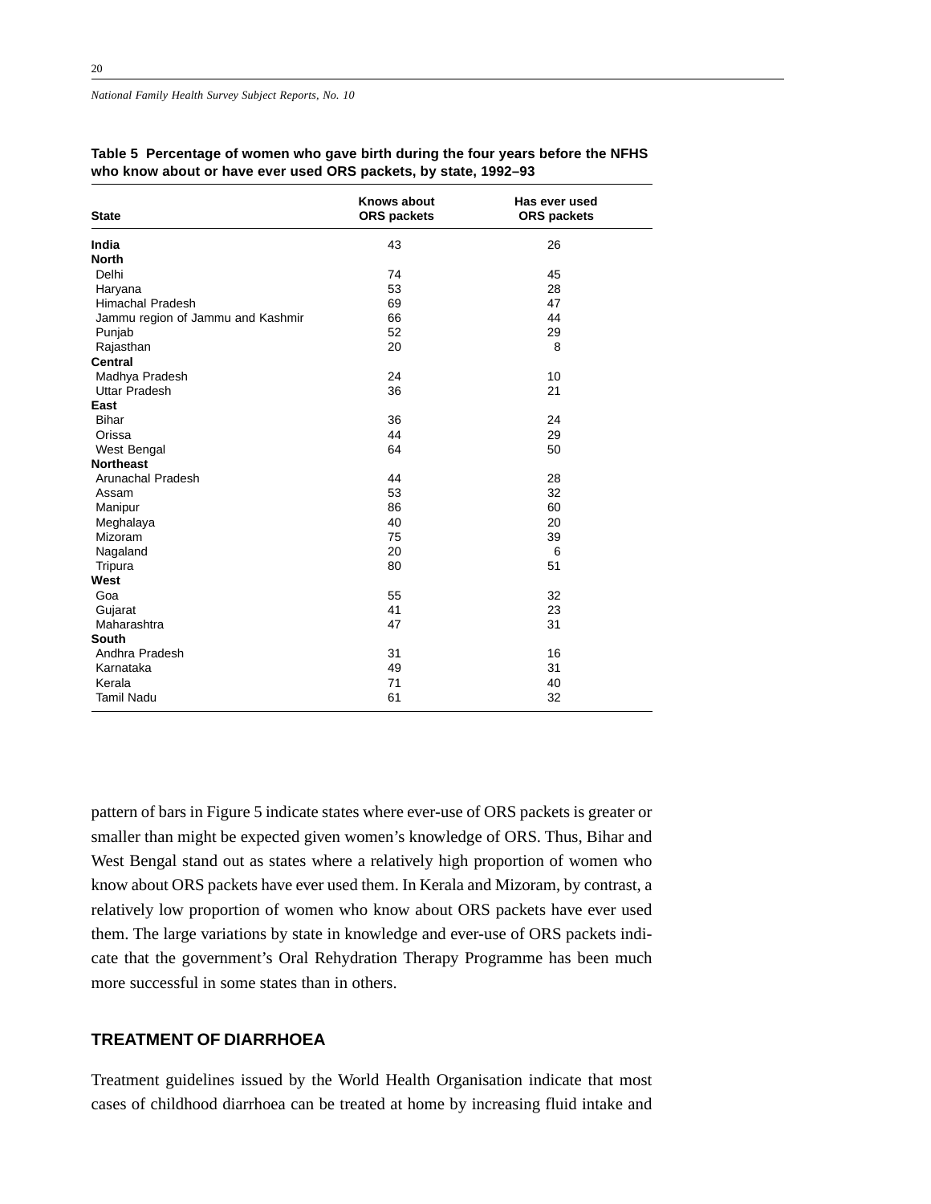**Table 5 Percentage of women who gave birth during the four years before the NFHS who know about or have ever used ORS packets, by state, 1992–93**

| State | Knows about ORS packets | Has ever used ORS packets |
|---|---|---|
| **India** | 43 | 26 |
| **North** | | |
| Delhi | 74 | 45 |
| Haryana | 53 | 28 |
| Himachal Pradesh | 69 | 47 |
| Jammu region of Jammu and Kashmir | 66 | 44 |
| Punjab | 52 | 29 |
| Rajasthan | 20 | 8 |
| **Central** | | |
| Madhya Pradesh | 24 | 10 |
| Uttar Pradesh | 36 | 21 |
| **East** | | |
| Bihar | 36 | 24 |
| Orissa | 44 | 29 |
| West Bengal | 64 | 50 |
| **Northeast** | | |
| Arunachal Pradesh | 44 | 28 |
| Assam | 53 | 32 |
| Manipur | 86 | 60 |
| Meghalaya | 40 | 20 |
| Mizoram | 75 | 39 |
| Nagaland | 20 | 6 |
| Tripura | 80 | 51 |
| **West** | | |
| Goa | 55 | 32 |
| Gujarat | 41 | 23 |
| Maharashtra | 47 | 31 |
| **South** | | |
| Andhra Pradesh | 31 | 16 |
| Karnataka | 49 | 31 |
| Kerala | 71 | 40 |
| Tamil Nadu | 61 | 32 |

pattern of bars in Figure 5 indicate states where ever-use of ORS packets is greater or smaller than might be expected given women's knowledge of ORS. Thus, Bihar and West Bengal stand out as states where a relatively high proportion of women who know about ORS packets have ever used them. In Kerala and Mizoram, by contrast, a relatively low proportion of women who know about ORS packets have ever used them. The large variations by state in knowledge and ever-use of ORS packets indicate that the government's Oral Rehydration Therapy Programme has been much more successful in some states than in others.

## TREATMENT OF DIARRHOEA

Treatment guidelines issued by the World Health Organisation indicate that most cases of childhood diarrhoea can be treated at home by increasing fluid intake and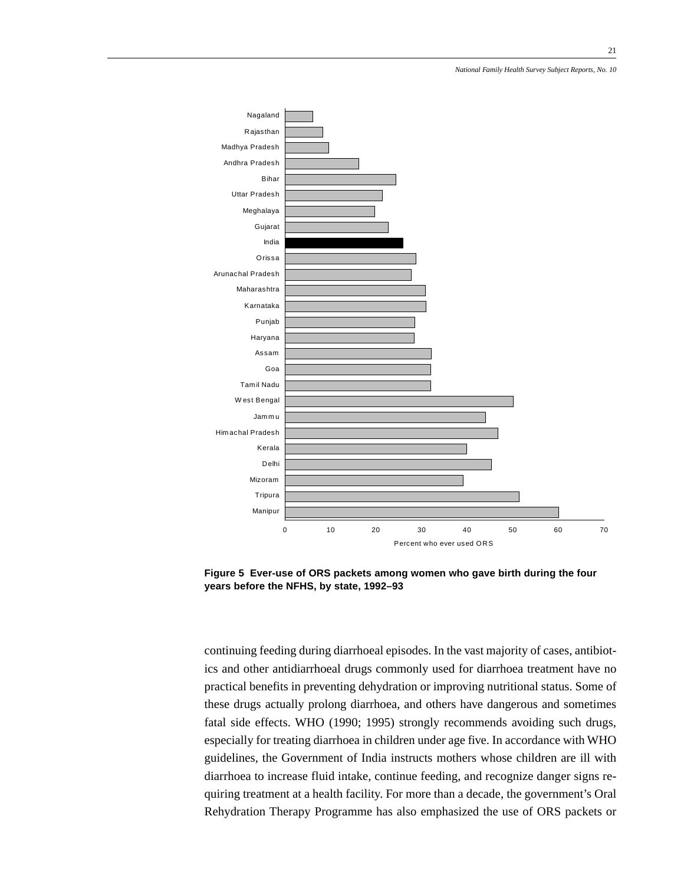**Figure 5 Ever-use of ORS packets among women who gave birth during the four years before the NFHS, by state, 1992–93**

continuing feeding during diarrhoeal episodes. In the vast majority of cases, antibiotics and other antidiarrhoeal drugs commonly used for diarrhoea treatment have no practical benefits in preventing dehydration or improving nutritional status. Some of these drugs actually prolong diarrhoea, and others have dangerous and sometimes fatal side effects. WHO (1990; 1995) strongly recommends avoiding such drugs, especially for treating diarrhoea in children under age five. In accordance with WHO guidelines, the Government of India instructs mothers whose children are ill with diarrhoea to increase fluid intake, continue feeding, and recognize danger signs requiring treatment at a health facility. For more than a decade, the government's Oral Rehydration Therapy Programme has also emphasized the use of ORS packets or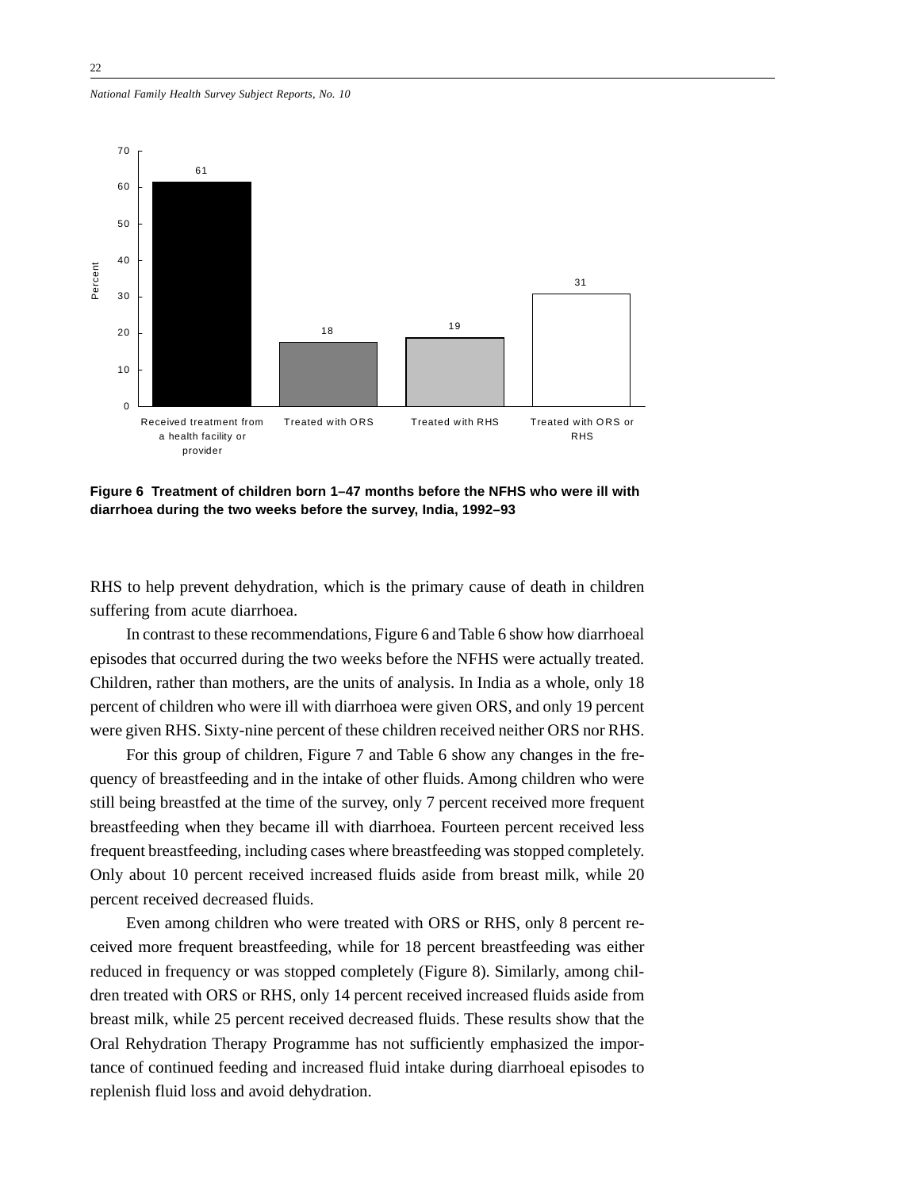**Figure 6 Treatment of children born 1–47 months before the NFHS who were ill with diarrhoea during the two weeks before the survey, India, 1992–93**

RHS to help prevent dehydration, which is the primary cause of death in children suffering from acute diarrhoea.

In contrast to these recommendations, Figure 6 and Table 6 show how diarrhoeal episodes that occurred during the two weeks before the NFHS were actually treated. Children, rather than mothers, are the units of analysis. In India as a whole, only 18 percent of children who were ill with diarrhoea were given ORS, and only 19 percent were given RHS. Sixty-nine percent of these children received neither ORS nor RHS.

For this group of children, Figure 7 and Table 6 show any changes in the frequency of breastfeeding and in the intake of other fluids. Among children who were still being breastfed at the time of the survey, only 7 percent received more frequent breastfeeding when they became ill with diarrhoea. Fourteen percent received less frequent breastfeeding, including cases where breastfeeding was stopped completely. Only about 10 percent received increased fluids aside from breast milk, while 20 percent received decreased fluids.

Even among children who were treated with ORS or RHS, only 8 percent received more frequent breastfeeding, while for 18 percent breastfeeding was either reduced in frequency or was stopped completely (Figure 8). Similarly, among children treated with ORS or RHS, only 14 percent received increased fluids aside from breast milk, while 25 percent received decreased fluids. These results show that the Oral Rehydration Therapy Programme has not sufficiently emphasized the importance of continued feeding and increased fluid intake during diarrhoeal episodes to replenish fluid loss and avoid dehydration.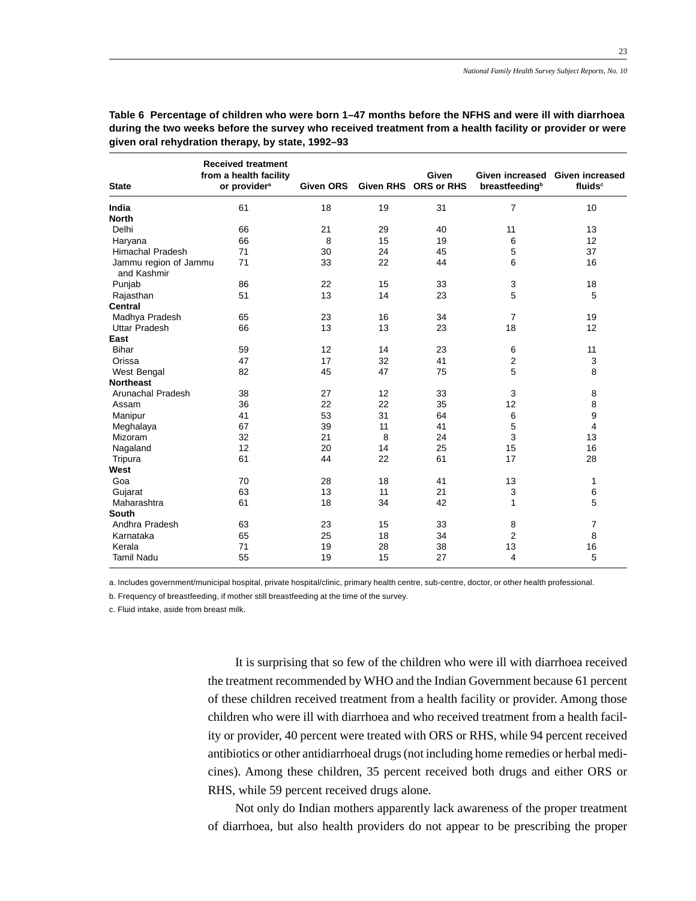**Table 6 Percentage of children who were born 1–47 months before the NFHS and were ill with diarrhoea during the two weeks before the survey who received treatment from a health facility or provider or were given oral rehydration therapy, by state, 1992–93**

| State | Received treatment from a health facility or provider[a] | Given ORS | Given RHS | Given ORS or RHS | Given increased breastfeeding[b] | Given increased fluids[c] |
|---|---|---|---|---|---|---|
| **India** | 61 | 18 | 19 | 31 | 7 | 10 |
| **North** | | | | | | |
| Delhi | 66 | 21 | 29 | 40 | 11 | 13 |
| Haryana | 66 | 8 | 15 | 19 | 6 | 12 |
| Himachal Pradesh | 71 | 30 | 24 | 45 | 5 | 37 |
| Jammu region of Jammu and Kashmir | 71 | 33 | 22 | 44 | 6 | 16 |
| Punjab | 86 | 22 | 15 | 33 | 3 | 18 |
| Rajasthan | 51 | 13 | 14 | 23 | 5 | 5 |
| **Central** | | | | | | |
| Madhya Pradesh | 65 | 23 | 16 | 34 | 7 | 19 |
| Uttar Pradesh | 66 | 13 | 13 | 23 | 18 | 12 |
| **East** | | | | | | |
| Bihar | 59 | 12 | 14 | 23 | 6 | 11 |
| Orissa | 47 | 17 | 32 | 41 | 2 | 3 |
| West Bengal | 82 | 45 | 47 | 75 | 5 | 8 |
| **Northeast** | | | | | | |
| Arunachal Pradesh | 38 | 27 | 12 | 33 | 3 | 8 |
| Assam | 36 | 22 | 22 | 35 | 12 | 8 |
| Manipur | 41 | 53 | 31 | 64 | 6 | 9 |
| Meghalaya | 67 | 39 | 11 | 41 | 5 | 4 |
| Mizoram | 32 | 21 | 8 | 24 | 3 | 13 |
| Nagaland | 12 | 20 | 14 | 25 | 15 | 16 |
| Tripura | 61 | 44 | 22 | 61 | 17 | 28 |
| **West** | | | | | | |
| Goa | 70 | 28 | 18 | 41 | 13 | 1 |
| Gujarat | 63 | 13 | 11 | 21 | 3 | 6 |
| Maharashtra | 61 | 18 | 34 | 42 | 1 | 5 |
| **South** | | | | | | |
| Andhra Pradesh | 63 | 23 | 15 | 33 | 8 | 7 |
| Karnataka | 65 | 25 | 18 | 34 | 2 | 8 |
| Kerala | 71 | 19 | 28 | 38 | 13 | 16 |
| Tamil Nadu | 55 | 19 | 15 | 27 | 4 | 5 |

a. Includes government/municipal hospital, private hospital/clinic, primary health centre, sub-centre, doctor, or other health professional.

b. Frequency of breastfeeding, if mother still breastfeeding at the time of the survey.

c. Fluid intake, aside from breast milk.

It is surprising that so few of the children who were ill with diarrhoea received the treatment recommended by WHO and the Indian Government because 61 percent of these children received treatment from a health facility or provider. Among those children who were ill with diarrhoea and who received treatment from a health facility or provider, 40 percent were treated with ORS or RHS, while 94 percent received antibiotics or other antidiarrhoeal drugs (not including home remedies or herbal medicines). Among these children, 35 percent received both drugs and either ORS or RHS, while 59 percent received drugs alone.

Not only do Indian mothers apparently lack awareness of the proper treatment of diarrhoea, but also health providers do not appear to be prescribing the proper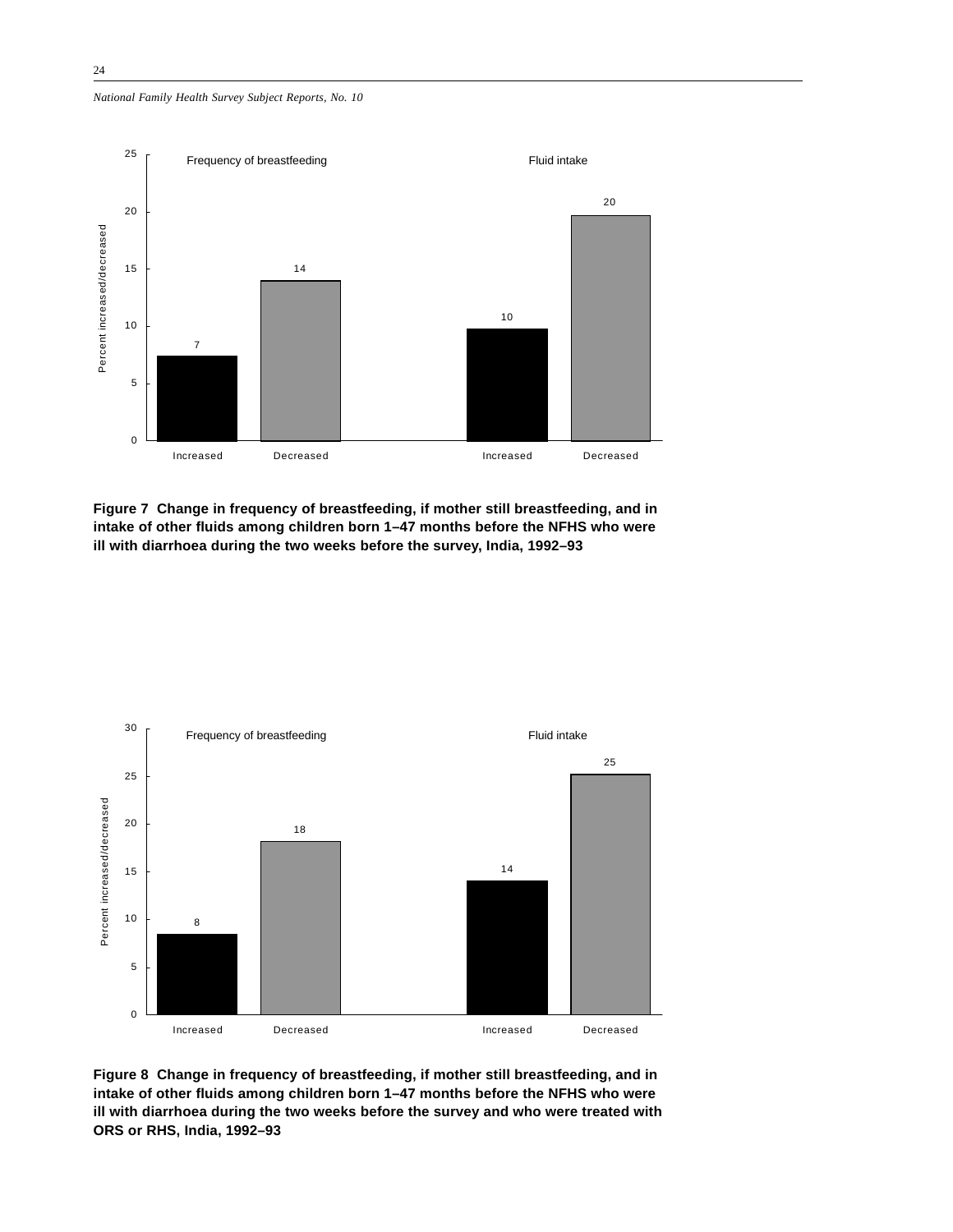| | Frequency of breastfeeding | | Fluid intake | |
|---|---|---|---|---|
| | Increased | Decreased | Increased | Decreased |
| Percent increased/decreased | 7 | 14 | 10 | 20 |

**Figure 7 Change in frequency of breastfeeding, if mother still breastfeeding, and in intake of other fluids among children born 1–47 months before the NFHS who were ill with diarrhoea during the two weeks before the survey, India, 1992–93**

| | Frequency of breastfeeding | | Fluid intake | |
|---|---|---|---|---|
| | Increased | Decreased | Increased | Decreased |
| Percent increased/decreased | 8 | 18 | 14 | 25 |

**Figure 8 Change in frequency of breastfeeding, if mother still breastfeeding, and in intake of other fluids among children born 1–47 months before the NFHS who were ill with diarrhoea during the two weeks before the survey and who were treated with ORS or RHS, India, 1992–93**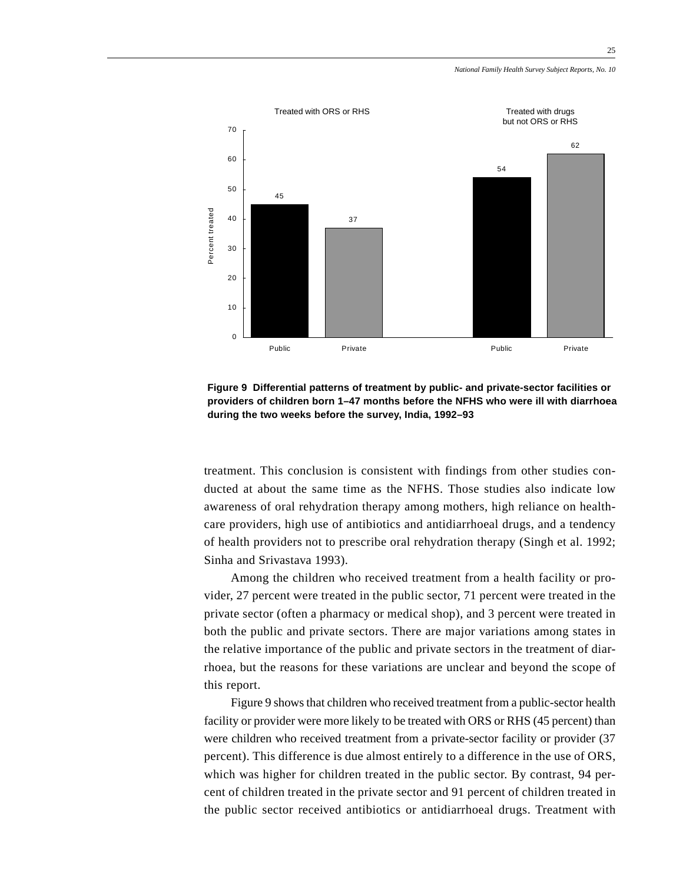**Figure 9 Differential patterns of treatment by public- and private-sector facilities or providers of children born 1–47 months before the NFHS who were ill with diarrhoea during the two weeks before the survey, India, 1992–93**

treatment. This conclusion is consistent with findings from other studies conducted at about the same time as the NFHS. Those studies also indicate low awareness of oral rehydration therapy among mothers, high reliance on health-care providers, high use of antibiotics and antidiarrhoeal drugs, and a tendency of health providers not to prescribe oral rehydration therapy (Singh et al. 1992; Sinha and Srivastava 1993).

Among the children who received treatment from a health facility or provider, 27 percent were treated in the public sector, 71 percent were treated in the private sector (often a pharmacy or medical shop), and 3 percent were treated in both the public and private sectors. There are major variations among states in the relative importance of the public and private sectors in the treatment of diarrhoea, but the reasons for these variations are unclear and beyond the scope of this report.

Figure 9 shows that children who received treatment from a public-sector health facility or provider were more likely to be treated with ORS or RHS (45 percent) than were children who received treatment from a private-sector facility or provider (37 percent). This difference is due almost entirely to a difference in the use of ORS, which was higher for children treated in the public sector. By contrast, 94 percent of children treated in the private sector and 91 percent of children treated in the public sector received antibiotics or antidiarrhoeal drugs. Treatment with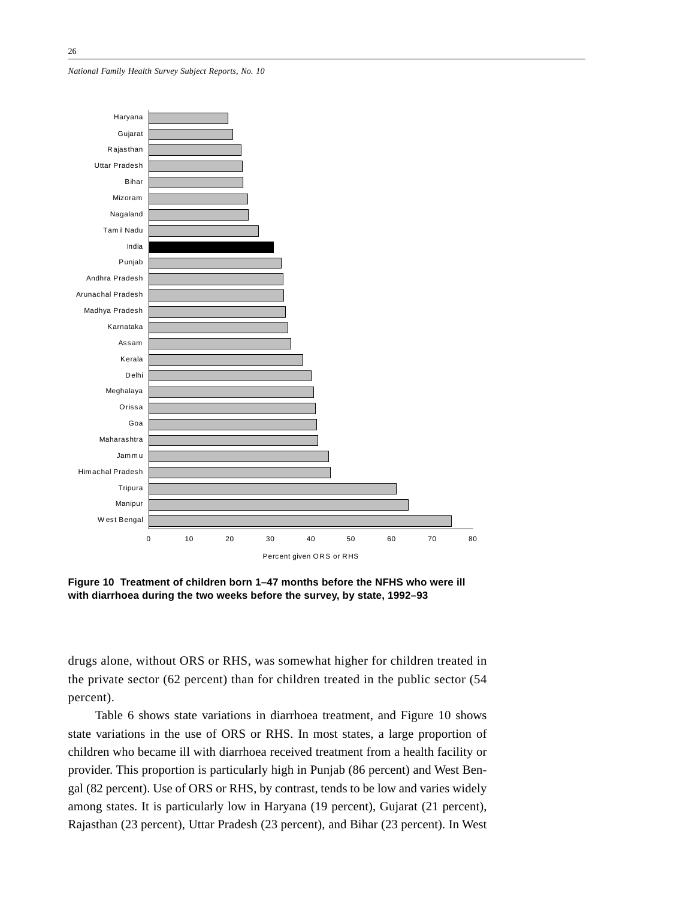Figure 10 Treatment of children born 1–47 months before the NFHS who were ill with diarrhoea during the two weeks before the survey, by state, 1992–93

drugs alone, without ORS or RHS, was somewhat higher for children treated in the private sector (62 percent) than for children treated in the public sector (54 percent).

Table 6 shows state variations in diarrhoea treatment, and Figure 10 shows state variations in the use of ORS or RHS. In most states, a large proportion of children who became ill with diarrhoea received treatment from a health facility or provider. This proportion is particularly high in Punjab (86 percent) and West Bengal (82 percent). Use of ORS or RHS, by contrast, tends to be low and varies widely among states. It is particularly low in Haryana (19 percent), Gujarat (21 percent), Rajasthan (23 percent), Uttar Pradesh (23 percent), and Bihar (23 percent). In West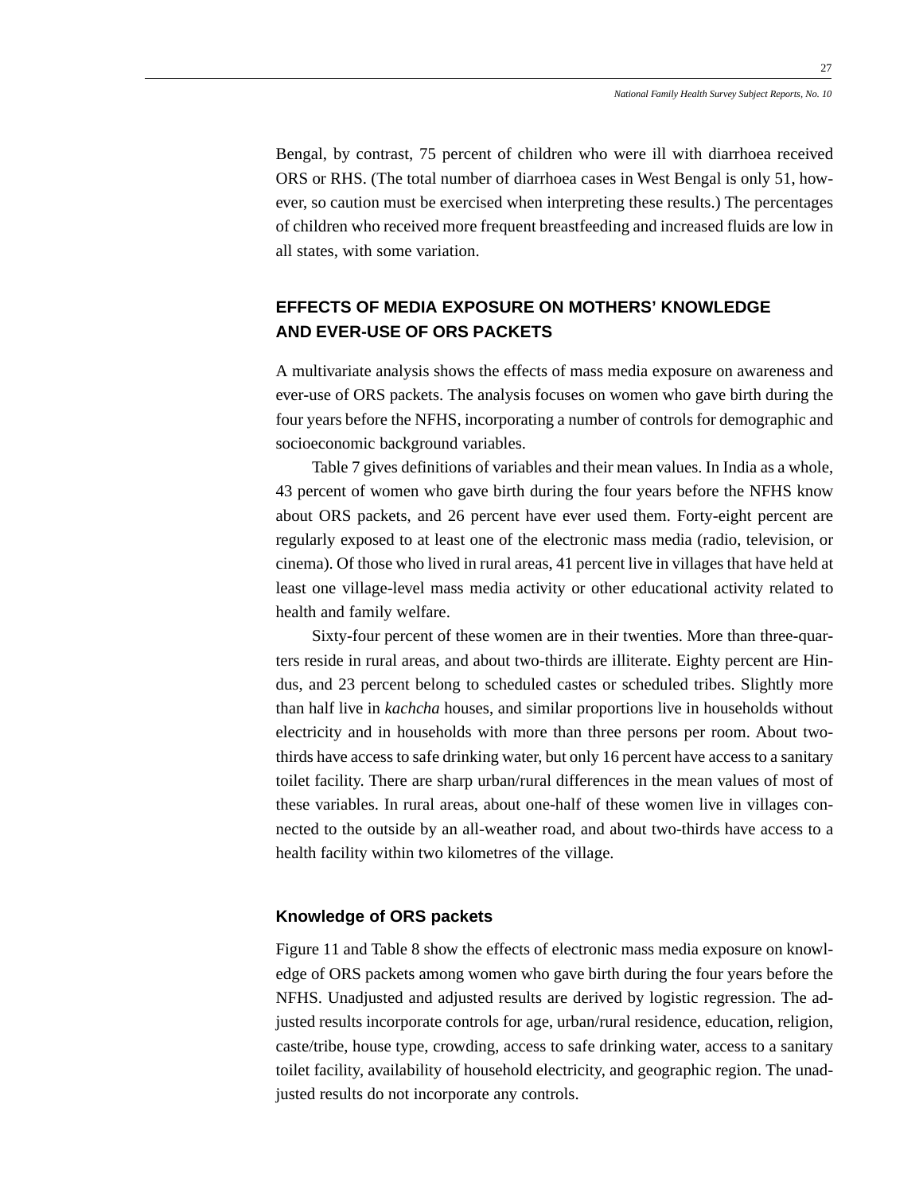Bengal, by contrast, 75 percent of children who were ill with diarrhoea received ORS or RHS. (The total number of diarrhoea cases in West Bengal is only 51, however, so caution must be exercised when interpreting these results.) The percentages of children who received more frequent breastfeeding and increased fluids are low in all states, with some variation.

## EFFECTS OF MEDIA EXPOSURE ON MOTHERS' KNOWLEDGE AND EVER-USE OF ORS PACKETS

A multivariate analysis shows the effects of mass media exposure on awareness and ever-use of ORS packets. The analysis focuses on women who gave birth during the four years before the NFHS, incorporating a number of controls for demographic and socioeconomic background variables.

Table 7 gives definitions of variables and their mean values. In India as a whole, 43 percent of women who gave birth during the four years before the NFHS know about ORS packets, and 26 percent have ever used them. Forty-eight percent are regularly exposed to at least one of the electronic mass media (radio, television, or cinema). Of those who lived in rural areas, 41 percent live in villages that have held at least one village-level mass media activity or other educational activity related to health and family welfare.

Sixty-four percent of these women are in their twenties. More than three-quarters reside in rural areas, and about two-thirds are illiterate. Eighty percent are Hindus, and 23 percent belong to scheduled castes or scheduled tribes. Slightly more than half live in *kachcha* houses, and similar proportions live in households without electricity and in households with more than three persons per room. About two-thirds have access to safe drinking water, but only 16 percent have access to a sanitary toilet facility. There are sharp urban/rural differences in the mean values of most of these variables. In rural areas, about one-half of these women live in villages connected to the outside by an all-weather road, and about two-thirds have access to a health facility within two kilometres of the village.

### Knowledge of ORS packets

Figure 11 and Table 8 show the effects of electronic mass media exposure on knowledge of ORS packets among women who gave birth during the four years before the NFHS. Unadjusted and adjusted results are derived by logistic regression. The adjusted results incorporate controls for age, urban/rural residence, education, religion, caste/tribe, house type, crowding, access to safe drinking water, access to a sanitary toilet facility, availability of household electricity, and geographic region. The unadjusted results do not incorporate any controls.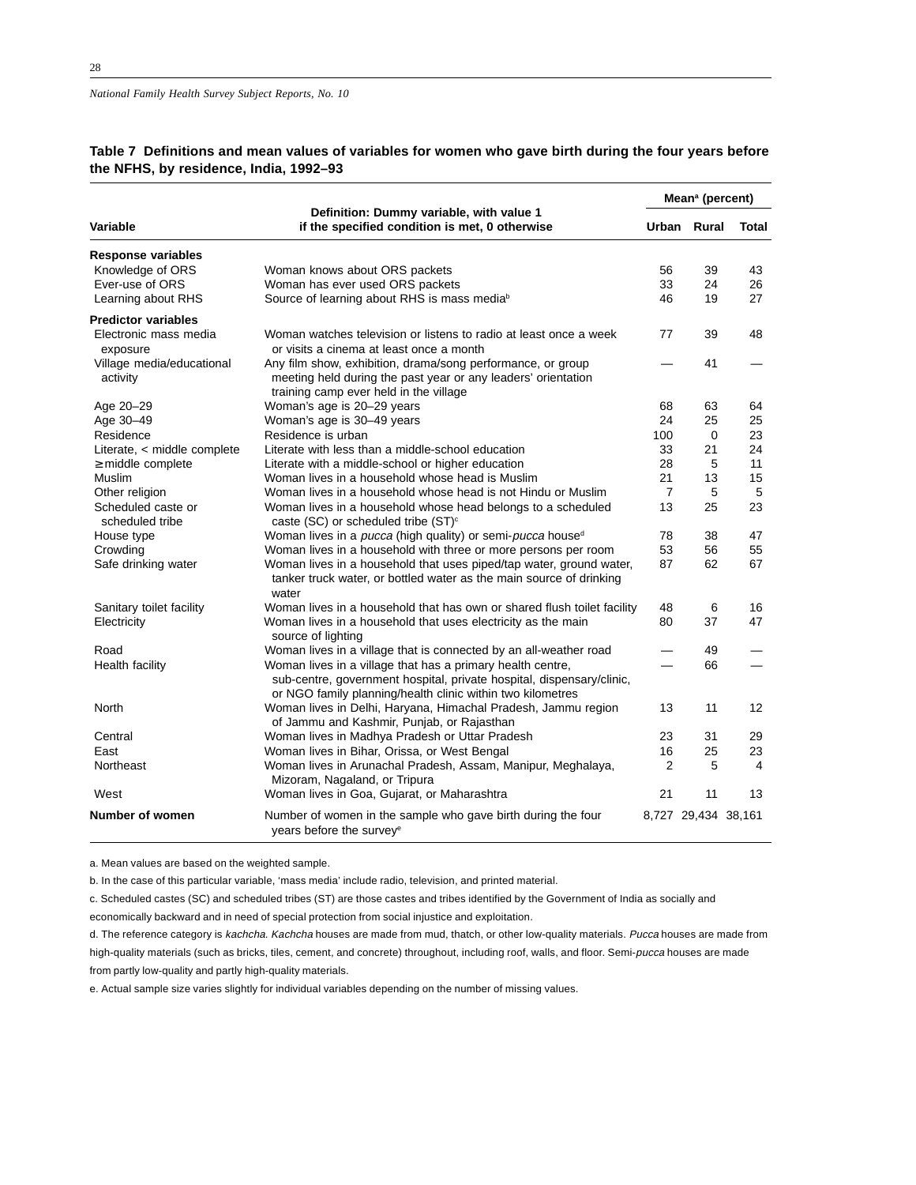**Table 7 Definitions and mean values of variables for women who gave birth during the four years before the NFHS, by residence, India, 1992–93**

| Variable | Definition: Dummy variable, with value 1 if the specified condition is met, 0 otherwise | Mean[a] (percent) | | |
|---|---|---|---|---|
| | | Urban | Rural | Total |
| **Response variables** | | | | |
| Knowledge of ORS | Woman knows about ORS packets | 56 | 39 | 43 |
| Ever-use of ORS | Woman has ever used ORS packets | 33 | 24 | 26 |
| Learning about RHS | Source of learning about RHS is mass media[b] | 46 | 19 | 27 |
| **Predictor variables** | | | | |
| Electronic mass media exposure | Woman watches television or listens to radio at least once a week or visits a cinema at least once a month | 77 | 39 | 48 |
| Village media/educational activity | Any film show, exhibition, drama/song performance, or group meeting held during the past year or any leaders' orientation training camp ever held in the village | — | 41 | — |
| Age 20–29 | Woman's age is 20–29 years | 68 | 63 | 64 |
| Age 30–49 | Woman's age is 30–49 years | 24 | 25 | 25 |
| Residence | Residence is urban | 100 | 0 | 23 |
| Literate, < middle complete | Literate with less than a middle-school education | 33 | 21 | 24 |
| ≥ middle complete | Literate with a middle-school or higher education | 28 | 5 | 11 |
| Muslim | Woman lives in a household whose head is Muslim | 21 | 13 | 15 |
| Other religion | Woman lives in a household whose head is not Hindu or Muslim | 7 | 5 | 5 |
| Scheduled caste or scheduled tribe | Woman lives in a household whose head belongs to a scheduled caste (SC) or scheduled tribe (ST)[c] | 13 | 25 | 23 |
| House type | Woman lives in a *pucca* (high quality) or semi-*pucca* house[d] | 78 | 38 | 47 |
| Crowding | Woman lives in a household with three or more persons per room | 53 | 56 | 55 |
| Safe drinking water | Woman lives in a household that uses piped/tap water, ground water, tanker truck water, or bottled water as the main source of drinking water | 87 | 62 | 67 |
| Sanitary toilet facility | Woman lives in a household that has own or shared flush toilet facility | 48 | 6 | 16 |
| Electricity | Woman lives in a household that uses electricity as the main source of lighting | 80 | 37 | 47 |
| Road | Woman lives in a village that is connected by an all-weather road | — | 49 | — |
| Health facility | Woman lives in a village that has a primary health centre, sub-centre, government hospital, private hospital, dispensary/clinic, or NGO family planning/health clinic within two kilometres | — | 66 | — |
| North | Woman lives in Delhi, Haryana, Himachal Pradesh, Jammu region of Jammu and Kashmir, Punjab, or Rajasthan | 13 | 11 | 12 |
| Central | Woman lives in Madhya Pradesh or Uttar Pradesh | 23 | 31 | 29 |
| East | Woman lives in Bihar, Orissa, or West Bengal | 16 | 25 | 23 |
| Northeast | Woman lives in Arunachal Pradesh, Assam, Manipur, Meghalaya, Mizoram, Nagaland, or Tripura | 2 | 5 | 4 |
| West | Woman lives in Goa, Gujarat, or Maharashtra | 21 | 11 | 13 |
| **Number of women** | Number of women in the sample who gave birth during the four years before the survey[e] | 8,727 | 29,434 | 38,161 |

a. Mean values are based on the weighted sample.

b. In the case of this particular variable, 'mass media' include radio, television, and printed material.

c. Scheduled castes (SC) and scheduled tribes (ST) are those castes and tribes identified by the Government of India as socially and economically backward and in need of special protection from social injustice and exploitation.

d. The reference category is *kachcha*. *Kachcha* houses are made from mud, thatch, or other low-quality materials. *Pucca* houses are made from high-quality materials (such as bricks, tiles, cement, and concrete) throughout, including roof, walls, and floor. Semi-*pucca* houses are made from partly low-quality and partly high-quality materials.

e. Actual sample size varies slightly for individual variables depending on the number of missing values.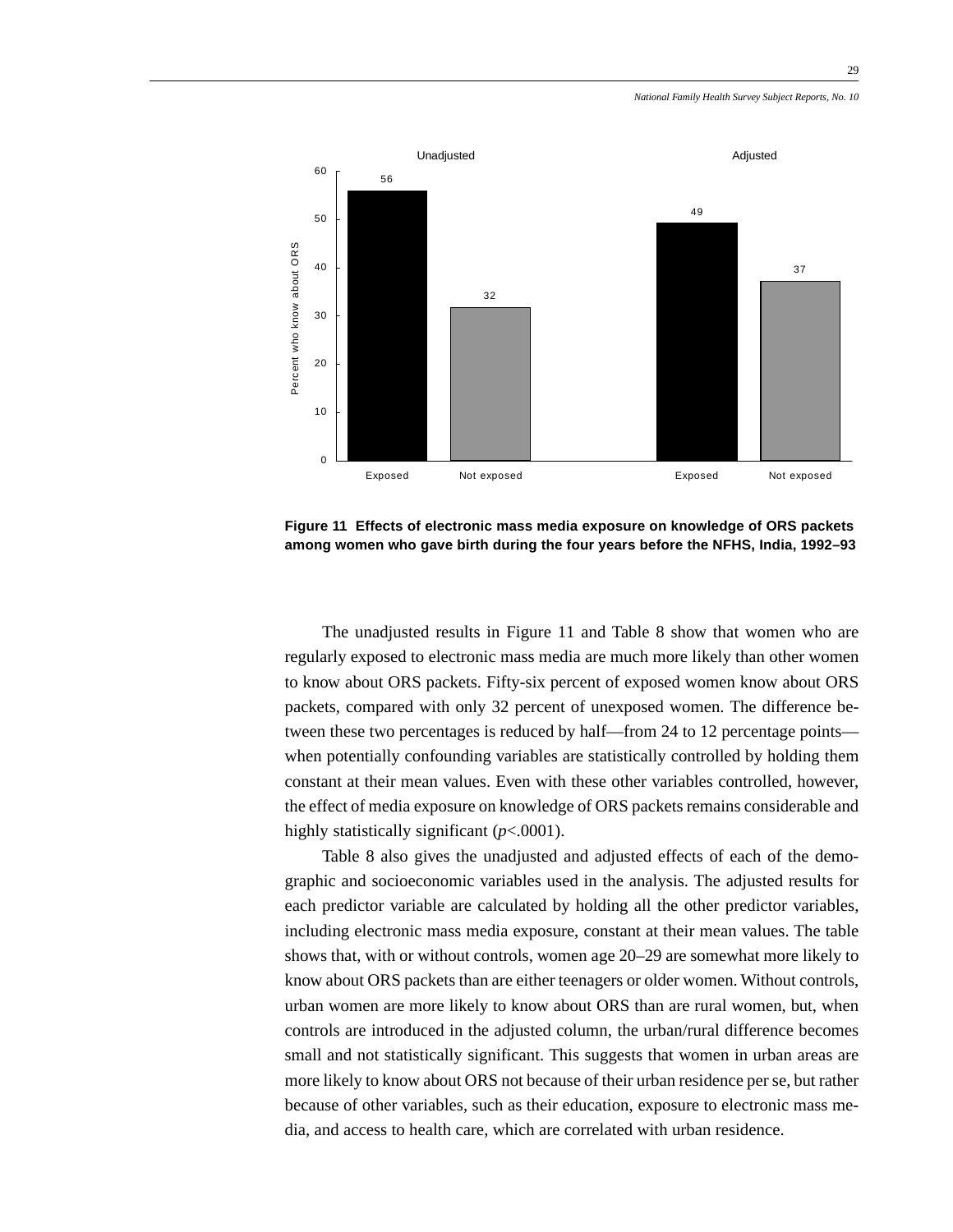**Figure 11 Effects of electronic mass media exposure on knowledge of ORS packets among women who gave birth during the four years before the NFHS, India, 1992–93**

| | Unadjusted | | Adjusted | |
|---|---|---|---|---|
| | Exposed | Not exposed | Exposed | Not exposed |
| Percent who know about ORS | 56 | 32 | 49 | 37 |

The unadjusted results in Figure 11 and Table 8 show that women who are regularly exposed to electronic mass media are much more likely than other women to know about ORS packets. Fifty-six percent of exposed women know about ORS packets, compared with only 32 percent of unexposed women. The difference between these two percentages is reduced by half—from 24 to 12 percentage points—when potentially confounding variables are statistically controlled by holding them constant at their mean values. Even with these other variables controlled, however, the effect of media exposure on knowledge of ORS packets remains considerable and highly statistically significant ($p$<.0001).

Table 8 also gives the unadjusted and adjusted effects of each of the demographic and socioeconomic variables used in the analysis. The adjusted results for each predictor variable are calculated by holding all the other predictor variables, including electronic mass media exposure, constant at their mean values. The table shows that, with or without controls, women age 20–29 are somewhat more likely to know about ORS packets than are either teenagers or older women. Without controls, urban women are more likely to know about ORS than are rural women, but, when controls are introduced in the adjusted column, the urban/rural difference becomes small and not statistically significant. This suggests that women in urban areas are more likely to know about ORS not because of their urban residence per se, but rather because of other variables, such as their education, exposure to electronic mass media, and access to health care, which are correlated with urban residence.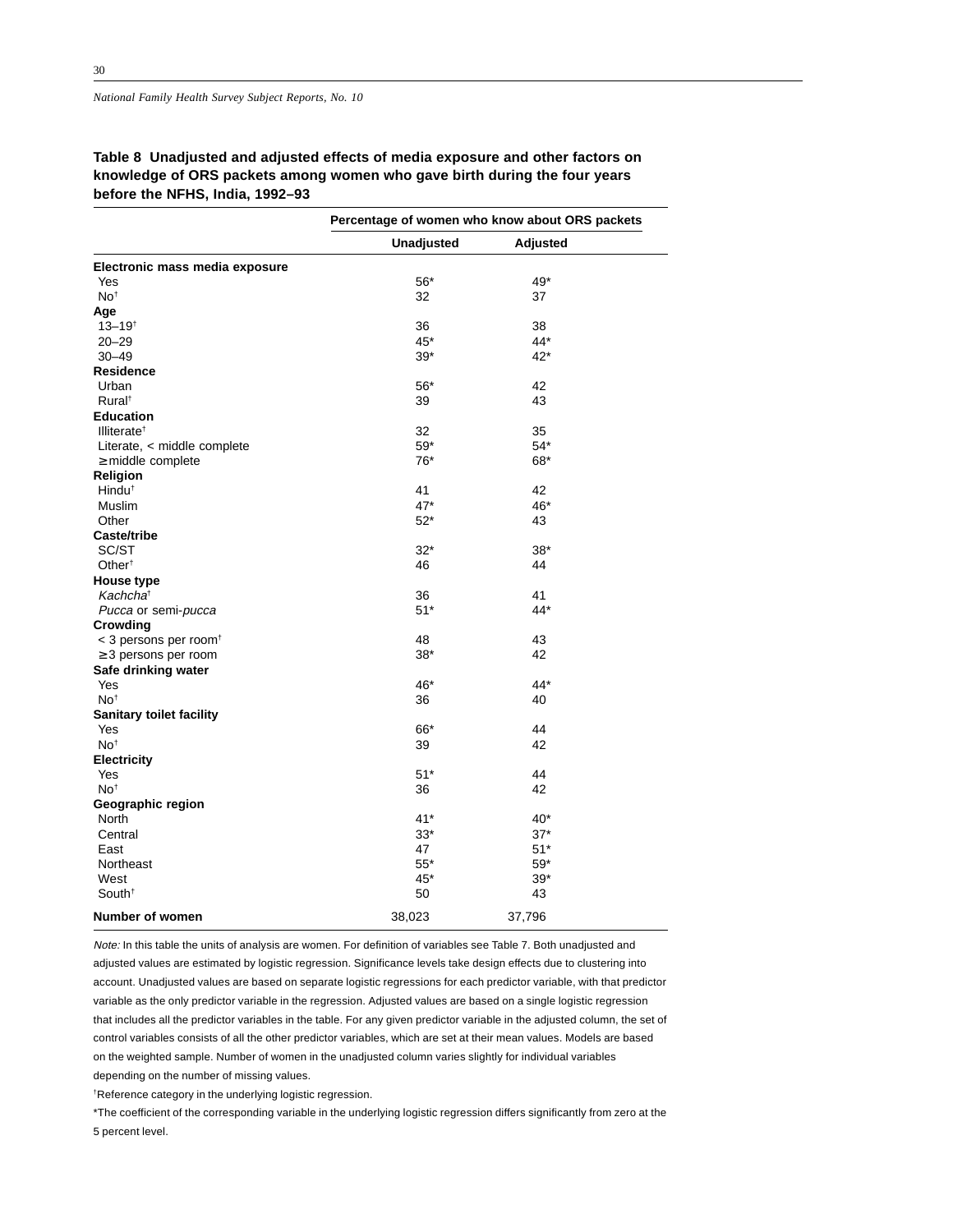**Table 8 Unadjusted and adjusted effects of media exposure and other factors on knowledge of ORS packets among women who gave birth during the four years before the NFHS, India, 1992–93**

| | Percentage of women who know about ORS packets | |
|---|---|---|
| | Unadjusted | Adjusted |
| **Electronic mass media exposure** | | |
| Yes | 56* | 49* |
| No† | 32 | 37 |
| **Age** | | |
| 13–19† | 36 | 38 |
| 20–29 | 45* | 44* |
| 30–49 | 39* | 42* |
| **Residence** | | |
| Urban | 56* | 42 |
| Rural† | 39 | 43 |
| **Education** | | |
| Illiterate† | 32 | 35 |
| Literate, < middle complete | 59* | 54* |
| ≥ middle complete | 76* | 68* |
| **Religion** | | |
| Hindu† | 41 | 42 |
| Muslim | 47* | 46* |
| Other | 52* | 43 |
| **Caste/tribe** | | |
| SC/ST | 32* | 38* |
| Other† | 46 | 44 |
| **House type** | | |
| *Kachcha*† | 36 | 41 |
| *Pucca* or semi-*pucca* | 51* | 44* |
| **Crowding** | | |
| < 3 persons per room† | 48 | 43 |
| ≥ 3 persons per room | 38* | 42 |
| **Safe drinking water** | | |
| Yes | 46* | 44* |
| No† | 36 | 40 |
| **Sanitary toilet facility** | | |
| Yes | 66* | 44 |
| No† | 39 | 42 |
| **Electricity** | | |
| Yes | 51* | 44 |
| No† | 36 | 42 |
| **Geographic region** | | |
| North | 41* | 40* |
| Central | 33* | 37* |
| East | 47 | 51* |
| Northeast | 55* | 59* |
| West | 45* | 39* |
| South† | 50 | 43 |
| **Number of women** | 38,023 | 37,796 |

*Note:* In this table the units of analysis are women. For definition of variables see Table 7. Both unadjusted and adjusted values are estimated by logistic regression. Significance levels take design effects due to clustering into account. Unadjusted values are based on separate logistic regressions for each predictor variable, with that predictor variable as the only predictor variable in the regression. Adjusted values are based on a single logistic regression that includes all the predictor variables in the table. For any given predictor variable in the adjusted column, the set of control variables consists of all the other predictor variables, which are set at their mean values. Models are based on the weighted sample. Number of women in the unadjusted column varies slightly for individual variables depending on the number of missing values.

†Reference category in the underlying logistic regression.

*The coefficient of the corresponding variable in the underlying logistic regression differs significantly from zero at the 5 percent level.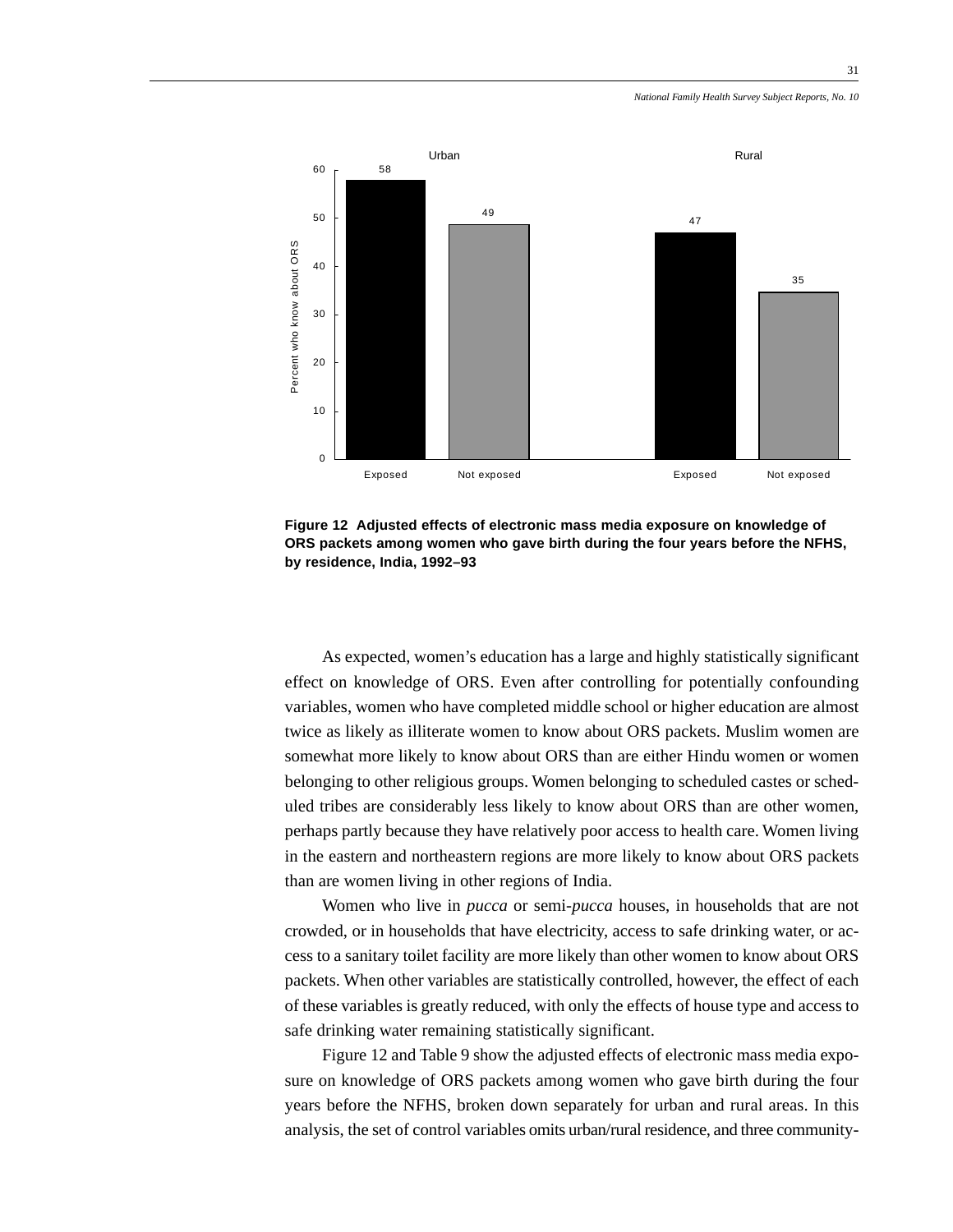**Figure 12 Adjusted effects of electronic mass media exposure on knowledge of ORS packets among women who gave birth during the four years before the NFHS, by residence, India, 1992–93**

As expected, women's education has a large and highly statistically significant effect on knowledge of ORS. Even after controlling for potentially confounding variables, women who have completed middle school or higher education are almost twice as likely as illiterate women to know about ORS packets. Muslim women are somewhat more likely to know about ORS than are either Hindu women or women belonging to other religious groups. Women belonging to scheduled castes or scheduled tribes are considerably less likely to know about ORS than are other women, perhaps partly because they have relatively poor access to health care. Women living in the eastern and northeastern regions are more likely to know about ORS packets than are women living in other regions of India.

Women who live in *pucca* or semi-*pucca* houses, in households that are not crowded, or in households that have electricity, access to safe drinking water, or access to a sanitary toilet facility are more likely than other women to know about ORS packets. When other variables are statistically controlled, however, the effect of each of these variables is greatly reduced, with only the effects of house type and access to safe drinking water remaining statistically significant.

Figure 12 and Table 9 show the adjusted effects of electronic mass media exposure on knowledge of ORS packets among women who gave birth during the four years before the NFHS, broken down separately for urban and rural areas. In this analysis, the set of control variables omits urban/rural residence, and three community-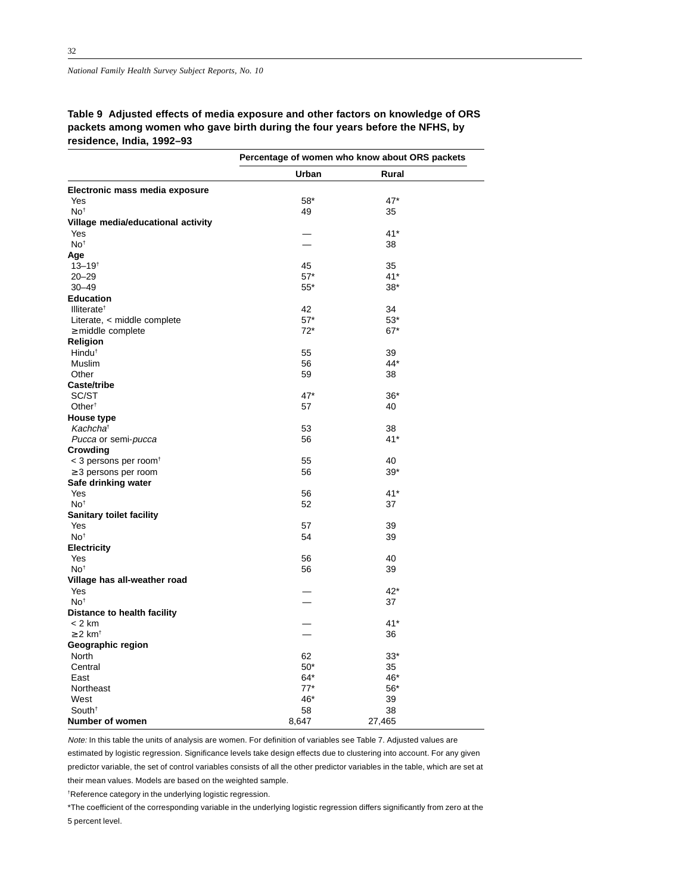**Table 9 Adjusted effects of media exposure and other factors on knowledge of ORS packets among women who gave birth during the four years before the NFHS, by residence, India, 1992–93**

| | Percentage of women who know about ORS packets | |
|---|---|---|
| | Urban | Rural |
| **Electronic mass media exposure** | | |
| Yes | 58* | 47* |
| No† | 49 | 35 |
| **Village media/educational activity** | | |
| Yes | — | 41* |
| No† | — | 38 |
| **Age** | | |
| 13–19† | 45 | 35 |
| 20–29 | 57* | 41* |
| 30–49 | 55* | 38* |
| **Education** | | |
| Illiterate† | 42 | 34 |
| Literate, < middle complete | 57* | 53* |
| ≥ middle complete | 72* | 67* |
| **Religion** | | |
| Hindu† | 55 | 39 |
| Muslim | 56 | 44* |
| Other | 59 | 38 |
| **Caste/tribe** | | |
| SC/ST | 47* | 36* |
| Other† | 57 | 40 |
| **House type** | | |
| *Kachcha*† | 53 | 38 |
| *Pucca* or semi-*pucca* | 56 | 41* |
| **Crowding** | | |
| < 3 persons per room† | 55 | 40 |
| ≥ 3 persons per room | 56 | 39* |
| **Safe drinking water** | | |
| Yes | 56 | 41* |
| No† | 52 | 37 |
| **Sanitary toilet facility** | | |
| Yes | 57 | 39 |
| No† | 54 | 39 |
| **Electricity** | | |
| Yes | 56 | 40 |
| No† | 56 | 39 |
| **Village has all-weather road** | | |
| Yes | — | 42* |
| No† | — | 37 |
| **Distance to health facility** | | |
| < 2 km | — | 41* |
| ≥ 2 km† | — | 36 |
| **Geographic region** | | |
| North | 62 | 33* |
| Central | 50* | 35 |
| East | 64* | 46* |
| Northeast | 77* | 56* |
| West | 46* | 39 |
| South† | 58 | 38 |
| **Number of women** | 8,647 | 27,465 |

*Note:* In this table the units of analysis are women. For definition of variables see Table 7. Adjusted values are estimated by logistic regression. Significance levels take design effects due to clustering into account. For any given predictor variable, the set of control variables consists of all the other predictor variables in the table, which are set at their mean values. Models are based on the weighted sample.

†Reference category in the underlying logistic regression.

*The coefficient of the corresponding variable in the underlying logistic regression differs significantly from zero at the 5 percent level.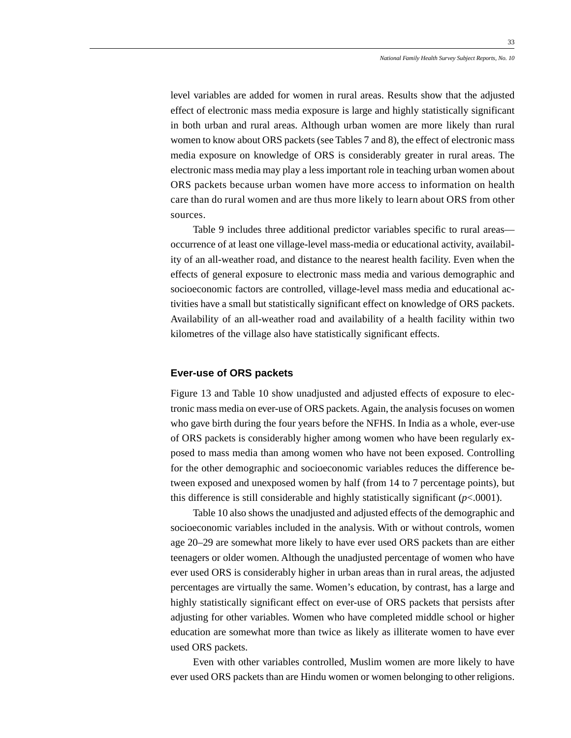level variables are added for women in rural areas. Results show that the adjusted effect of electronic mass media exposure is large and highly statistically significant in both urban and rural areas. Although urban women are more likely than rural women to know about ORS packets (see Tables 7 and 8), the effect of electronic mass media exposure on knowledge of ORS is considerably greater in rural areas. The electronic mass media may play a less important role in teaching urban women about ORS packets because urban women have more access to information on health care than do rural women and are thus more likely to learn about ORS from other sources.

Table 9 includes three additional predictor variables specific to rural areas—occurrence of at least one village-level mass-media or educational activity, availability of an all-weather road, and distance to the nearest health facility. Even when the effects of general exposure to electronic mass media and various demographic and socioeconomic factors are controlled, village-level mass media and educational activities have a small but statistically significant effect on knowledge of ORS packets. Availability of an all-weather road and availability of a health facility within two kilometres of the village also have statistically significant effects.

## Ever-use of ORS packets

Figure 13 and Table 10 show unadjusted and adjusted effects of exposure to electronic mass media on ever-use of ORS packets. Again, the analysis focuses on women who gave birth during the four years before the NFHS. In India as a whole, ever-use of ORS packets is considerably higher among women who have been regularly exposed to mass media than among women who have not been exposed. Controlling for the other demographic and socioeconomic variables reduces the difference between exposed and unexposed women by half (from 14 to 7 percentage points), but this difference is still considerable and highly statistically significant ($p<.0001$).

Table 10 also shows the unadjusted and adjusted effects of the demographic and socioeconomic variables included in the analysis. With or without controls, women age 20–29 are somewhat more likely to have ever used ORS packets than are either teenagers or older women. Although the unadjusted percentage of women who have ever used ORS is considerably higher in urban areas than in rural areas, the adjusted percentages are virtually the same. Women's education, by contrast, has a large and highly statistically significant effect on ever-use of ORS packets that persists after adjusting for other variables. Women who have completed middle school or higher education are somewhat more than twice as likely as illiterate women to have ever used ORS packets.

Even with other variables controlled, Muslim women are more likely to have ever used ORS packets than are Hindu women or women belonging to other religions.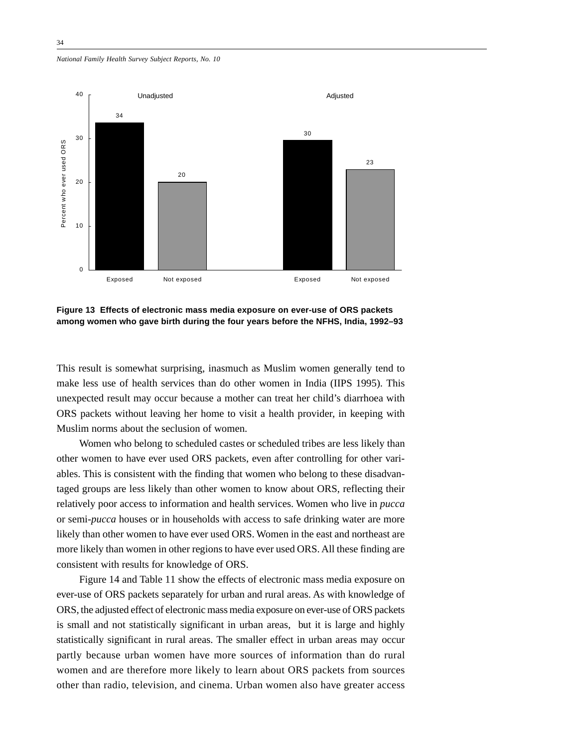**Figure 13 Effects of electronic mass media exposure on ever-use of ORS packets among women who gave birth during the four years before the NFHS, India, 1992–93**

This result is somewhat surprising, inasmuch as Muslim women generally tend to make less use of health services than do other women in India (IIPS 1995). This unexpected result may occur because a mother can treat her child's diarrhoea with ORS packets without leaving her home to visit a health provider, in keeping with Muslim norms about the seclusion of women.

Women who belong to scheduled castes or scheduled tribes are less likely than other women to have ever used ORS packets, even after controlling for other variables. This is consistent with the finding that women who belong to these disadvantaged groups are less likely than other women to know about ORS, reflecting their relatively poor access to information and health services. Women who live in *pucca* or semi-*pucca* houses or in households with access to safe drinking water are more likely than other women to have ever used ORS. Women in the east and northeast are more likely than women in other regions to have ever used ORS. All these finding are consistent with results for knowledge of ORS.

Figure 14 and Table 11 show the effects of electronic mass media exposure on ever-use of ORS packets separately for urban and rural areas. As with knowledge of ORS, the adjusted effect of electronic mass media exposure on ever-use of ORS packets is small and not statistically significant in urban areas, but it is large and highly statistically significant in rural areas. The smaller effect in urban areas may occur partly because urban women have more sources of information than do rural women and are therefore more likely to learn about ORS packets from sources other than radio, television, and cinema. Urban women also have greater access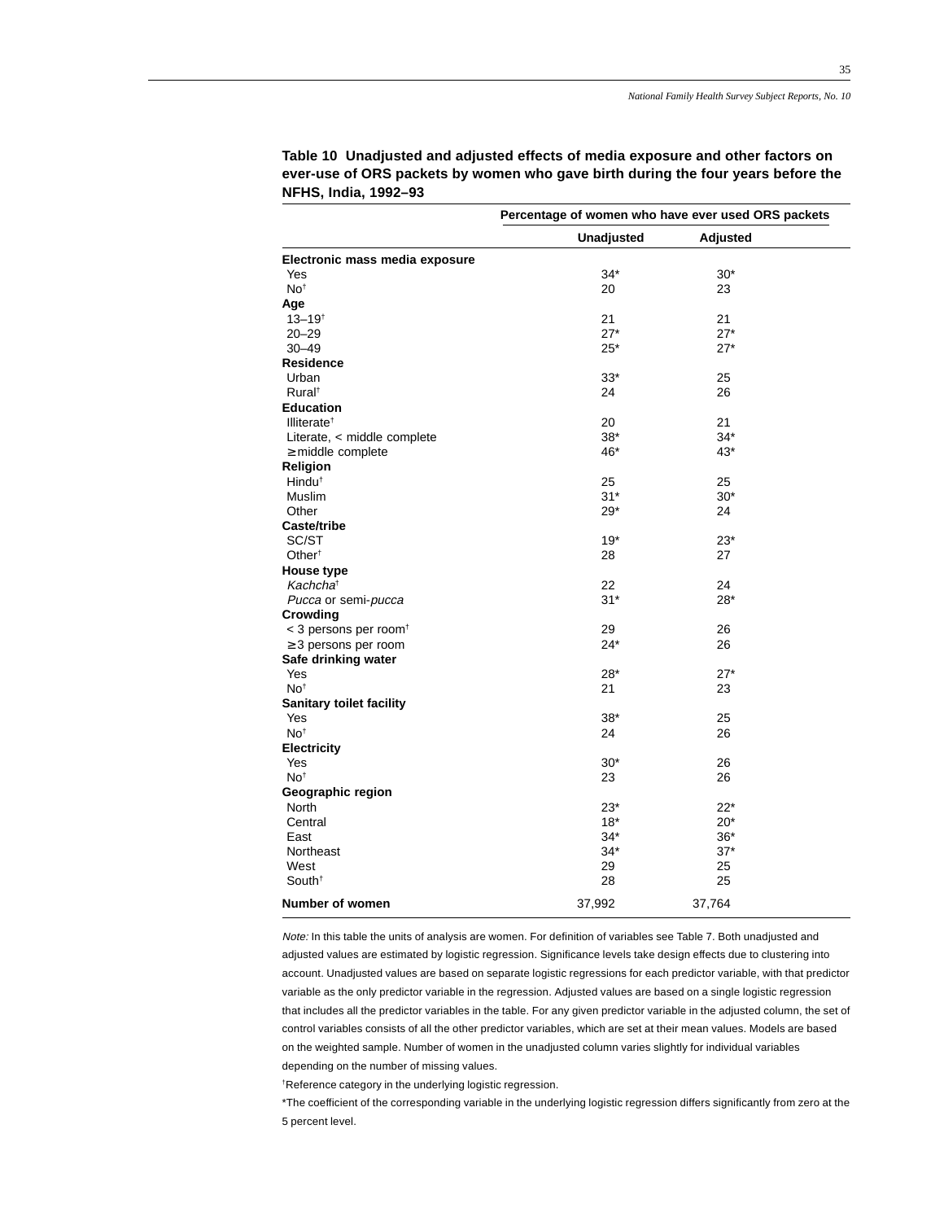**Table 10 Unadjusted and adjusted effects of media exposure and other factors on ever-use of ORS packets by women who gave birth during the four years before the NFHS, India, 1992–93**

| | Percentage of women who have ever used ORS packets | |
|---|---|---|
| | Unadjusted | Adjusted |
| **Electronic mass media exposure** | | |
| Yes | 34* | 30* |
| No† | 20 | 23 |
| **Age** | | |
| 13–19† | 21 | 21 |
| 20–29 | 27* | 27* |
| 30–49 | 25* | 27* |
| **Residence** | | |
| Urban | 33* | 25 |
| Rural† | 24 | 26 |
| **Education** | | |
| Illiterate† | 20 | 21 |
| Literate, < middle complete | 38* | 34* |
| ≥ middle complete | 46* | 43* |
| **Religion** | | |
| Hindu† | 25 | 25 |
| Muslim | 31* | 30* |
| Other | 29* | 24 |
| **Caste/tribe** | | |
| SC/ST | 19* | 23* |
| Other† | 28 | 27 |
| **House type** | | |
| *Kachcha*† | 22 | 24 |
| *Pucca* or semi-*pucca* | 31* | 28* |
| **Crowding** | | |
| < 3 persons per room† | 29 | 26 |
| ≥ 3 persons per room | 24* | 26 |
| **Safe drinking water** | | |
| Yes | 28* | 27* |
| No† | 21 | 23 |
| **Sanitary toilet facility** | | |
| Yes | 38* | 25 |
| No† | 24 | 26 |
| **Electricity** | | |
| Yes | 30* | 26 |
| No† | 23 | 26 |
| **Geographic region** | | |
| North | 23* | 22* |
| Central | 18* | 20* |
| East | 34* | 36* |
| Northeast | 34* | 37* |
| West | 29 | 25 |
| South† | 28 | 25 |
| **Number of women** | 37,992 | 37,764 |

*Note:* In this table the units of analysis are women. For definition of variables see Table 7. Both unadjusted and adjusted values are estimated by logistic regression. Significance levels take design effects due to clustering into account. Unadjusted values are based on separate logistic regressions for each predictor variable, with that predictor variable as the only predictor variable in the regression. Adjusted values are based on a single logistic regression that includes all the predictor variables in the table. For any given predictor variable in the adjusted column, the set of control variables consists of all the other predictor variables, which are set at their mean values. Models are based on the weighted sample. Number of women in the unadjusted column varies slightly for individual variables depending on the number of missing values.

†Reference category in the underlying logistic regression.

*The coefficient of the corresponding variable in the underlying logistic regression differs significantly from zero at the 5 percent level.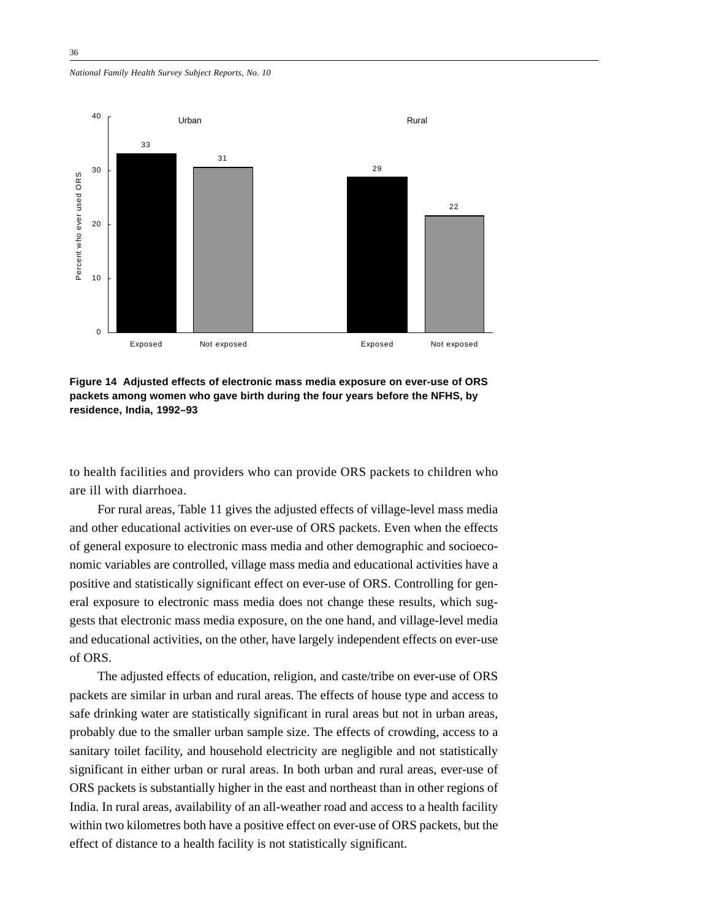**Figure 14 Adjusted effects of electronic mass media exposure on ever-use of ORS packets among women who gave birth during the four years before the NFHS, by residence, India, 1992–93**

| | Exposed | Not exposed |
|---|---|---|
| Urban | 33 | 31 |
| Rural | 29 | 22 |

to health facilities and providers who can provide ORS packets to children who are ill with diarrhoea.

For rural areas, Table 11 gives the adjusted effects of village-level mass media and other educational activities on ever-use of ORS packets. Even when the effects of general exposure to electronic mass media and other demographic and socioeconomic variables are controlled, village mass media and educational activities have a positive and statistically significant effect on ever-use of ORS. Controlling for general exposure to electronic mass media does not change these results, which suggests that electronic mass media exposure, on the one hand, and village-level media and educational activities, on the other, have largely independent effects on ever-use of ORS.

The adjusted effects of education, religion, and caste/tribe on ever-use of ORS packets are similar in urban and rural areas. The effects of house type and access to safe drinking water are statistically significant in rural areas but not in urban areas, probably due to the smaller urban sample size. The effects of crowding, access to a sanitary toilet facility, and household electricity are negligible and not statistically significant in either urban or rural areas. In both urban and rural areas, ever-use of ORS packets is substantially higher in the east and northeast than in other regions of India. In rural areas, availability of an all-weather road and access to a health facility within two kilometres both have a positive effect on ever-use of ORS packets, but the effect of distance to a health facility is not statistically significant.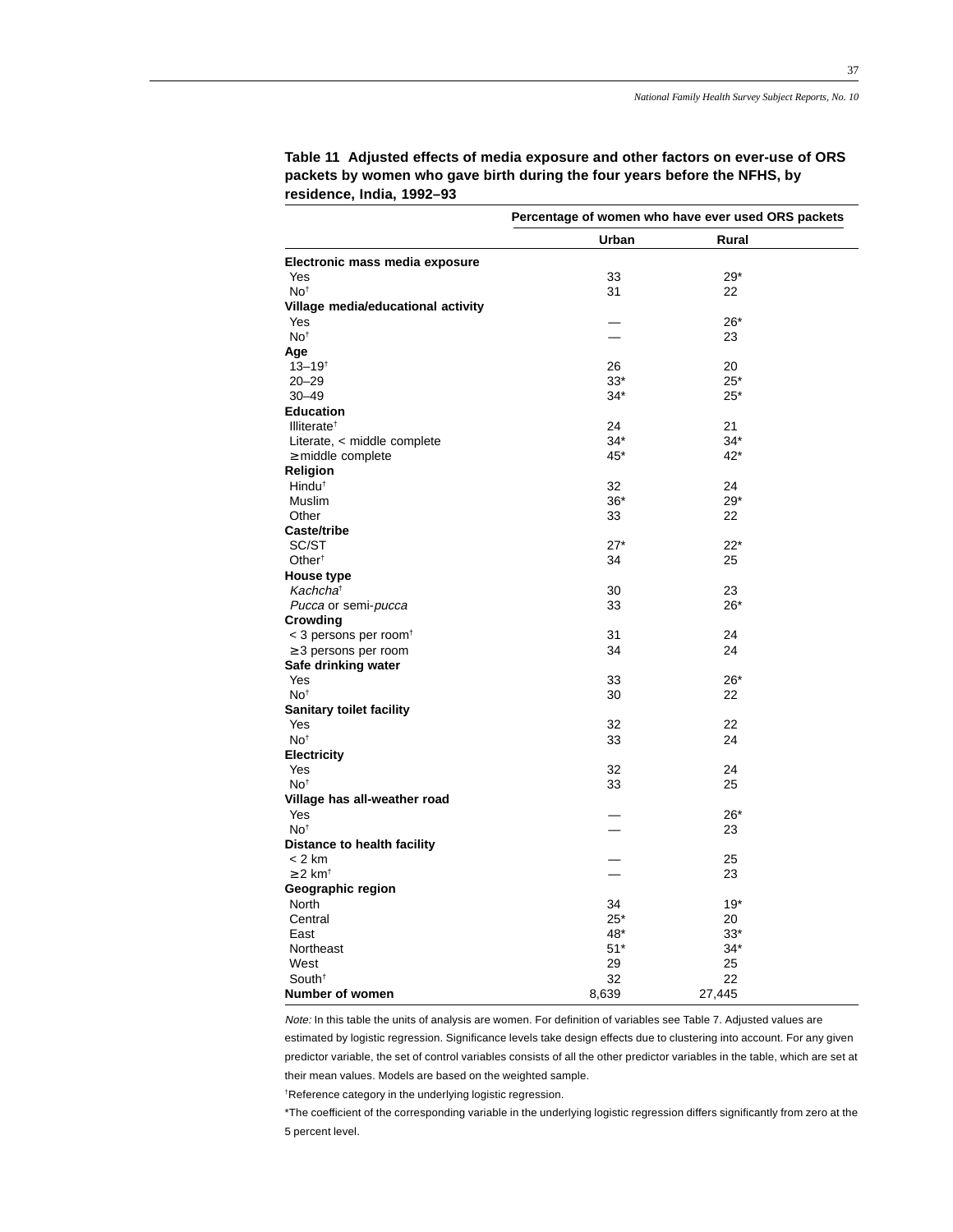**Table 11 Adjusted effects of media exposure and other factors on ever-use of ORS packets by women who gave birth during the four years before the NFHS, by residence, India, 1992–93**

| | Percentage of women who have ever used ORS packets | |
|---|---|---|
| | **Urban** | **Rural** |
| **Electronic mass media exposure** | | |
| Yes | 33 | 29* |
| No† | 31 | 22 |
| **Village media/educational activity** | | |
| Yes | — | 26* |
| No† | — | 23 |
| **Age** | | |
| 13–19† | 26 | 20 |
| 20–29 | 33* | 25* |
| 30–49 | 34* | 25* |
| **Education** | | |
| Illiterate† | 24 | 21 |
| Literate, < middle complete | 34* | 34* |
| ≥ middle complete | 45* | 42* |
| **Religion** | | |
| Hindu† | 32 | 24 |
| Muslim | 36* | 29* |
| Other | 33 | 22 |
| **Caste/tribe** | | |
| SC/ST | 27* | 22* |
| Other† | 34 | 25 |
| **House type** | | |
| *Kachcha*† | 30 | 23 |
| *Pucca* or semi-*pucca* | 33 | 26* |
| **Crowding** | | |
| < 3 persons per room† | 31 | 24 |
| ≥ 3 persons per room | 34 | 24 |
| **Safe drinking water** | | |
| Yes | 33 | 26* |
| No† | 30 | 22 |
| **Sanitary toilet facility** | | |
| Yes | 32 | 22 |
| No† | 33 | 24 |
| **Electricity** | | |
| Yes | 32 | 24 |
| No† | 33 | 25 |
| **Village has all-weather road** | | |
| Yes | — | 26* |
| No† | — | 23 |
| **Distance to health facility** | | |
| < 2 km | — | 25 |
| ≥ 2 km† | — | 23 |
| **Geographic region** | | |
| North | 34 | 19* |
| Central | 25* | 20 |
| East | 48* | 33* |
| Northeast | 51* | 34* |
| West | 29 | 25 |
| South† | 32 | 22 |
| **Number of women** | 8,639 | 27,445 |

*Note:* In this table the units of analysis are women. For definition of variables see Table 7. Adjusted values are estimated by logistic regression. Significance levels take design effects due to clustering into account. For any given predictor variable, the set of control variables consists of all the other predictor variables in the table, which are set at their mean values. Models are based on the weighted sample.

†Reference category in the underlying logistic regression.

*The coefficient of the corresponding variable in the underlying logistic regression differs significantly from zero at the 5 percent level.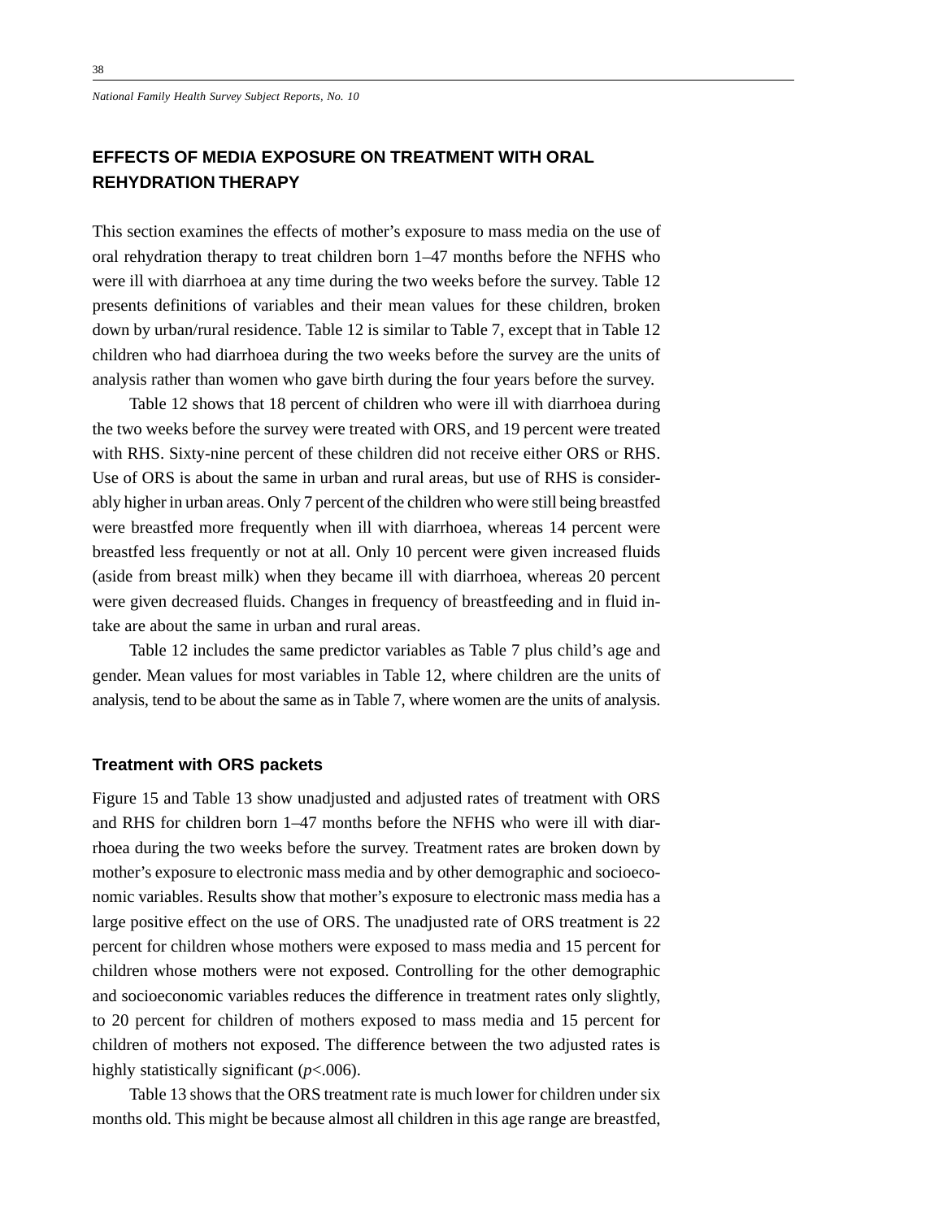## EFFECTS OF MEDIA EXPOSURE ON TREATMENT WITH ORAL REHYDRATION THERAPY

This section examines the effects of mother's exposure to mass media on the use of oral rehydration therapy to treat children born 1–47 months before the NFHS who were ill with diarrhoea at any time during the two weeks before the survey. Table 12 presents definitions of variables and their mean values for these children, broken down by urban/rural residence. Table 12 is similar to Table 7, except that in Table 12 children who had diarrhoea during the two weeks before the survey are the units of analysis rather than women who gave birth during the four years before the survey.

Table 12 shows that 18 percent of children who were ill with diarrhoea during the two weeks before the survey were treated with ORS, and 19 percent were treated with RHS. Sixty-nine percent of these children did not receive either ORS or RHS. Use of ORS is about the same in urban and rural areas, but use of RHS is considerably higher in urban areas. Only 7 percent of the children who were still being breastfed were breastfed more frequently when ill with diarrhoea, whereas 14 percent were breastfed less frequently or not at all. Only 10 percent were given increased fluids (aside from breast milk) when they became ill with diarrhoea, whereas 20 percent were given decreased fluids. Changes in frequency of breastfeeding and in fluid intake are about the same in urban and rural areas.

Table 12 includes the same predictor variables as Table 7 plus child's age and gender. Mean values for most variables in Table 12, where children are the units of analysis, tend to be about the same as in Table 7, where women are the units of analysis.

### Treatment with ORS packets

Figure 15 and Table 13 show unadjusted and adjusted rates of treatment with ORS and RHS for children born 1–47 months before the NFHS who were ill with diarrhoea during the two weeks before the survey. Treatment rates are broken down by mother's exposure to electronic mass media and by other demographic and socioeconomic variables. Results show that mother's exposure to electronic mass media has a large positive effect on the use of ORS. The unadjusted rate of ORS treatment is 22 percent for children whose mothers were exposed to mass media and 15 percent for children whose mothers were not exposed. Controlling for the other demographic and socioeconomic variables reduces the difference in treatment rates only slightly, to 20 percent for children of mothers exposed to mass media and 15 percent for children of mothers not exposed. The difference between the two adjusted rates is highly statistically significant ($p<.006$).

Table 13 shows that the ORS treatment rate is much lower for children under six months old. This might be because almost all children in this age range are breastfed,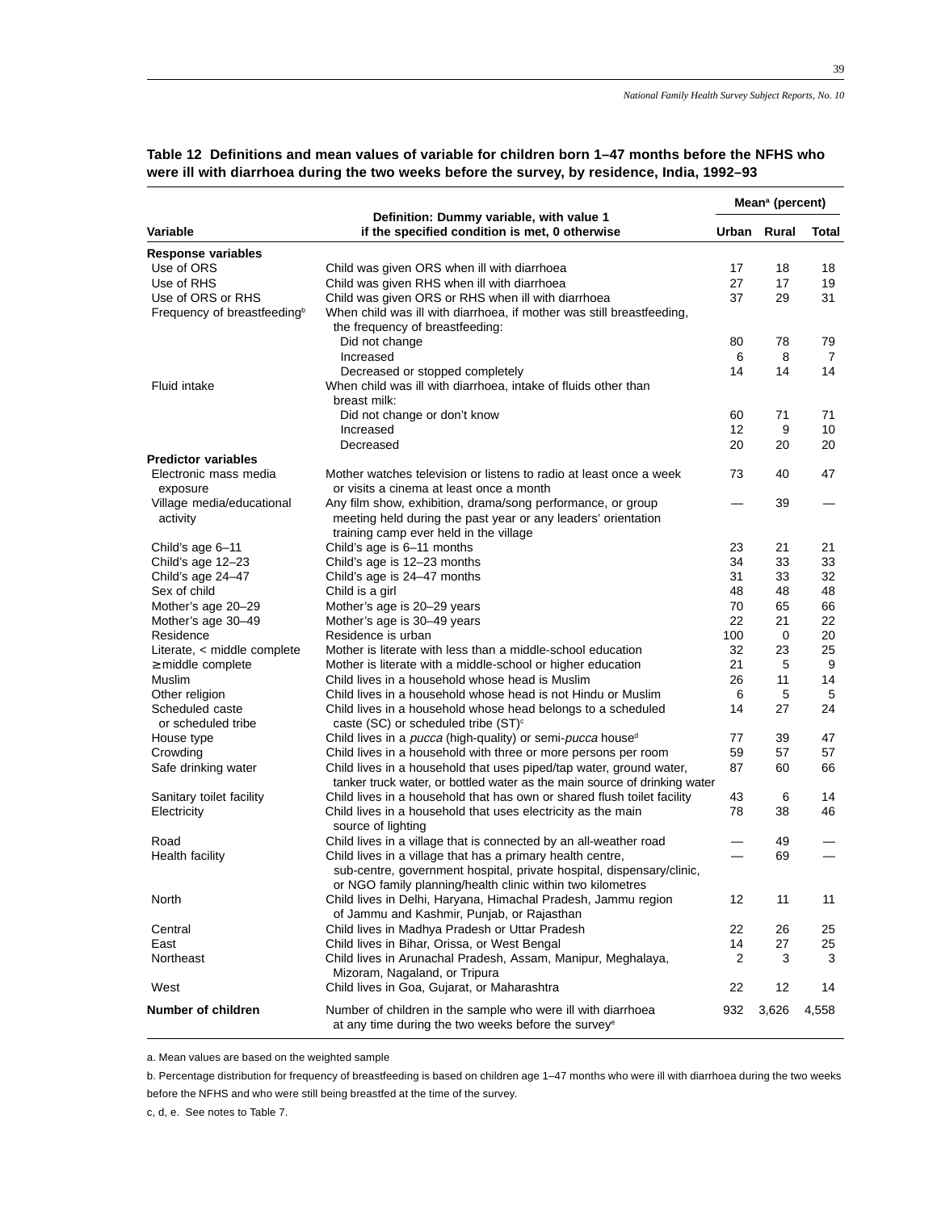**Table 12 Definitions and mean values of variable for children born 1–47 months before the NFHS who were ill with diarrhoea during the two weeks before the survey, by residence, India, 1992–93**

| Variable | Definition: Dummy variable, with value 1 if the specified condition is met, 0 otherwise | Mean[a] (percent) | | |
|---|---|---|---|---|
| | | Urban | Rural | Total |
| **Response variables** | | | | |
| Use of ORS | Child was given ORS when ill with diarrhoea | 17 | 18 | 18 |
| Use of RHS | Child was given RHS when ill with diarrhoea | 27 | 17 | 19 |
| Use of ORS or RHS | Child was given ORS or RHS when ill with diarrhoea | 37 | 29 | 31 |
| Frequency of breastfeeding[b] | When child was ill with diarrhoea, if mother was still breastfeeding, the frequency of breastfeeding: | | | |
| | Did not change | 80 | 78 | 79 |
| | Increased | 6 | 8 | 7 |
| | Decreased or stopped completely | 14 | 14 | 14 |
| Fluid intake | When child was ill with diarrhoea, intake of fluids other than breast milk: | | | |
| | Did not change or don't know | 60 | 71 | 71 |
| | Increased | 12 | 9 | 10 |
| | Decreased | 20 | 20 | 20 |
| **Predictor variables** | | | | |
| Electronic mass media exposure | Mother watches television or listens to radio at least once a week or visits a cinema at least once a month | 73 | 40 | 47 |
| Village media/educational activity | Any film show, exhibition, drama/song performance, or group meeting held during the past year or any leaders' orientation training camp ever held in the village | — | 39 | — |
| Child's age 6–11 | Child's age is 6–11 months | 23 | 21 | 21 |
| Child's age 12–23 | Child's age is 12–23 months | 34 | 33 | 33 |
| Child's age 24–47 | Child's age is 24–47 months | 31 | 33 | 32 |
| Sex of child | Child is a girl | 48 | 48 | 48 |
| Mother's age 20–29 | Mother's age is 20–29 years | 70 | 65 | 66 |
| Mother's age 30–49 | Mother's age is 30–49 years | 22 | 21 | 22 |
| Residence | Residence is urban | 100 | 0 | 20 |
| Literate, < middle complete | Mother is literate with less than a middle-school education | 32 | 23 | 25 |
| ≥ middle complete | Mother is literate with a middle-school or higher education | 21 | 5 | 9 |
| Muslim | Child lives in a household whose head is Muslim | 26 | 11 | 14 |
| Other religion | Child lives in a household whose head is not Hindu or Muslim | 6 | 5 | 5 |
| Scheduled caste or scheduled tribe | Child lives in a household whose head belongs to a scheduled caste (SC) or scheduled tribe (ST)[c] | 14 | 27 | 24 |
| House type | Child lives in a *pucca* (high-quality) or semi-*pucca* house[d] | 77 | 39 | 47 |
| Crowding | Child lives in a household with three or more persons per room | 59 | 57 | 57 |
| Safe drinking water | Child lives in a household that uses piped/tap water, ground water, tanker truck water, or bottled water as the main source of drinking water | 87 | 60 | 66 |
| Sanitary toilet facility | Child lives in a household that has own or shared flush toilet facility | 43 | 6 | 14 |
| Electricity | Child lives in a household that uses electricity as the main source of lighting | 78 | 38 | 46 |
| Road | Child lives in a village that is connected by an all-weather road | — | 49 | — |
| Health facility | Child lives in a village that has a primary health centre, sub-centre, government hospital, private hospital, dispensary/clinic, or NGO family planning/health clinic within two kilometres | — | 69 | — |
| North | Child lives in Delhi, Haryana, Himachal Pradesh, Jammu region of Jammu and Kashmir, Punjab, or Rajasthan | 12 | 11 | 11 |
| Central | Child lives in Madhya Pradesh or Uttar Pradesh | 22 | 26 | 25 |
| East | Child lives in Bihar, Orissa, or West Bengal | 14 | 27 | 25 |
| Northeast | Child lives in Arunachal Pradesh, Assam, Manipur, Meghalaya, Mizoram, Nagaland, or Tripura | 2 | 3 | 3 |
| West | Child lives in Goa, Gujarat, or Maharashtra | 22 | 12 | 14 |
| **Number of children** | Number of children in the sample who were ill with diarrhoea at any time during the two weeks before the survey[e] | 932 | 3,626 | 4,558 |

a. Mean values are based on the weighted sample

b. Percentage distribution for frequency of breastfeeding is based on children age 1–47 months who were ill with diarrhoea during the two weeks before the NFHS and who were still being breastfed at the time of the survey.

c, d, e. See notes to Table 7.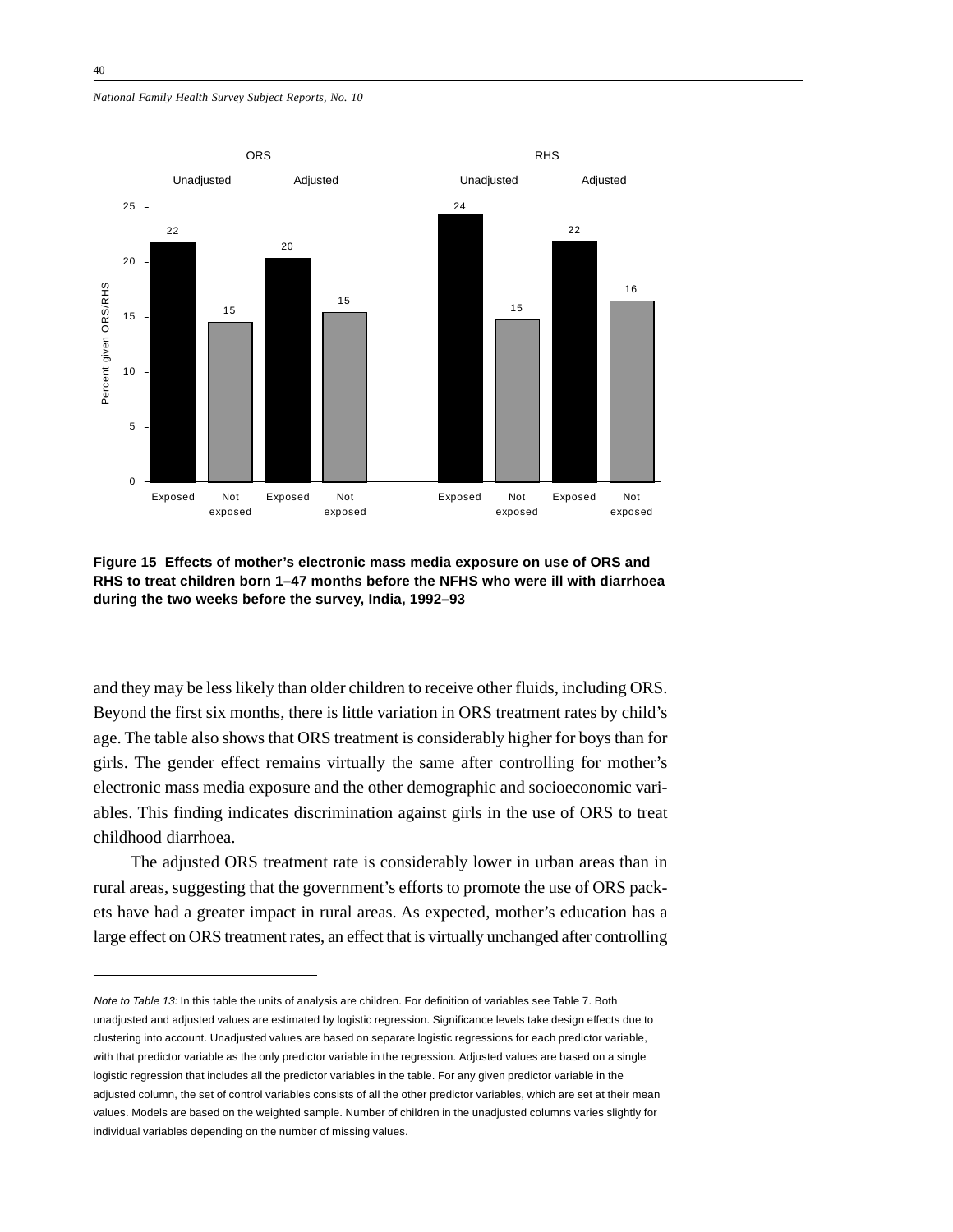**Figure 15 Effects of mother's electronic mass media exposure on use of ORS and RHS to treat children born 1–47 months before the NFHS who were ill with diarrhoea during the two weeks before the survey, India, 1992–93**

and they may be less likely than older children to receive other fluids, including ORS. Beyond the first six months, there is little variation in ORS treatment rates by child's age. The table also shows that ORS treatment is considerably higher for boys than for girls. The gender effect remains virtually the same after controlling for mother's electronic mass media exposure and the other demographic and socioeconomic variables. This finding indicates discrimination against girls in the use of ORS to treat childhood diarrhoea.

The adjusted ORS treatment rate is considerably lower in urban areas than in rural areas, suggesting that the government's efforts to promote the use of ORS packets have had a greater impact in rural areas. As expected, mother's education has a large effect on ORS treatment rates, an effect that is virtually unchanged after controlling

---

*Note to Table 13:* In this table the units of analysis are children. For definition of variables see Table 7. Both unadjusted and adjusted values are estimated by logistic regression. Significance levels take design effects due to clustering into account. Unadjusted values are based on separate logistic regressions for each predictor variable, with that predictor variable as the only predictor variable in the regression. Adjusted values are based on a single logistic regression that includes all the predictor variables in the table. For any given predictor variable in the adjusted column, the set of control variables consists of all the other predictor variables, which are set at their mean values. Models are based on the weighted sample. Number of children in the unadjusted columns varies slightly for individual variables depending on the number of missing values.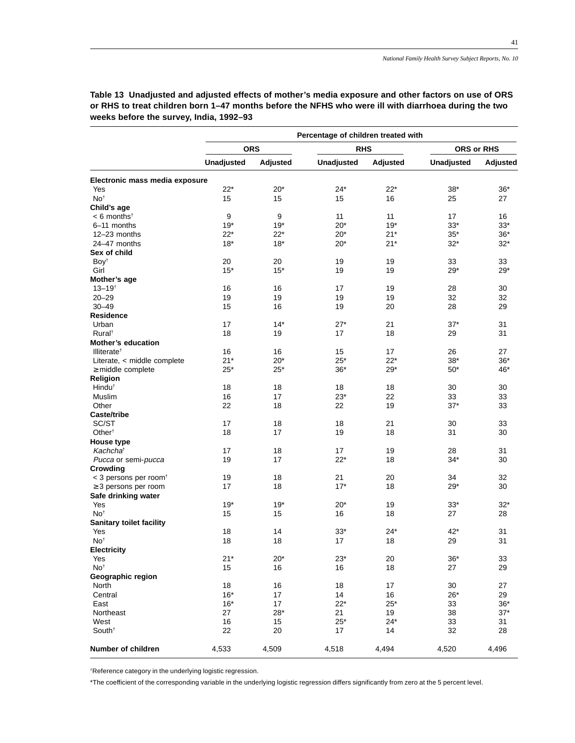**Table 13 Unadjusted and adjusted effects of mother's media exposure and other factors on use of ORS or RHS to treat children born 1–47 months before the NFHS who were ill with diarrhoea during the two weeks before the survey, India, 1992–93**

| | Percentage of children treated with | | | | | |
|---|---|---|---|---|---|---|
| | ORS | | RHS | | ORS or RHS | |
| | Unadjusted | Adjusted | Unadjusted | Adjusted | Unadjusted | Adjusted |
| **Electronic mass media exposure** | | | | | | |
| Yes | 22* | 20* | 24* | 22* | 38* | 36* |
| No† | 15 | 15 | 15 | 16 | 25 | 27 |
| **Child's age** | | | | | | |
| < 6 months† | 9 | 9 | 11 | 11 | 17 | 16 |
| 6–11 months | 19* | 19* | 20* | 19* | 33* | 33* |
| 12–23 months | 22* | 22* | 20* | 21* | 35* | 36* |
| 24–47 months | 18* | 18* | 20* | 21* | 32* | 32* |
| **Sex of child** | | | | | | |
| Boy† | 20 | 20 | 19 | 19 | 33 | 33 |
| Girl | 15* | 15* | 19 | 19 | 29* | 29* |
| **Mother's age** | | | | | | |
| 13–19† | 16 | 16 | 17 | 19 | 28 | 30 |
| 20–29 | 19 | 19 | 19 | 19 | 32 | 32 |
| 30–49 | 15 | 16 | 19 | 20 | 28 | 29 |
| **Residence** | | | | | | |
| Urban | 17 | 14* | 27* | 21 | 37* | 31 |
| Rural† | 18 | 19 | 17 | 18 | 29 | 31 |
| **Mother's education** | | | | | | |
| Illiterate† | 16 | 16 | 15 | 17 | 26 | 27 |
| Literate, < middle complete | 21* | 20* | 25* | 22* | 38* | 36* |
| ≥ middle complete | 25* | 25* | 36* | 29* | 50* | 46* |
| **Religion** | | | | | | |
| Hindu† | 18 | 18 | 18 | 18 | 30 | 30 |
| Muslim | 16 | 17 | 23* | 22 | 33 | 33 |
| Other | 22 | 18 | 22 | 19 | 37* | 33 |
| **Caste/tribe** | | | | | | |
| SC/ST | 17 | 18 | 18 | 21 | 30 | 33 |
| Other† | 18 | 17 | 19 | 18 | 31 | 30 |
| **House type** | | | | | | |
| *Kachcha*† | 17 | 18 | 17 | 19 | 28 | 31 |
| *Pucca* or semi-*pucca* | 19 | 17 | 22* | 18 | 34* | 30 |
| **Crowding** | | | | | | |
| < 3 persons per room† | 19 | 18 | 21 | 20 | 34 | 32 |
| ≥ 3 persons per room | 17 | 18 | 17* | 18 | 29* | 30 |
| **Safe drinking water** | | | | | | |
| Yes | 19* | 19* | 20* | 19 | 33* | 32* |
| No† | 15 | 15 | 16 | 18 | 27 | 28 |
| **Sanitary toilet facility** | | | | | | |
| Yes | 18 | 14 | 33* | 24* | 42* | 31 |
| No† | 18 | 18 | 17 | 18 | 29 | 31 |
| **Electricity** | | | | | | |
| Yes | 21* | 20* | 23* | 20 | 36* | 33 |
| No† | 15 | 16 | 16 | 18 | 27 | 29 |
| **Geographic region** | | | | | | |
| North | 18 | 16 | 18 | 17 | 30 | 27 |
| Central | 16* | 17 | 14 | 16 | 26* | 29 |
| East | 16* | 17 | 22* | 25* | 33 | 36* |
| Northeast | 27 | 28* | 21 | 19 | 38 | 37* |
| West | 16 | 15 | 25* | 24* | 33 | 31 |
| South† | 22 | 20 | 17 | 14 | 32 | 28 |
| **Number of children** | 4,533 | 4,509 | 4,518 | 4,494 | 4,520 | 4,496 |

†Reference category in the underlying logistic regression.

*The coefficient of the corresponding variable in the underlying logistic regression differs significantly from zero at the 5 percent level.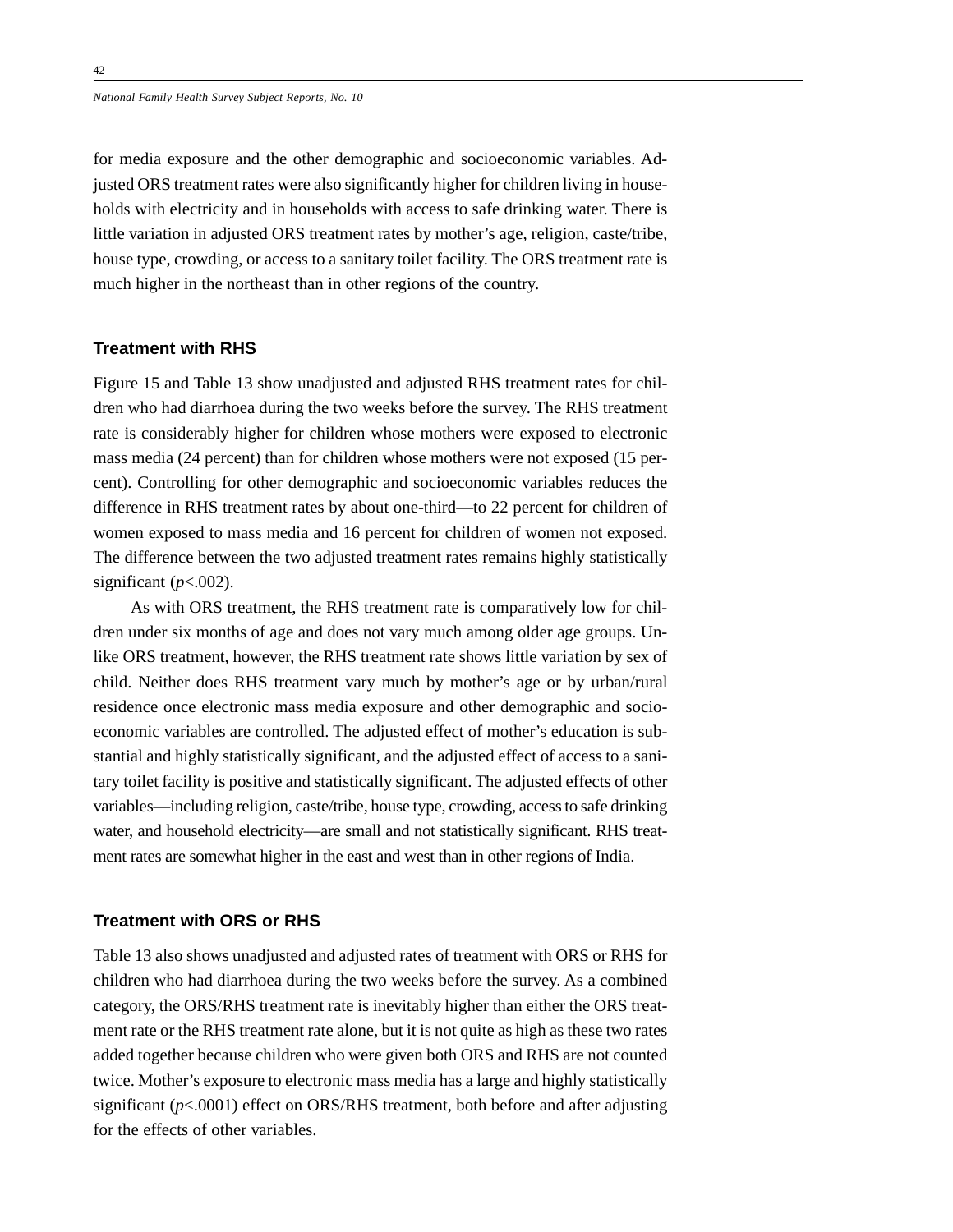for media exposure and the other demographic and socioeconomic variables. Adjusted ORS treatment rates were also significantly higher for children living in households with electricity and in households with access to safe drinking water. There is little variation in adjusted ORS treatment rates by mother's age, religion, caste/tribe, house type, crowding, or access to a sanitary toilet facility. The ORS treatment rate is much higher in the northeast than in other regions of the country.

### Treatment with RHS

Figure 15 and Table 13 show unadjusted and adjusted RHS treatment rates for children who had diarrhoea during the two weeks before the survey. The RHS treatment rate is considerably higher for children whose mothers were exposed to electronic mass media (24 percent) than for children whose mothers were not exposed (15 percent). Controlling for other demographic and socioeconomic variables reduces the difference in RHS treatment rates by about one-third—to 22 percent for children of women exposed to mass media and 16 percent for children of women not exposed. The difference between the two adjusted treatment rates remains highly statistically significant ($p<.002$).

As with ORS treatment, the RHS treatment rate is comparatively low for children under six months of age and does not vary much among older age groups. Unlike ORS treatment, however, the RHS treatment rate shows little variation by sex of child. Neither does RHS treatment vary much by mother's age or by urban/rural residence once electronic mass media exposure and other demographic and socioeconomic variables are controlled. The adjusted effect of mother's education is substantial and highly statistically significant, and the adjusted effect of access to a sanitary toilet facility is positive and statistically significant. The adjusted effects of other variables—including religion, caste/tribe, house type, crowding, access to safe drinking water, and household electricity—are small and not statistically significant. RHS treatment rates are somewhat higher in the east and west than in other regions of India.

### Treatment with ORS or RHS

Table 13 also shows unadjusted and adjusted rates of treatment with ORS or RHS for children who had diarrhoea during the two weeks before the survey. As a combined category, the ORS/RHS treatment rate is inevitably higher than either the ORS treatment rate or the RHS treatment rate alone, but it is not quite as high as these two rates added together because children who were given both ORS and RHS are not counted twice. Mother's exposure to electronic mass media has a large and highly statistically significant ($p<.0001$) effect on ORS/RHS treatment, both before and after adjusting for the effects of other variables.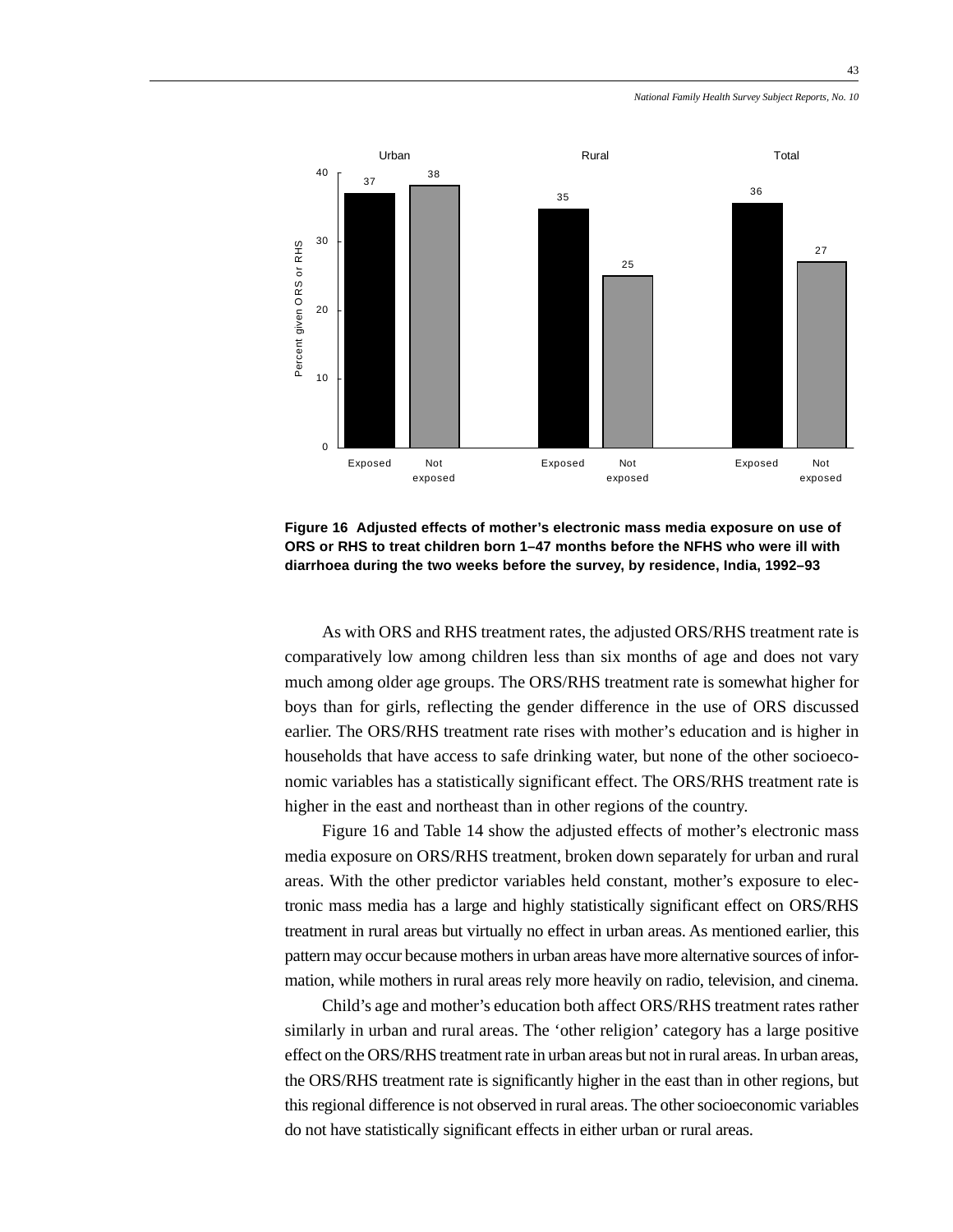**Figure 16 Adjusted effects of mother's electronic mass media exposure on use of ORS or RHS to treat children born 1–47 months before the NFHS who were ill with diarrhoea during the two weeks before the survey, by residence, India, 1992–93**

As with ORS and RHS treatment rates, the adjusted ORS/RHS treatment rate is comparatively low among children less than six months of age and does not vary much among older age groups. The ORS/RHS treatment rate is somewhat higher for boys than for girls, reflecting the gender difference in the use of ORS discussed earlier. The ORS/RHS treatment rate rises with mother's education and is higher in households that have access to safe drinking water, but none of the other socioeconomic variables has a statistically significant effect. The ORS/RHS treatment rate is higher in the east and northeast than in other regions of the country.

Figure 16 and Table 14 show the adjusted effects of mother's electronic mass media exposure on ORS/RHS treatment, broken down separately for urban and rural areas. With the other predictor variables held constant, mother's exposure to electronic mass media has a large and highly statistically significant effect on ORS/RHS treatment in rural areas but virtually no effect in urban areas. As mentioned earlier, this pattern may occur because mothers in urban areas have more alternative sources of information, while mothers in rural areas rely more heavily on radio, television, and cinema.

Child's age and mother's education both affect ORS/RHS treatment rates rather similarly in urban and rural areas. The 'other religion' category has a large positive effect on the ORS/RHS treatment rate in urban areas but not in rural areas. In urban areas, the ORS/RHS treatment rate is significantly higher in the east than in other regions, but this regional difference is not observed in rural areas. The other socioeconomic variables do not have statistically significant effects in either urban or rural areas.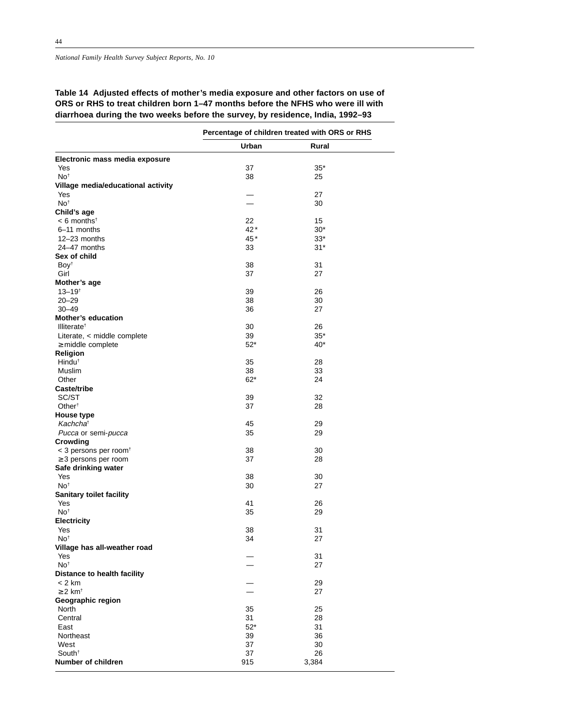**Table 14 Adjusted effects of mother's media exposure and other factors on use of ORS or RHS to treat children born 1–47 months before the NFHS who were ill with diarrhoea during the two weeks before the survey, by residence, India, 1992–93**

| | Percentage of children treated with ORS or RHS | |
|---|---|---|
| | Urban | Rural |
| **Electronic mass media exposure** | | |
| Yes | 37 | 35* |
| No† | 38 | 25 |
| **Village media/educational activity** | | |
| Yes | — | 27 |
| No† | — | 30 |
| **Child's age** | | |
| < 6 months† | 22 | 15 |
| 6–11 months | 42* | 30* |
| 12–23 months | 45* | 33* |
| 24–47 months | 33 | 31* |
| **Sex of child** | | |
| Boy† | 38 | 31 |
| Girl | 37 | 27 |
| **Mother's age** | | |
| 13–19† | 39 | 26 |
| 20–29 | 38 | 30 |
| 30–49 | 36 | 27 |
| **Mother's education** | | |
| Illiterate† | 30 | 26 |
| Literate, < middle complete | 39 | 35* |
| ≥ middle complete | 52* | 40* |
| **Religion** | | |
| Hindu† | 35 | 28 |
| Muslim | 38 | 33 |
| Other | 62* | 24 |
| **Caste/tribe** | | |
| SC/ST | 39 | 32 |
| Other† | 37 | 28 |
| **House type** | | |
| *Kachcha*† | 45 | 29 |
| *Pucca* or semi-*pucca* | 35 | 29 |
| **Crowding** | | |
| < 3 persons per room† | 38 | 30 |
| ≥ 3 persons per room | 37 | 28 |
| **Safe drinking water** | | |
| Yes | 38 | 30 |
| No† | 30 | 27 |
| **Sanitary toilet facility** | | |
| Yes | 41 | 26 |
| No† | 35 | 29 |
| **Electricity** | | |
| Yes | 38 | 31 |
| No† | 34 | 27 |
| **Village has all-weather road** | | |
| Yes | — | 31 |
| No† | — | 27 |
| **Distance to health facility** | | |
| < 2 km | — | 29 |
| ≥ 2 km† | — | 27 |
| **Geographic region** | | |
| North | 35 | 25 |
| Central | 31 | 28 |
| East | 52* | 31 |
| Northeast | 39 | 36 |
| West | 37 | 30 |
| South† | 37 | 26 |
| **Number of children** | 915 | 3,384 |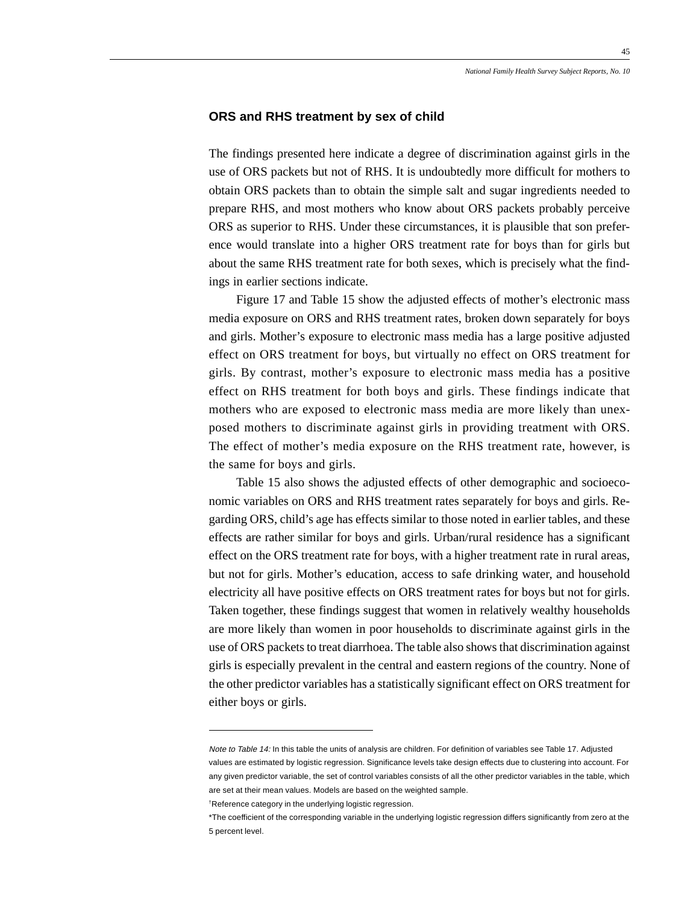### ORS and RHS treatment by sex of child

The findings presented here indicate a degree of discrimination against girls in the use of ORS packets but not of RHS. It is undoubtedly more difficult for mothers to obtain ORS packets than to obtain the simple salt and sugar ingredients needed to prepare RHS, and most mothers who know about ORS packets probably perceive ORS as superior to RHS. Under these circumstances, it is plausible that son preference would translate into a higher ORS treatment rate for boys than for girls but about the same RHS treatment rate for both sexes, which is precisely what the findings in earlier sections indicate.

Figure 17 and Table 15 show the adjusted effects of mother's electronic mass media exposure on ORS and RHS treatment rates, broken down separately for boys and girls. Mother's exposure to electronic mass media has a large positive adjusted effect on ORS treatment for boys, but virtually no effect on ORS treatment for girls. By contrast, mother's exposure to electronic mass media has a positive effect on RHS treatment for both boys and girls. These findings indicate that mothers who are exposed to electronic mass media are more likely than unexposed mothers to discriminate against girls in providing treatment with ORS. The effect of mother's media exposure on the RHS treatment rate, however, is the same for boys and girls.

Table 15 also shows the adjusted effects of other demographic and socioeconomic variables on ORS and RHS treatment rates separately for boys and girls. Regarding ORS, child's age has effects similar to those noted in earlier tables, and these effects are rather similar for boys and girls. Urban/rural residence has a significant effect on the ORS treatment rate for boys, with a higher treatment rate in rural areas, but not for girls. Mother's education, access to safe drinking water, and household electricity all have positive effects on ORS treatment rates for boys but not for girls. Taken together, these findings suggest that women in relatively wealthy households are more likely than women in poor households to discriminate against girls in the use of ORS packets to treat diarrhoea. The table also shows that discrimination against girls is especially prevalent in the central and eastern regions of the country. None of the other predictor variables has a statistically significant effect on ORS treatment for either boys or girls.

---

*Note to Table 14:* In this table the units of analysis are children. For definition of variables see Table 17. Adjusted values are estimated by logistic regression. Significance levels take design effects due to clustering into account. For any given predictor variable, the set of control variables consists of all the other predictor variables in the table, which are set at their mean values. Models are based on the weighted sample.

†Reference category in the underlying logistic regression.

*The coefficient of the corresponding variable in the underlying logistic regression differs significantly from zero at the 5 percent level.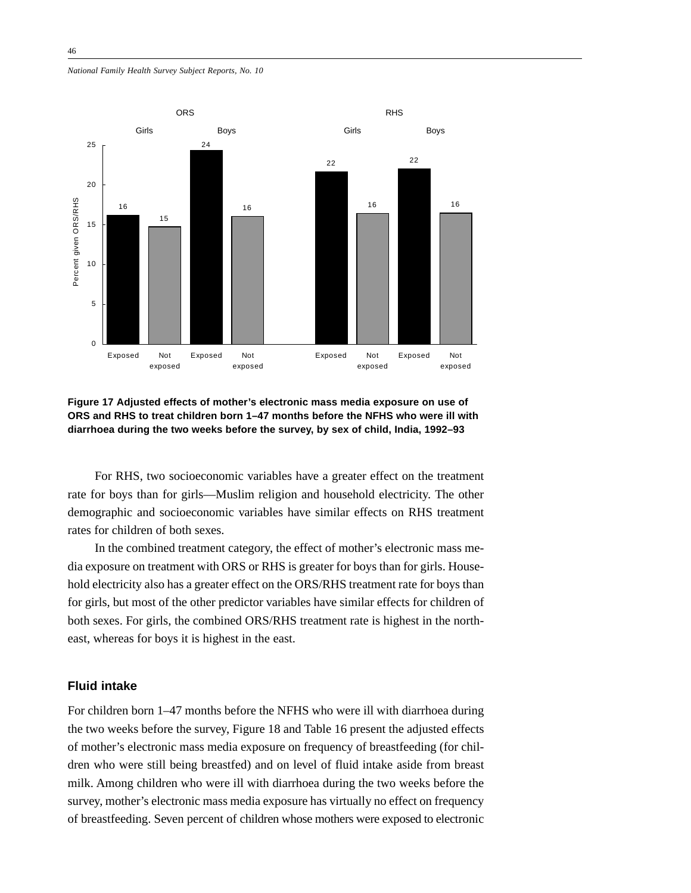Figure 17 Adjusted effects of mother's electronic mass media exposure on use of ORS and RHS to treat children born 1–47 months before the NFHS who were ill with diarrhoea during the two weeks before the survey, by sex of child, India, 1992–93

For RHS, two socioeconomic variables have a greater effect on the treatment rate for boys than for girls—Muslim religion and household electricity. The other demographic and socioeconomic variables have similar effects on RHS treatment rates for children of both sexes.

In the combined treatment category, the effect of mother's electronic mass media exposure on treatment with ORS or RHS is greater for boys than for girls. Household electricity also has a greater effect on the ORS/RHS treatment rate for boys than for girls, but most of the other predictor variables have similar effects for children of both sexes. For girls, the combined ORS/RHS treatment rate is highest in the northeast, whereas for boys it is highest in the east.

### Fluid intake

For children born 1–47 months before the NFHS who were ill with diarrhoea during the two weeks before the survey, Figure 18 and Table 16 present the adjusted effects of mother's electronic mass media exposure on frequency of breastfeeding (for children who were still being breastfed) and on level of fluid intake aside from breast milk. Among children who were ill with diarrhoea during the two weeks before the survey, mother's electronic mass media exposure has virtually no effect on frequency of breastfeeding. Seven percent of children whose mothers were exposed to electronic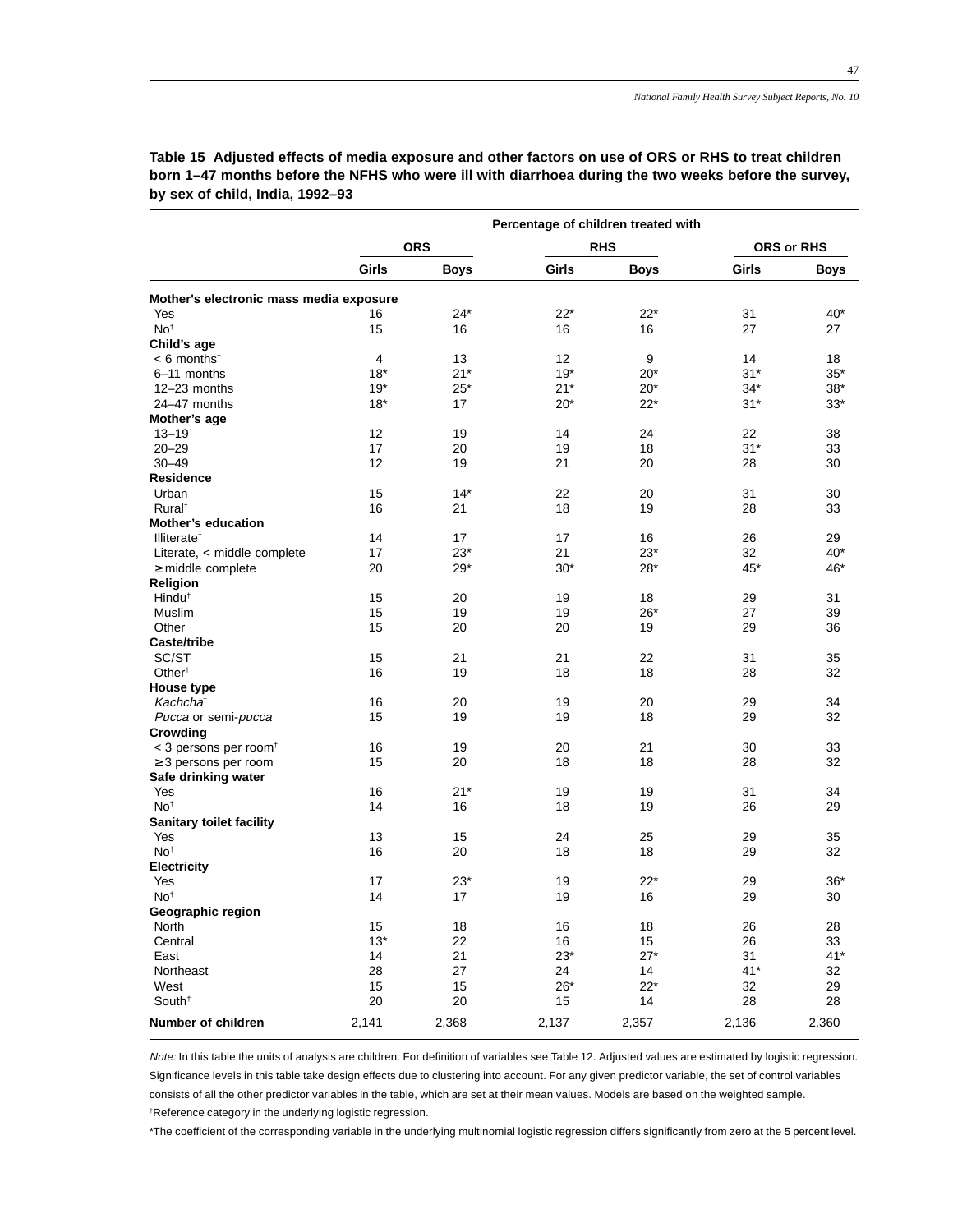**Table 15 Adjusted effects of media exposure and other factors on use of ORS or RHS to treat children born 1–47 months before the NFHS who were ill with diarrhoea during the two weeks before the survey, by sex of child, India, 1992–93**

| | Percentage of children treated with | | | | | |
|---|---|---|---|---|---|---|
| | ORS | | RHS | | ORS or RHS | |
| | Girls | Boys | Girls | Boys | Girls | Boys |
| **Mother's electronic mass media exposure** | | | | | | |
| Yes | 16 | 24* | 22* | 22* | 31 | 40* |
| No† | 15 | 16 | 16 | 16 | 27 | 27 |
| **Child's age** | | | | | | |
| < 6 months† | 4 | 13 | 12 | 9 | 14 | 18 |
| 6–11 months | 18* | 21* | 19* | 20* | 31* | 35* |
| 12–23 months | 19* | 25* | 21* | 20* | 34* | 38* |
| 24–47 months | 18* | 17 | 20* | 22* | 31* | 33* |
| **Mother's age** | | | | | | |
| 13–19† | 12 | 19 | 14 | 24 | 22 | 38 |
| 20–29 | 17 | 20 | 19 | 18 | 31* | 33 |
| 30–49 | 12 | 19 | 21 | 20 | 28 | 30 |
| **Residence** | | | | | | |
| Urban | 15 | 14* | 22 | 20 | 31 | 30 |
| Rural† | 16 | 21 | 18 | 19 | 28 | 33 |
| **Mother's education** | | | | | | |
| Illiterate† | 14 | 17 | 17 | 16 | 26 | 29 |
| Literate, < middle complete | 17 | 23* | 21 | 23* | 32 | 40* |
| ≥ middle complete | 20 | 29* | 30* | 28* | 45* | 46* |
| **Religion** | | | | | | |
| Hindu† | 15 | 20 | 19 | 18 | 29 | 31 |
| Muslim | 15 | 19 | 19 | 26* | 27 | 39 |
| Other | 15 | 20 | 20 | 19 | 29 | 36 |
| **Caste/tribe** | | | | | | |
| SC/ST | 15 | 21 | 21 | 22 | 31 | 35 |
| Other† | 16 | 19 | 18 | 18 | 28 | 32 |
| **House type** | | | | | | |
| *Kachcha*† | 16 | 20 | 19 | 20 | 29 | 34 |
| *Pucca* or semi-*pucca* | 15 | 19 | 19 | 18 | 29 | 32 |
| **Crowding** | | | | | | |
| < 3 persons per room† | 16 | 19 | 20 | 21 | 30 | 33 |
| ≥ 3 persons per room | 15 | 20 | 18 | 18 | 28 | 32 |
| **Safe drinking water** | | | | | | |
| Yes | 16 | 21* | 19 | 19 | 31 | 34 |
| No† | 14 | 16 | 18 | 19 | 26 | 29 |
| **Sanitary toilet facility** | | | | | | |
| Yes | 13 | 15 | 24 | 25 | 29 | 35 |
| No† | 16 | 20 | 18 | 18 | 29 | 32 |
| **Electricity** | | | | | | |
| Yes | 17 | 23* | 19 | 22* | 29 | 36* |
| No† | 14 | 17 | 19 | 16 | 29 | 30 |
| **Geographic region** | | | | | | |
| North | 15 | 18 | 16 | 18 | 26 | 28 |
| Central | 13* | 22 | 16 | 15 | 26 | 33 |
| East | 14 | 21 | 23* | 27* | 31 | 41* |
| Northeast | 28 | 27 | 24 | 14 | 41* | 32 |
| West | 15 | 15 | 26* | 22* | 32 | 29 |
| South† | 20 | 20 | 15 | 14 | 28 | 28 |
| **Number of children** | 2,141 | 2,368 | 2,137 | 2,357 | 2,136 | 2,360 |

*Note:* In this table the units of analysis are children. For definition of variables see Table 12. Adjusted values are estimated by logistic regression. Significance levels in this table take design effects due to clustering into account. For any given predictor variable, the set of control variables consists of all the other predictor variables in the table, which are set at their mean values. Models are based on the weighted sample.

†Reference category in the underlying logistic regression.

*The coefficient of the corresponding variable in the underlying multinomial logistic regression differs significantly from zero at the 5 percent level.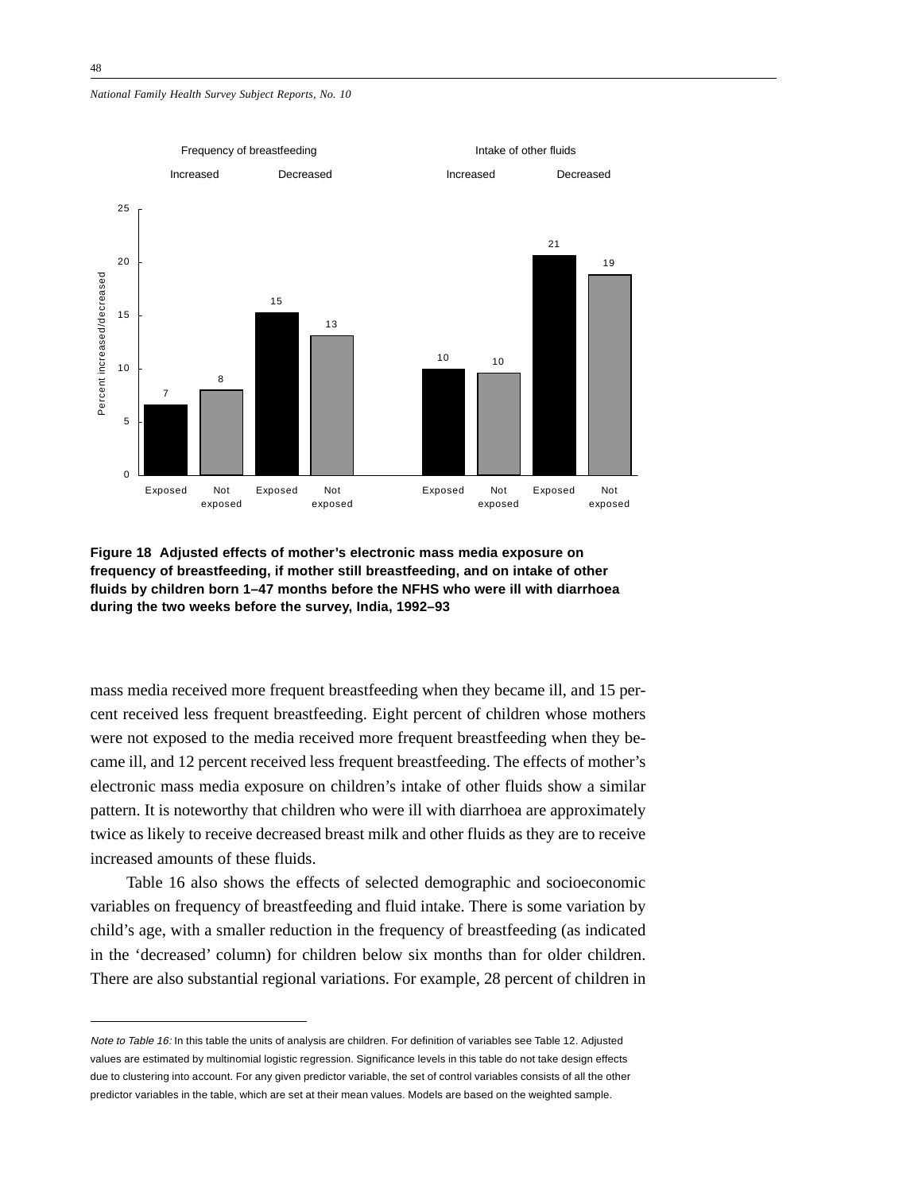Figure 18 Adjusted effects of mother's electronic mass media exposure on frequency of breastfeeding, if mother still breastfeeding, and on intake of other fluids by children born 1–47 months before the NFHS who were ill with diarrhoea during the two weeks before the survey, India, 1992–93

mass media received more frequent breastfeeding when they became ill, and 15 percent received less frequent breastfeeding. Eight percent of children whose mothers were not exposed to the media received more frequent breastfeeding when they became ill, and 12 percent received less frequent breastfeeding. The effects of mother's electronic mass media exposure on children's intake of other fluids show a similar pattern. It is noteworthy that children who were ill with diarrhoea are approximately twice as likely to receive decreased breast milk and other fluids as they are to receive increased amounts of these fluids.

Table 16 also shows the effects of selected demographic and socioeconomic variables on frequency of breastfeeding and fluid intake. There is some variation by child's age, with a smaller reduction in the frequency of breastfeeding (as indicated in the 'decreased' column) for children below six months than for older children. There are also substantial regional variations. For example, 28 percent of children in

*Note to Table 16:* In this table the units of analysis are children. For definition of variables see Table 12. Adjusted values are estimated by multinomial logistic regression. Significance levels in this table do not take design effects due to clustering into account. For any given predictor variable, the set of control variables consists of all the other predictor variables in the table, which are set at their mean values. Models are based on the weighted sample.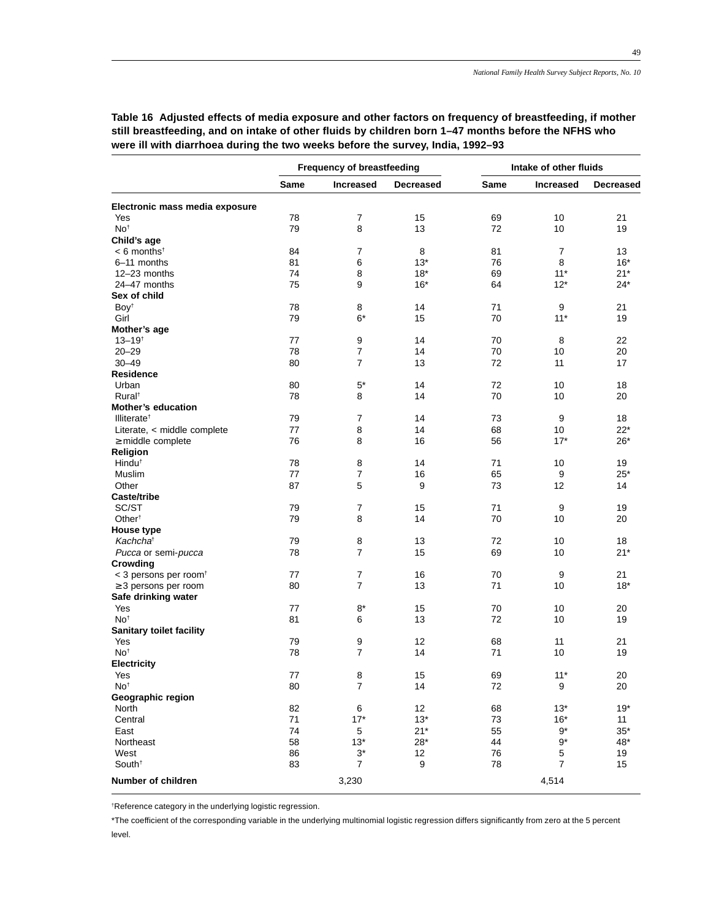**Table 16 Adjusted effects of media exposure and other factors on frequency of breastfeeding, if mother still breastfeeding, and on intake of other fluids by children born 1–47 months before the NFHS who were ill with diarrhoea during the two weeks before the survey, India, 1992–93**

| | Frequency of breastfeeding | | | Intake of other fluids | | |
|---|---|---|---|---|---|---|
| | Same | Increased | Decreased | Same | Increased | Decreased |
| **Electronic mass media exposure** | | | | | | |
| Yes | 78 | 7 | 15 | 69 | 10 | 21 |
| No† | 79 | 8 | 13 | 72 | 10 | 19 |
| **Child's age** | | | | | | |
| < 6 months† | 84 | 7 | 8 | 81 | 7 | 13 |
| 6–11 months | 81 | 6 | 13* | 76 | 8 | 16* |
| 12–23 months | 74 | 8 | 18* | 69 | 11* | 21* |
| 24–47 months | 75 | 9 | 16* | 64 | 12* | 24* |
| **Sex of child** | | | | | | |
| Boy† | 78 | 8 | 14 | 71 | 9 | 21 |
| Girl | 79 | 6* | 15 | 70 | 11* | 19 |
| **Mother's age** | | | | | | |
| 13–19† | 77 | 9 | 14 | 70 | 8 | 22 |
| 20–29 | 78 | 7 | 14 | 70 | 10 | 20 |
| 30–49 | 80 | 7 | 13 | 72 | 11 | 17 |
| **Residence** | | | | | | |
| Urban | 80 | 5* | 14 | 72 | 10 | 18 |
| Rural† | 78 | 8 | 14 | 70 | 10 | 20 |
| **Mother's education** | | | | | | |
| Illiterate† | 79 | 7 | 14 | 73 | 9 | 18 |
| Literate, < middle complete | 77 | 8 | 14 | 68 | 10 | 22* |
| ≥ middle complete | 76 | 8 | 16 | 56 | 17* | 26* |
| **Religion** | | | | | | |
| Hindu† | 78 | 8 | 14 | 71 | 10 | 19 |
| Muslim | 77 | 7 | 16 | 65 | 9 | 25* |
| Other | 87 | 5 | 9 | 73 | 12 | 14 |
| **Caste/tribe** | | | | | | |
| SC/ST | 79 | 7 | 15 | 71 | 9 | 19 |
| Other† | 79 | 8 | 14 | 70 | 10 | 20 |
| **House type** | | | | | | |
| *Kachcha*† | 79 | 8 | 13 | 72 | 10 | 18 |
| *Pucca* or semi-*pucca* | 78 | 7 | 15 | 69 | 10 | 21* |
| **Crowding** | | | | | | |
| < 3 persons per room† | 77 | 7 | 16 | 70 | 9 | 21 |
| ≥ 3 persons per room | 80 | 7 | 13 | 71 | 10 | 18* |
| **Safe drinking water** | | | | | | |
| Yes | 77 | 8* | 15 | 70 | 10 | 20 |
| No† | 81 | 6 | 13 | 72 | 10 | 19 |
| **Sanitary toilet facility** | | | | | | |
| Yes | 79 | 9 | 12 | 68 | 11 | 21 |
| No† | 78 | 7 | 14 | 71 | 10 | 19 |
| **Electricity** | | | | | | |
| Yes | 77 | 8 | 15 | 69 | 11* | 20 |
| No† | 80 | 7 | 14 | 72 | 9 | 20 |
| **Geographic region** | | | | | | |
| North | 82 | 6 | 12 | 68 | 13* | 19* |
| Central | 71 | 17* | 13* | 73 | 16* | 11 |
| East | 74 | 5 | 21* | 55 | 9* | 35* |
| Northeast | 58 | 13* | 28* | 44 | 9* | 48* |
| West | 86 | 3* | 12 | 76 | 5 | 19 |
| South† | 83 | 7 | 9 | 78 | 7 | 15 |
| **Number of children** | | 3,230 | | | 4,514 | |

†Reference category in the underlying logistic regression.

*The coefficient of the corresponding variable in the underlying multinomial logistic regression differs significantly from zero at the 5 percent level.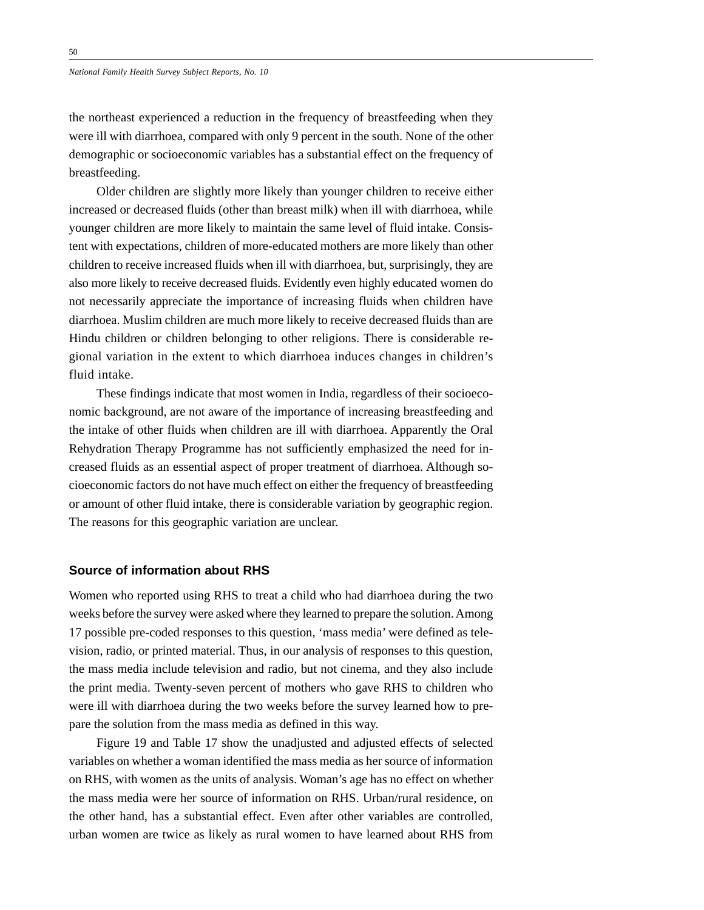the northeast experienced a reduction in the frequency of breastfeeding when they were ill with diarrhoea, compared with only 9 percent in the south. None of the other demographic or socioeconomic variables has a substantial effect on the frequency of breastfeeding.

Older children are slightly more likely than younger children to receive either increased or decreased fluids (other than breast milk) when ill with diarrhoea, while younger children are more likely to maintain the same level of fluid intake. Consistent with expectations, children of more-educated mothers are more likely than other children to receive increased fluids when ill with diarrhoea, but, surprisingly, they are also more likely to receive decreased fluids. Evidently even highly educated women do not necessarily appreciate the importance of increasing fluids when children have diarrhoea. Muslim children are much more likely to receive decreased fluids than are Hindu children or children belonging to other religions. There is considerable regional variation in the extent to which diarrhoea induces changes in children's fluid intake.

These findings indicate that most women in India, regardless of their socioeconomic background, are not aware of the importance of increasing breastfeeding and the intake of other fluids when children are ill with diarrhoea. Apparently the Oral Rehydration Therapy Programme has not sufficiently emphasized the need for increased fluids as an essential aspect of proper treatment of diarrhoea. Although socioeconomic factors do not have much effect on either the frequency of breastfeeding or amount of other fluid intake, there is considerable variation by geographic region. The reasons for this geographic variation are unclear.

## Source of information about RHS

Women who reported using RHS to treat a child who had diarrhoea during the two weeks before the survey were asked where they learned to prepare the solution. Among 17 possible pre-coded responses to this question, 'mass media' were defined as television, radio, or printed material. Thus, in our analysis of responses to this question, the mass media include television and radio, but not cinema, and they also include the print media. Twenty-seven percent of mothers who gave RHS to children who were ill with diarrhoea during the two weeks before the survey learned how to prepare the solution from the mass media as defined in this way.

Figure 19 and Table 17 show the unadjusted and adjusted effects of selected variables on whether a woman identified the mass media as her source of information on RHS, with women as the units of analysis. Woman's age has no effect on whether the mass media were her source of information on RHS. Urban/rural residence, on the other hand, has a substantial effect. Even after other variables are controlled, urban women are twice as likely as rural women to have learned about RHS from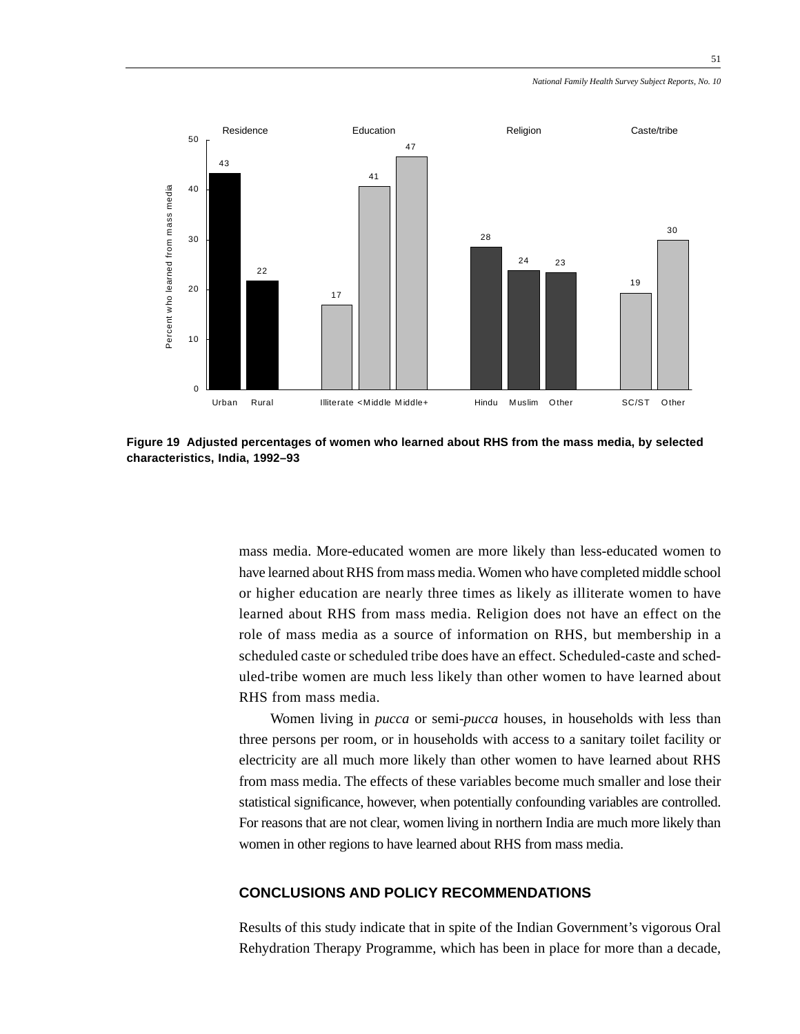Residence | Education | Religion | Caste/tribe

| Category | Percent who learned from mass media |
|---|---|
| Urban | 43 |
| Rural | 22 |
| Illiterate | 17 |
| <Middle | 41 |
| Middle+ | 47 |
| Hindu | 28 |
| Muslim | 24 |
| Other | 23 |
| SC/ST | 19 |
| Other | 30 |

**Figure 19 Adjusted percentages of women who learned about RHS from the mass media, by selected characteristics, India, 1992–93**

mass media. More-educated women are more likely than less-educated women to have learned about RHS from mass media. Women who have completed middle school or higher education are nearly three times as likely as illiterate women to have learned about RHS from mass media. Religion does not have an effect on the role of mass media as a source of information on RHS, but membership in a scheduled caste or scheduled tribe does have an effect. Scheduled-caste and scheduled-tribe women are much less likely than other women to have learned about RHS from mass media.

Women living in *pucca* or semi-*pucca* houses, in households with less than three persons per room, or in households with access to a sanitary toilet facility or electricity are all much more likely than other women to have learned about RHS from mass media. The effects of these variables become much smaller and lose their statistical significance, however, when potentially confounding variables are controlled. For reasons that are not clear, women living in northern India are much more likely than women in other regions to have learned about RHS from mass media.

## CONCLUSIONS AND POLICY RECOMMENDATIONS

Results of this study indicate that in spite of the Indian Government's vigorous Oral Rehydration Therapy Programme, which has been in place for more than a decade,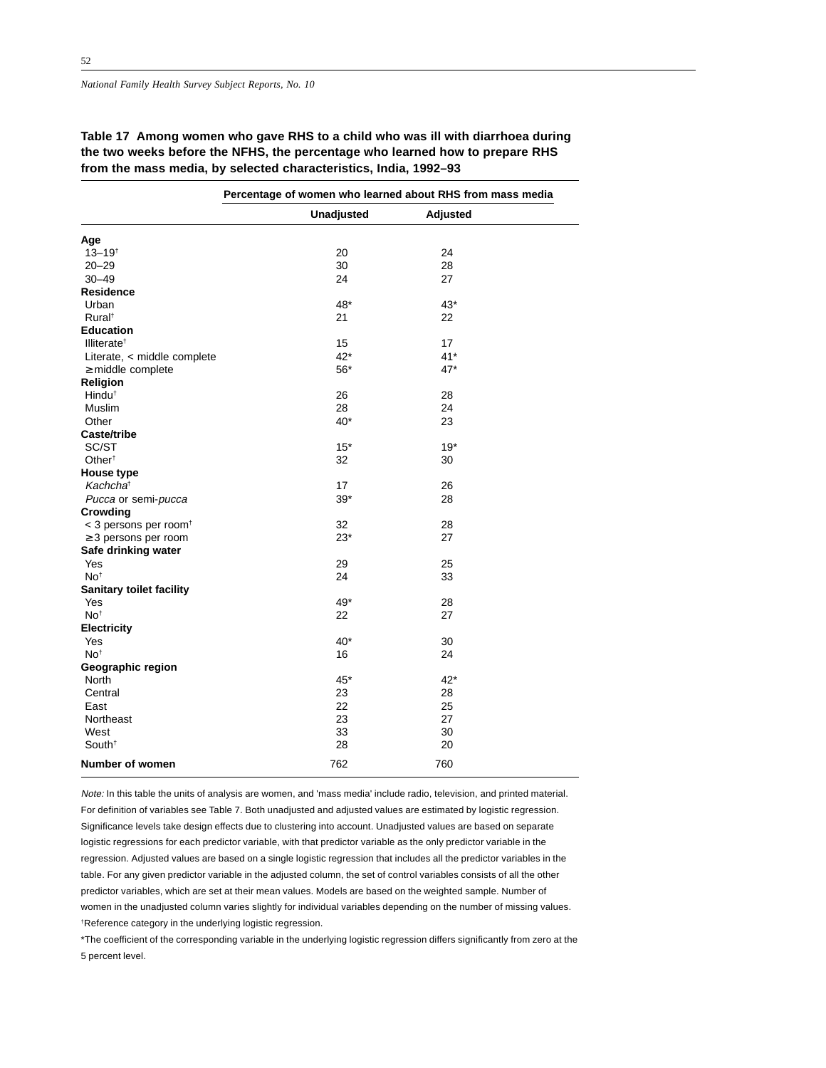**Table 17 Among women who gave RHS to a child who was ill with diarrhoea during the two weeks before the NFHS, the percentage who learned how to prepare RHS from the mass media, by selected characteristics, India, 1992–93**

| | Percentage of women who learned about RHS from mass media | |
|---|---|---|
| | Unadjusted | Adjusted |
| **Age** | | |
| 13–19[†] | 20 | 24 |
| 20–29 | 30 | 28 |
| 30–49 | 24 | 27 |
| **Residence** | | |
| Urban | 48* | 43* |
| Rural[†] | 21 | 22 |
| **Education** | | |
| Illiterate[†] | 15 | 17 |
| Literate, < middle complete | 42* | 41* |
| ≥ middle complete | 56* | 47* |
| **Religion** | | |
| Hindu[†] | 26 | 28 |
| Muslim | 28 | 24 |
| Other | 40* | 23 |
| **Caste/tribe** | | |
| SC/ST | 15* | 19* |
| Other[†] | 32 | 30 |
| **House type** | | |
| *Kachcha*[†] | 17 | 26 |
| *Pucca* or semi-*pucca* | 39* | 28 |
| **Crowding** | | |
| < 3 persons per room[†] | 32 | 28 |
| ≥ 3 persons per room | 23* | 27 |
| **Safe drinking water** | | |
| Yes | 29 | 25 |
| No[†] | 24 | 33 |
| **Sanitary toilet facility** | | |
| Yes | 49* | 28 |
| No[†] | 22 | 27 |
| **Electricity** | | |
| Yes | 40* | 30 |
| No[†] | 16 | 24 |
| **Geographic region** | | |
| North | 45* | 42* |
| Central | 23 | 28 |
| East | 22 | 25 |
| Northeast | 23 | 27 |
| West | 33 | 30 |
| South[†] | 28 | 20 |
| **Number of women** | 762 | 760 |

*Note:* In this table the units of analysis are women, and 'mass media' include radio, television, and printed material. For definition of variables see Table 7. Both unadjusted and adjusted values are estimated by logistic regression. Significance levels take design effects due to clustering into account. Unadjusted values are based on separate logistic regressions for each predictor variable, with that predictor variable as the only predictor variable in the regression. Adjusted values are based on a single logistic regression that includes all the predictor variables in the table. For any given predictor variable in the adjusted column, the set of control variables consists of all the other predictor variables, which are set at their mean values. Models are based on the weighted sample. Number of women in the unadjusted column varies slightly for individual variables depending on the number of missing values.

[†]Reference category in the underlying logistic regression.

*The coefficient of the corresponding variable in the underlying logistic regression differs significantly from zero at the 5 percent level.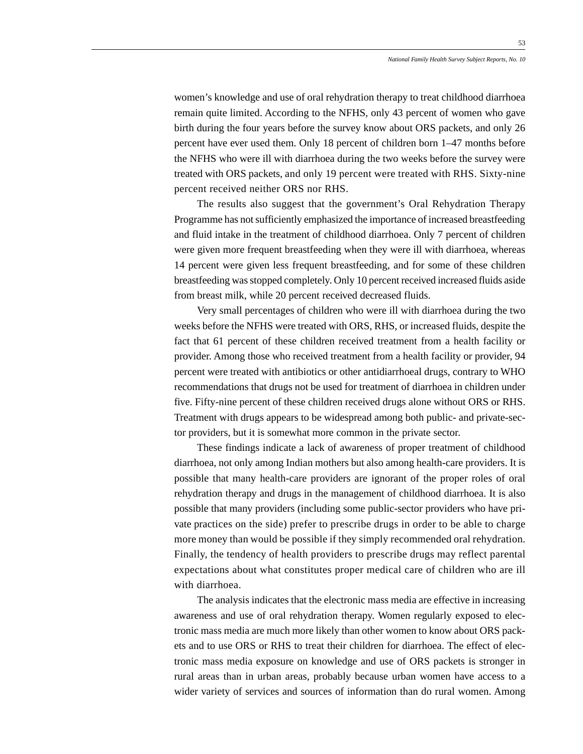women's knowledge and use of oral rehydration therapy to treat childhood diarrhoea remain quite limited. According to the NFHS, only 43 percent of women who gave birth during the four years before the survey know about ORS packets, and only 26 percent have ever used them. Only 18 percent of children born 1–47 months before the NFHS who were ill with diarrhoea during the two weeks before the survey were treated with ORS packets, and only 19 percent were treated with RHS. Sixty-nine percent received neither ORS nor RHS.

The results also suggest that the government's Oral Rehydration Therapy Programme has not sufficiently emphasized the importance of increased breastfeeding and fluid intake in the treatment of childhood diarrhoea. Only 7 percent of children were given more frequent breastfeeding when they were ill with diarrhoea, whereas 14 percent were given less frequent breastfeeding, and for some of these children breastfeeding was stopped completely. Only 10 percent received increased fluids aside from breast milk, while 20 percent received decreased fluids.

Very small percentages of children who were ill with diarrhoea during the two weeks before the NFHS were treated with ORS, RHS, or increased fluids, despite the fact that 61 percent of these children received treatment from a health facility or provider. Among those who received treatment from a health facility or provider, 94 percent were treated with antibiotics or other antidiarrhoeal drugs, contrary to WHO recommendations that drugs not be used for treatment of diarrhoea in children under five. Fifty-nine percent of these children received drugs alone without ORS or RHS. Treatment with drugs appears to be widespread among both public- and private-sector providers, but it is somewhat more common in the private sector.

These findings indicate a lack of awareness of proper treatment of childhood diarrhoea, not only among Indian mothers but also among health-care providers. It is possible that many health-care providers are ignorant of the proper roles of oral rehydration therapy and drugs in the management of childhood diarrhoea. It is also possible that many providers (including some public-sector providers who have private practices on the side) prefer to prescribe drugs in order to be able to charge more money than would be possible if they simply recommended oral rehydration. Finally, the tendency of health providers to prescribe drugs may reflect parental expectations about what constitutes proper medical care of children who are ill with diarrhoea.

The analysis indicates that the electronic mass media are effective in increasing awareness and use of oral rehydration therapy. Women regularly exposed to electronic mass media are much more likely than other women to know about ORS packets and to use ORS or RHS to treat their children for diarrhoea. The effect of electronic mass media exposure on knowledge and use of ORS packets is stronger in rural areas than in urban areas, probably because urban women have access to a wider variety of services and sources of information than do rural women. Among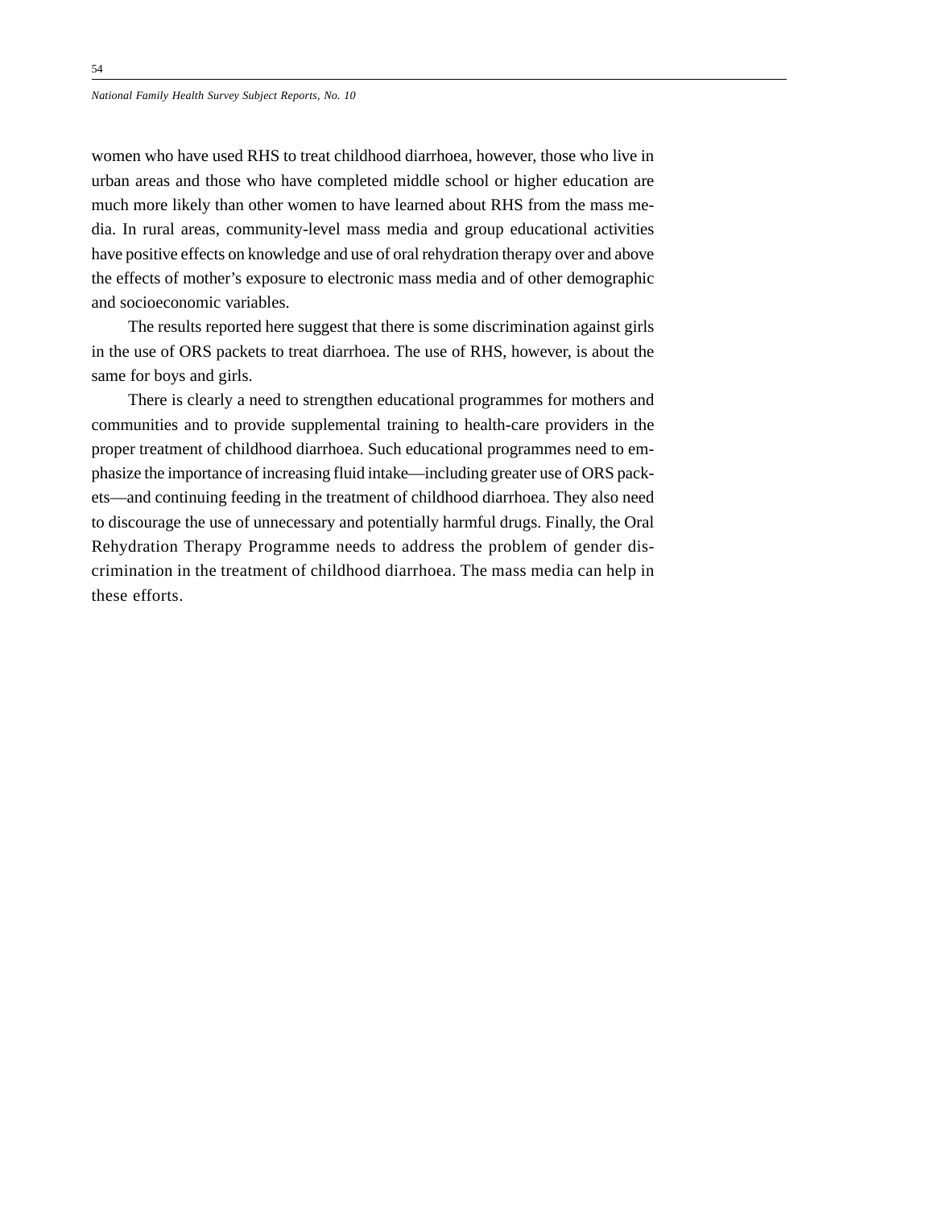women who have used RHS to treat childhood diarrhoea, however, those who live in urban areas and those who have completed middle school or higher education are much more likely than other women to have learned about RHS from the mass media. In rural areas, community-level mass media and group educational activities have positive effects on knowledge and use of oral rehydration therapy over and above the effects of mother's exposure to electronic mass media and of other demographic and socioeconomic variables.

The results reported here suggest that there is some discrimination against girls in the use of ORS packets to treat diarrhoea. The use of RHS, however, is about the same for boys and girls.

There is clearly a need to strengthen educational programmes for mothers and communities and to provide supplemental training to health-care providers in the proper treatment of childhood diarrhoea. Such educational programmes need to emphasize the importance of increasing fluid intake—including greater use of ORS packets—and continuing feeding in the treatment of childhood diarrhoea. They also need to discourage the use of unnecessary and potentially harmful drugs. Finally, the Oral Rehydration Therapy Programme needs to address the problem of gender discrimination in the treatment of childhood diarrhoea. The mass media can help in these efforts.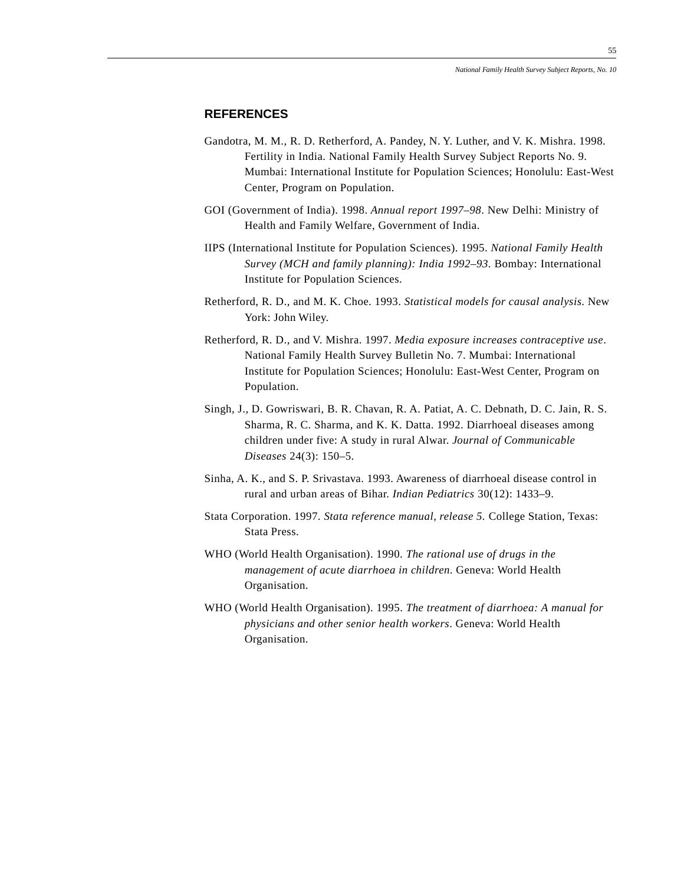## REFERENCES

Gandotra, M. M., R. D. Retherford, A. Pandey, N. Y. Luther, and V. K. Mishra. 1998. Fertility in India. National Family Health Survey Subject Reports No. 9. Mumbai: International Institute for Population Sciences; Honolulu: East-West Center, Program on Population.

GOI (Government of India). 1998. *Annual report 1997–98*. New Delhi: Ministry of Health and Family Welfare, Government of India.

IIPS (International Institute for Population Sciences). 1995. *National Family Health Survey (MCH and family planning): India 1992–93*. Bombay: International Institute for Population Sciences.

Retherford, R. D., and M. K. Choe. 1993. *Statistical models for causal analysis*. New York: John Wiley.

Retherford, R. D., and V. Mishra. 1997. *Media exposure increases contraceptive use*. National Family Health Survey Bulletin No. 7. Mumbai: International Institute for Population Sciences; Honolulu: East-West Center, Program on Population.

Singh, J., D. Gowriswari, B. R. Chavan, R. A. Patiat, A. C. Debnath, D. C. Jain, R. S. Sharma, R. C. Sharma, and K. K. Datta. 1992. Diarrhoeal diseases among children under five: A study in rural Alwar. *Journal of Communicable Diseases* 24(3): 150–5.

Sinha, A. K., and S. P. Srivastava. 1993. Awareness of diarrhoeal disease control in rural and urban areas of Bihar. *Indian Pediatrics* 30(12): 1433–9.

Stata Corporation. 1997. *Stata reference manual, release 5.* College Station, Texas: Stata Press.

WHO (World Health Organisation). 1990. *The rational use of drugs in the management of acute diarrhoea in children*. Geneva: World Health Organisation.

WHO (World Health Organisation). 1995. *The treatment of diarrhoea: A manual for physicians and other senior health workers*. Geneva: World Health Organisation.